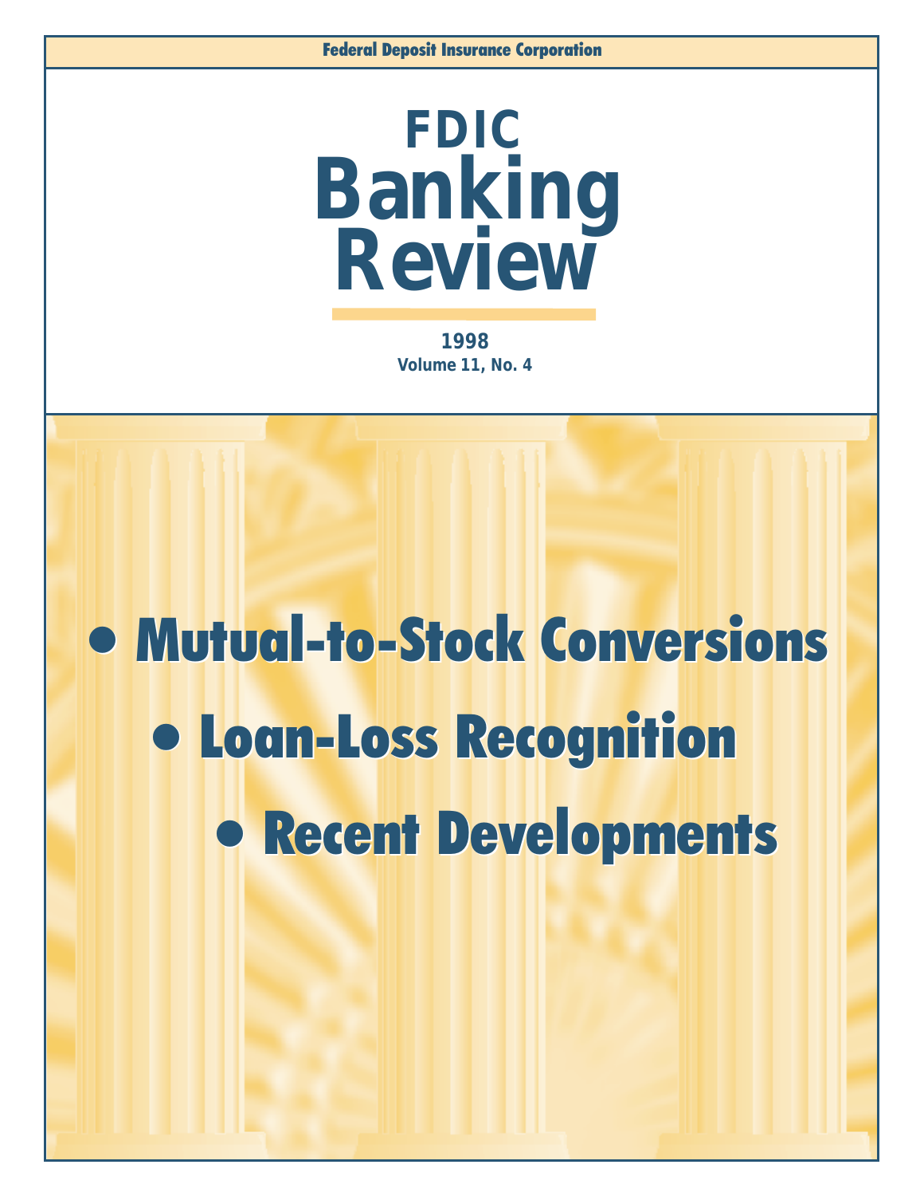Federal Deposit Insurance Corporation

# FDIC Banking Review

1998
Volume 11, No. 4

- **Mutual-to-Stock Conversions**
- **Loan-Loss Recognition**
- **Recent Developments**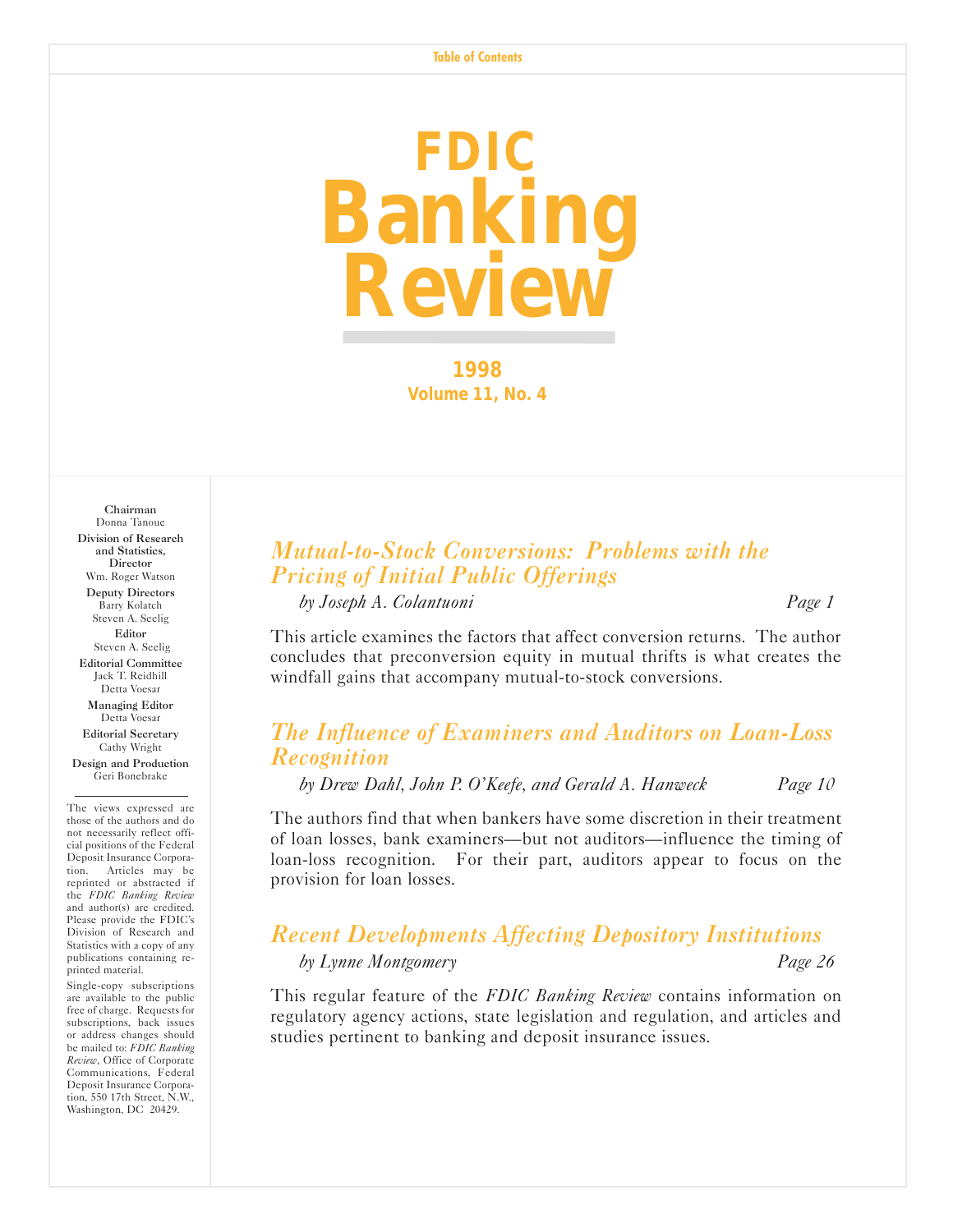Table of Contents

# FDIC Banking Review

**1998**
**Volume 11, No. 4**

**Chairman**
Donna Tanoue

**Division of Research and Statistics, Director**
Wm. Roger Watson

**Deputy Directors**
Barry Kolatch
Steven A. Seelig

**Editor**
Steven A. Seelig

**Editorial Committee**
Jack T. Reidhill
Detta Voesar

**Managing Editor**
Detta Voesar

**Editorial Secretary**
Cathy Wright

**Design and Production**
Geri Bonebrake

The views expressed are those of the authors and do not necessarily reflect official positions of the Federal Deposit Insurance Corporation. Articles may be reprinted or abstracted if the *FDIC Banking Review* and author(s) are credited. Please provide the FDIC's Division of Research and Statistics with a copy of any publications containing reprinted material.

Single-copy subscriptions are available to the public free of charge. Requests for subscriptions, back issues or address changes should be mailed to: *FDIC Banking Review*, Office of Corporate Communications, Federal Deposit Insurance Corporation, 550 17th Street, N.W., Washington, DC 20429.

## *Mutual-to-Stock Conversions: Problems with the Pricing of Initial Public Offerings*

*by Joseph A. Colantuoni* — *Page 1*

This article examines the factors that affect conversion returns. The author concludes that preconversion equity in mutual thrifts is what creates the windfall gains that accompany mutual-to-stock conversions.

## *The Influence of Examiners and Auditors on Loan-Loss Recognition*

*by Drew Dahl, John P. O'Keefe, and Gerald A. Hanweck* — *Page 10*

The authors find that when bankers have some discretion in their treatment of loan losses, bank examiners—but not auditors—influence the timing of loan-loss recognition. For their part, auditors appear to focus on the provision for loan losses.

## *Recent Developments Affecting Depository Institutions*

*by Lynne Montgomery* — *Page 26*

This regular feature of the *FDIC Banking Review* contains information on regulatory agency actions, state legislation and regulation, and articles and studies pertinent to banking and deposit insurance issues.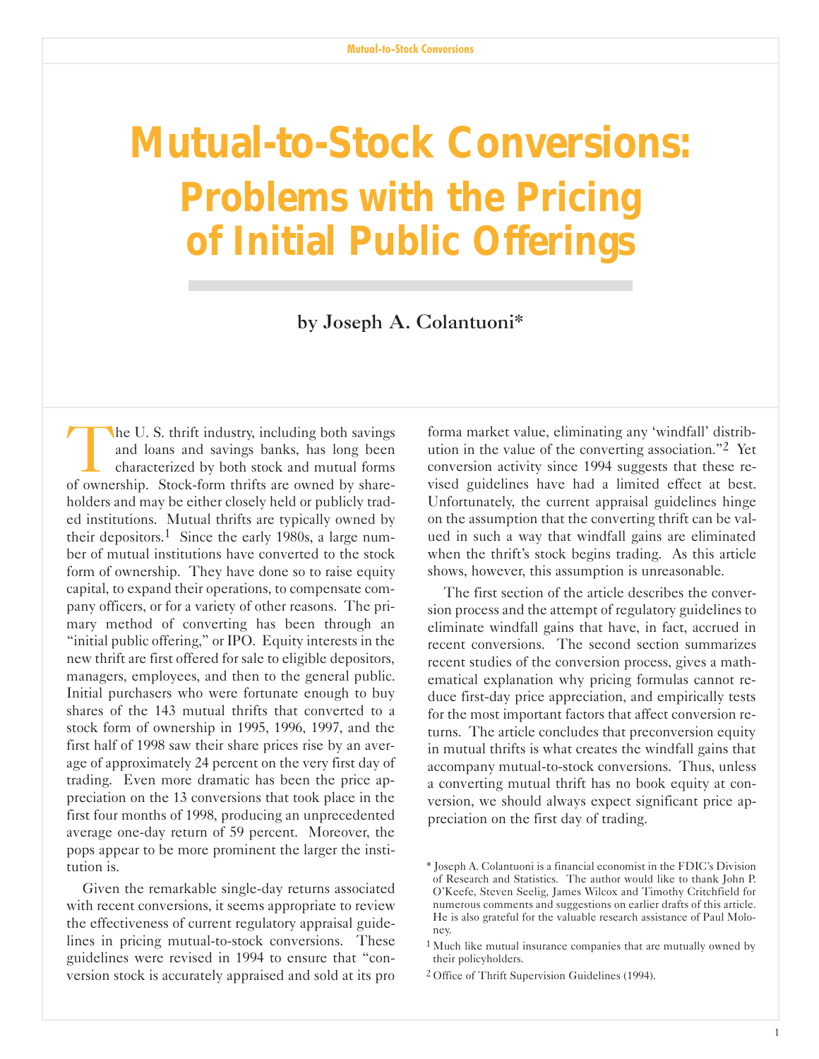# Mutual-to-Stock Conversions: Problems with the Pricing of Initial Public Offerings

by Joseph A. Colantuoni*

The U. S. thrift industry, including both savings and loans and savings banks, has long been characterized by both stock and mutual forms of ownership. Stock-form thrifts are owned by shareholders and may be either closely held or publicly traded institutions. Mutual thrifts are typically owned by their depositors.[1] Since the early 1980s, a large number of mutual institutions have converted to the stock form of ownership. They have done so to raise equity capital, to expand their operations, to compensate company officers, or for a variety of other reasons. The primary method of converting has been through an "initial public offering," or IPO. Equity interests in the new thrift are first offered for sale to eligible depositors, managers, employees, and then to the general public. Initial purchasers who were fortunate enough to buy shares of the 143 mutual thrifts that converted to a stock form of ownership in 1995, 1996, 1997, and the first half of 1998 saw their share prices rise by an average of approximately 24 percent on the very first day of trading. Even more dramatic has been the price appreciation on the 13 conversions that took place in the first four months of 1998, producing an unprecedented average one-day return of 59 percent. Moreover, the pops appear to be more prominent the larger the institution is.

Given the remarkable single-day returns associated with recent conversions, it seems appropriate to review the effectiveness of current regulatory appraisal guidelines in pricing mutual-to-stock conversions. These guidelines were revised in 1994 to ensure that "conversion stock is accurately appraised and sold at its pro forma market value, eliminating any 'windfall' distribution in the value of the converting association."[2] Yet conversion activity since 1994 suggests that these revised guidelines have had a limited effect at best. Unfortunately, the current appraisal guidelines hinge on the assumption that the converting thrift can be valued in such a way that windfall gains are eliminated when the thrift's stock begins trading. As this article shows, however, this assumption is unreasonable.

The first section of the article describes the conversion process and the attempt of regulatory guidelines to eliminate windfall gains that have, in fact, accrued in recent conversions. The second section summarizes recent studies of the conversion process, gives a mathematical explanation why pricing formulas cannot reduce first-day price appreciation, and empirically tests for the most important factors that affect conversion returns. The article concludes that preconversion equity in mutual thrifts is what creates the windfall gains that accompany mutual-to-stock conversions. Thus, unless a converting mutual thrift has no book equity at conversion, we should always expect significant price appreciation on the first day of trading.

\* Joseph A. Colantuoni is a financial economist in the FDIC's Division of Research and Statistics. The author would like to thank John P. O'Keefe, Steven Seelig, James Wilcox and Timothy Critchfield for numerous comments and suggestions on earlier drafts of this article. He is also grateful for the valuable research assistance of Paul Moloney.

[1] Much like mutual insurance companies that are mutually owned by their policyholders.

[2] Office of Thrift Supervision Guidelines (1994).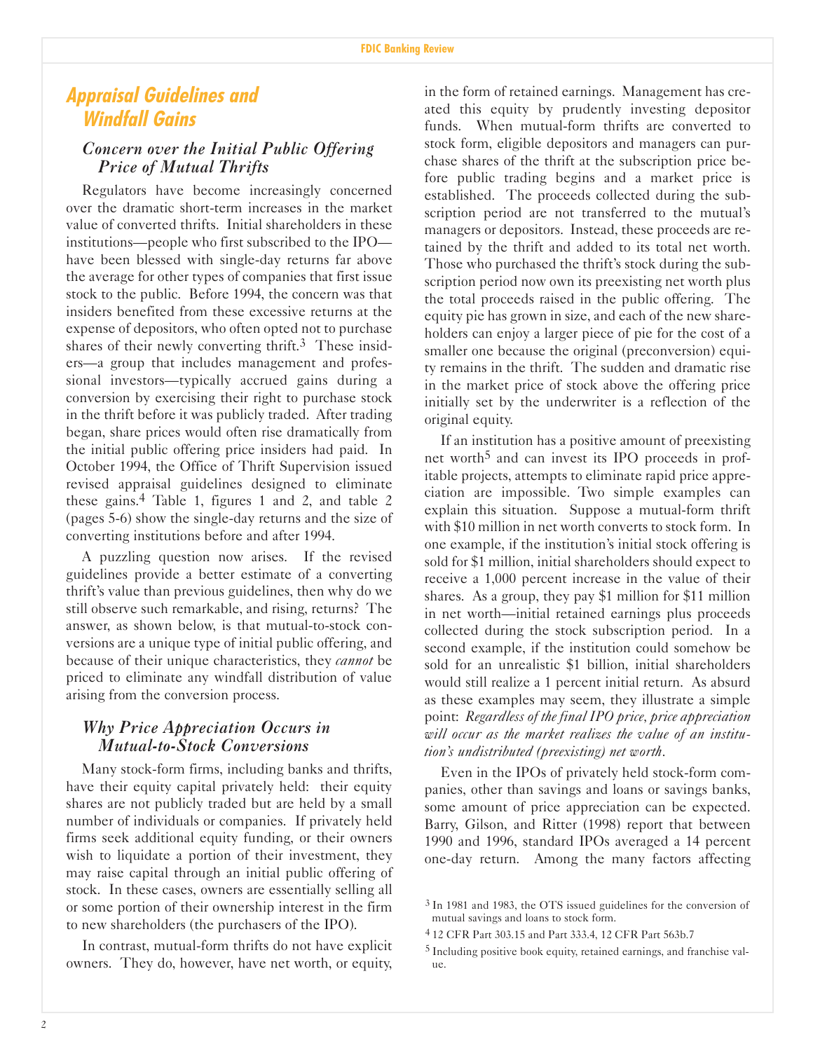## Appraisal Guidelines and Windfall Gains

### *Concern over the Initial Public Offering Price of Mutual Thrifts*

Regulators have become increasingly concerned over the dramatic short-term increases in the market value of converted thrifts. Initial shareholders in these institutions—people who first subscribed to the IPO—have been blessed with single-day returns far above the average for other types of companies that first issue stock to the public. Before 1994, the concern was that insiders benefited from these excessive returns at the expense of depositors, who often opted not to purchase shares of their newly converting thrift.[3] These insiders—a group that includes management and professional investors—typically accrued gains during a conversion by exercising their right to purchase stock in the thrift before it was publicly traded. After trading began, share prices would often rise dramatically from the initial public offering price insiders had paid. In October 1994, the Office of Thrift Supervision issued revised appraisal guidelines designed to eliminate these gains.[4] Table 1, figures 1 and 2, and table 2 (pages 5-6) show the single-day returns and the size of converting institutions before and after 1994.

A puzzling question now arises. If the revised guidelines provide a better estimate of a converting thrift's value than previous guidelines, then why do we still observe such remarkable, and rising, returns? The answer, as shown below, is that mutual-to-stock conversions are a unique type of initial public offering, and because of their unique characteristics, they *cannot* be priced to eliminate any windfall distribution of value arising from the conversion process.

### *Why Price Appreciation Occurs in Mutual-to-Stock Conversions*

Many stock-form firms, including banks and thrifts, have their equity capital privately held: their equity shares are not publicly traded but are held by a small number of individuals or companies. If privately held firms seek additional equity funding, or their owners wish to liquidate a portion of their investment, they may raise capital through an initial public offering of stock. In these cases, owners are essentially selling all or some portion of their ownership interest in the firm to new shareholders (the purchasers of the IPO).

In contrast, mutual-form thrifts do not have explicit owners. They do, however, have net worth, or equity, in the form of retained earnings. Management has created this equity by prudently investing depositor funds. When mutual-form thrifts are converted to stock form, eligible depositors and managers can purchase shares of the thrift at the subscription price before public trading begins and a market price is established. The proceeds collected during the subscription period are not transferred to the mutual's managers or depositors. Instead, these proceeds are retained by the thrift and added to its total net worth. Those who purchased the thrift's stock during the subscription period now own its preexisting net worth plus the total proceeds raised in the public offering. The equity pie has grown in size, and each of the new shareholders can enjoy a larger piece of pie for the cost of a smaller one because the original (preconversion) equity remains in the thrift. The sudden and dramatic rise in the market price of stock above the offering price initially set by the underwriter is a reflection of the original equity.

If an institution has a positive amount of preexisting net worth[5] and can invest its IPO proceeds in profitable projects, attempts to eliminate rapid price appreciation are impossible. Two simple examples can explain this situation. Suppose a mutual-form thrift with $10 million in net worth converts to stock form. In one example, if the institution's initial stock offering is sold for $1 million, initial shareholders should expect to receive a 1,000 percent increase in the value of their shares. As a group, they pay $1 million for $11 million in net worth—initial retained earnings plus proceeds collected during the stock subscription period. In a second example, if the institution could somehow be sold for an unrealistic $1 billion, initial shareholders would still realize a 1 percent initial return. As absurd as these examples may seem, they illustrate a simple point: *Regardless of the final IPO price, price appreciation will occur as the market realizes the value of an institution's undistributed (preexisting) net worth.*

Even in the IPOs of privately held stock-form companies, other than savings and loans or savings banks, some amount of price appreciation can be expected. Barry, Gilson, and Ritter (1998) report that between 1990 and 1996, standard IPOs averaged a 14 percent one-day return. Among the many factors affecting

---

[3] In 1981 and 1983, the OTS issued guidelines for the conversion of mutual savings and loans to stock form.

[4] 12 CFR Part 303.15 and Part 333.4, 12 CFR Part 563b.7

[5] Including positive book equity, retained earnings, and franchise value.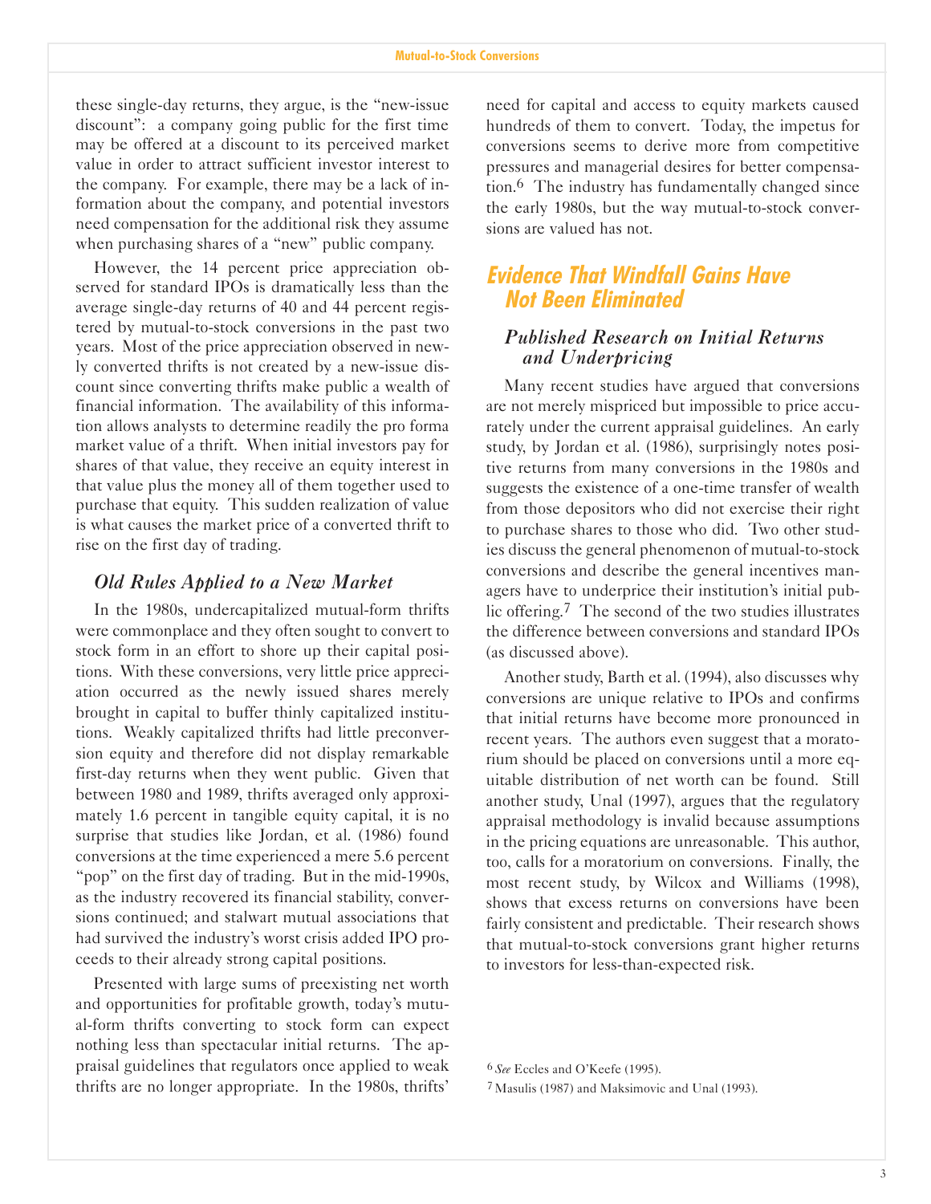these single-day returns, they argue, is the "new-issue discount": a company going public for the first time may be offered at a discount to its perceived market value in order to attract sufficient investor interest to the company. For example, there may be a lack of information about the company, and potential investors need compensation for the additional risk they assume when purchasing shares of a "new" public company.

However, the 14 percent price appreciation observed for standard IPOs is dramatically less than the average single-day returns of 40 and 44 percent registered by mutual-to-stock conversions in the past two years. Most of the price appreciation observed in newly converted thrifts is not created by a new-issue discount since converting thrifts make public a wealth of financial information. The availability of this information allows analysts to determine readily the pro forma market value of a thrift. When initial investors pay for shares of that value, they receive an equity interest in that value plus the money all of them together used to purchase that equity. This sudden realization of value is what causes the market price of a converted thrift to rise on the first day of trading.

### *Old Rules Applied to a New Market*

In the 1980s, undercapitalized mutual-form thrifts were commonplace and they often sought to convert to stock form in an effort to shore up their capital positions. With these conversions, very little price appreciation occurred as the newly issued shares merely brought in capital to buffer thinly capitalized institutions. Weakly capitalized thrifts had little preconversion equity and therefore did not display remarkable first-day returns when they went public. Given that between 1980 and 1989, thrifts averaged only approximately 1.6 percent in tangible equity capital, it is no surprise that studies like Jordan, et al. (1986) found conversions at the time experienced a mere 5.6 percent "pop" on the first day of trading. But in the mid-1990s, as the industry recovered its financial stability, conversions continued; and stalwart mutual associations that had survived the industry's worst crisis added IPO proceeds to their already strong capital positions.

Presented with large sums of preexisting net worth and opportunities for profitable growth, today's mutual-form thrifts converting to stock form can expect nothing less than spectacular initial returns. The appraisal guidelines that regulators once applied to weak thrifts are no longer appropriate. In the 1980s, thrifts' need for capital and access to equity markets caused hundreds of them to convert. Today, the impetus for conversions seems to derive more from competitive pressures and managerial desires for better compensation.[6] The industry has fundamentally changed since the early 1980s, but the way mutual-to-stock conversions are valued has not.

## Evidence That Windfall Gains Have Not Been Eliminated

### *Published Research on Initial Returns and Underpricing*

Many recent studies have argued that conversions are not merely mispriced but impossible to price accurately under the current appraisal guidelines. An early study, by Jordan et al. (1986), surprisingly notes positive returns from many conversions in the 1980s and suggests the existence of a one-time transfer of wealth from those depositors who did not exercise their right to purchase shares to those who did. Two other studies discuss the general phenomenon of mutual-to-stock conversions and describe the general incentives managers have to underprice their institution's initial public offering.[7] The second of the two studies illustrates the difference between conversions and standard IPOs (as discussed above).

Another study, Barth et al. (1994), also discusses why conversions are unique relative to IPOs and confirms that initial returns have become more pronounced in recent years. The authors even suggest that a moratorium should be placed on conversions until a more equitable distribution of net worth can be found. Still another study, Unal (1997), argues that the regulatory appraisal methodology is invalid because assumptions in the pricing equations are unreasonable. This author, too, calls for a moratorium on conversions. Finally, the most recent study, by Wilcox and Williams (1998), shows that excess returns on conversions have been fairly consistent and predictable. Their research shows that mutual-to-stock conversions grant higher returns to investors for less-than-expected risk.

[6] *See* Eccles and O'Keefe (1995).

[7] Masulis (1987) and Maksimovic and Unal (1993).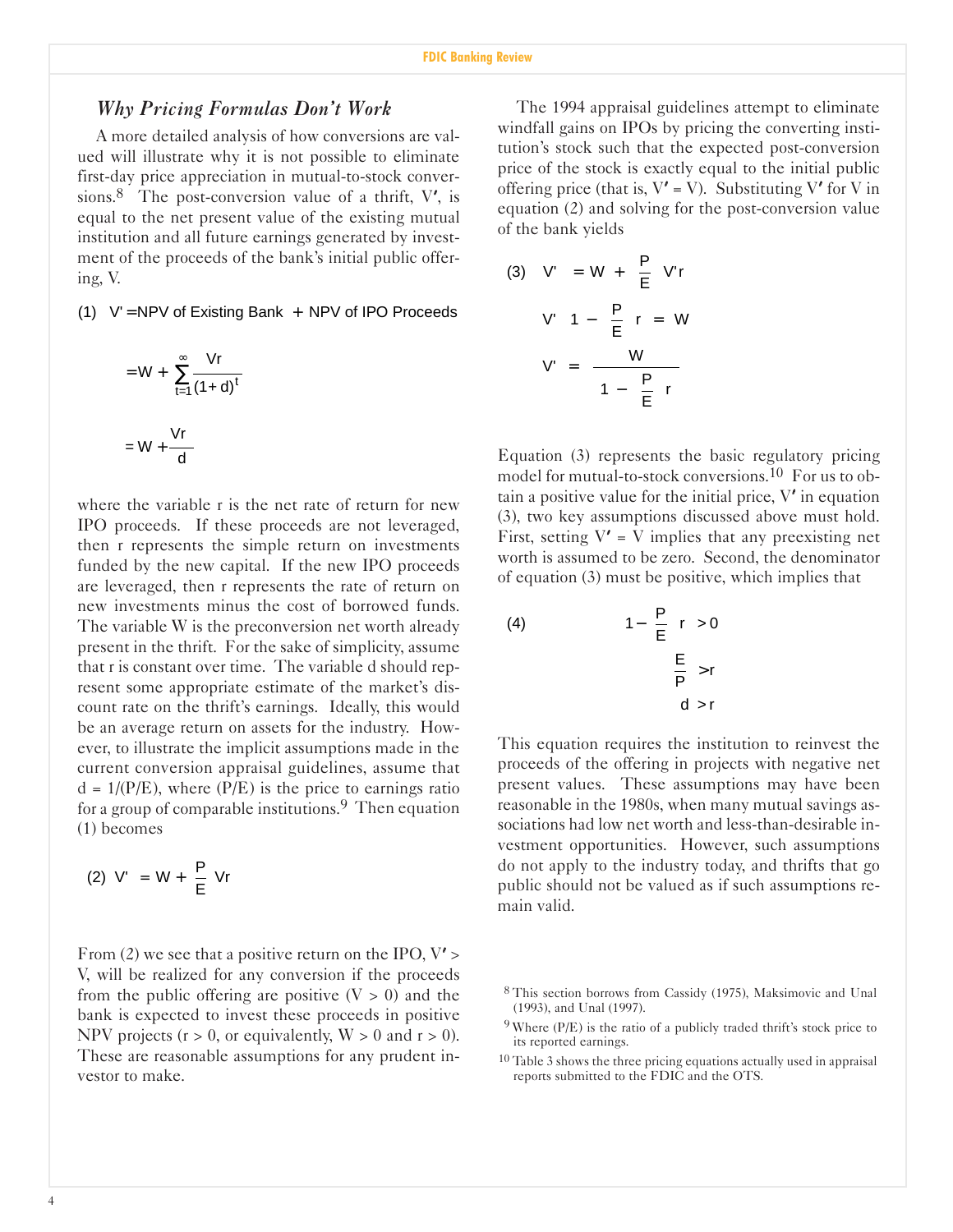### *Why Pricing Formulas Don't Work*

A more detailed analysis of how conversions are valued will illustrate why it is not possible to eliminate first-day price appreciation in mutual-to-stock conversions.[8] The post-conversion value of a thrift, $V'$, is equal to the net present value of the existing mutual institution and all future earnings generated by investment of the proceeds of the bank's initial public offering, $V$.

$$(1)\quad V' = \text{NPV of Existing Bank} + \text{NPV of IPO Proceeds}$$

$$= W + \sum_{t=1}^{\infty} \frac{Vr}{(1+d)^t}$$

$$= W + \frac{Vr}{d}$$

where the variable r is the net rate of return for new IPO proceeds. If these proceeds are not leveraged, then r represents the simple return on investments funded by the new capital. If the new IPO proceeds are leveraged, then r represents the rate of return on new investments minus the cost of borrowed funds. The variable W is the preconversion net worth already present in the thrift. For the sake of simplicity, assume that r is constant over time. The variable d should represent some appropriate estimate of the market's discount rate on the thrift's earnings. Ideally, this would be an average return on assets for the industry. However, to illustrate the implicit assumptions made in the current conversion appraisal guidelines, assume that $d = 1/(P/E)$, where $(P/E)$ is the price to earnings ratio for a group of comparable institutions.[9] Then equation (1) becomes

$$(2)\quad V' = W + \frac{P}{E} Vr$$

From (2) we see that a positive return on the IPO, $V' > V$, will be realized for any conversion if the proceeds from the public offering are positive ($V > 0$) and the bank is expected to invest these proceeds in positive NPV projects ($r > 0$, or equivalently, $W > 0$ and $r > 0$). These are reasonable assumptions for any prudent investor to make.

The 1994 appraisal guidelines attempt to eliminate windfall gains on IPOs by pricing the converting institution's stock such that the expected post-conversion price of the stock is exactly equal to the initial public offering price (that is, $V' = V$). Substituting $V'$ for V in equation (2) and solving for the post-conversion value of the bank yields

$$(3)\quad V' = W + \frac{P}{E} V'r$$

$$V'\left(1 - \frac{P}{E} r\right) = W$$

$$V' = \frac{W}{1 - \frac{P}{E} r}$$

Equation (3) represents the basic regulatory pricing model for mutual-to-stock conversions.[10] For us to obtain a positive value for the initial price, $V'$ in equation (3), two key assumptions discussed above must hold. First, setting $V' = V$ implies that any preexisting net worth is assumed to be zero. Second, the denominator of equation (3) must be positive, which implies that

$$(4)\quad 1 - \frac{P}{E} r > 0$$

$$\frac{E}{P} > r$$

$$d > r$$

This equation requires the institution to reinvest the proceeds of the offering in projects with negative net present values. These assumptions may have been reasonable in the 1980s, when many mutual savings associations had low net worth and less-than-desirable investment opportunities. However, such assumptions do not apply to the industry today, and thrifts that go public should not be valued as if such assumptions remain valid.

---

[8] This section borrows from Cassidy (1975), Maksimovic and Unal (1993), and Unal (1997).

[9] Where (P/E) is the ratio of a publicly traded thrift's stock price to its reported earnings.

[10] Table 3 shows the three pricing equations actually used in appraisal reports submitted to the FDIC and the OTS.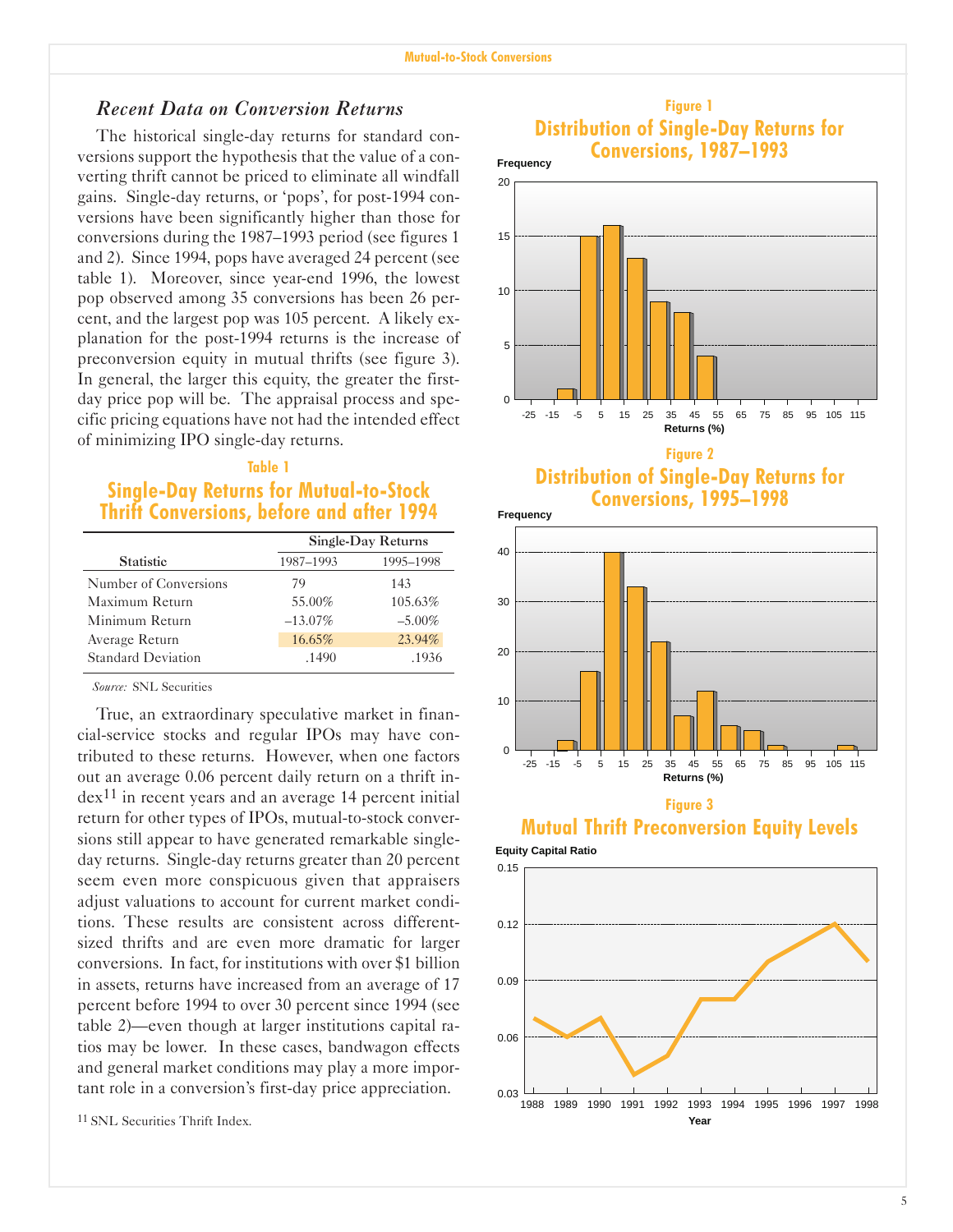## Recent Data on Conversion Returns

The historical single-day returns for standard conversions support the hypothesis that the value of a converting thrift cannot be priced to eliminate all windfall gains. Single-day returns, or 'pops', for post-1994 conversions have been significantly higher than those for conversions during the 1987–1993 period (see figures 1 and 2). Since 1994, pops have averaged 24 percent (see table 1). Moreover, since year-end 1996, the lowest pop observed among 35 conversions has been 26 percent, and the largest pop was 105 percent. A likely explanation for the post-1994 returns is the increase of preconversion equity in mutual thrifts (see figure 3). In general, the larger this equity, the greater the first-day price pop will be. The appraisal process and specific pricing equations have not had the intended effect of minimizing IPO single-day returns.

### Table 1
### Single-Day Returns for Mutual-to-Stock Thrift Conversions, before and after 1994

| Statistic | Single-Day Returns 1987–1993 | Single-Day Returns 1995–1998 |
|---|---|---|
| Number of Conversions | 79 | 143 |
| Maximum Return | 55.00% | 105.63% |
| Minimum Return | –13.07% | –5.00% |
| Average Return | 16.65% | 23.94% |
| Standard Deviation | .1490 | .1936 |

*Source:* SNL Securities

True, an extraordinary speculative market in financial-service stocks and regular IPOs may have contributed to these returns. However, when one factors out an average 0.06 percent daily return on a thrift index[11] in recent years and an average 14 percent initial return for other types of IPOs, mutual-to-stock conversions still appear to have generated remarkable single-day returns. Single-day returns greater than 20 percent seem even more conspicuous given that appraisers adjust valuations to account for current market conditions. These results are consistent across different-sized thrifts and are even more dramatic for larger conversions. In fact, for institutions with over $1 billion in assets, returns have increased from an average of 17 percent before 1994 to over 30 percent since 1994 (see table 2)—even though at larger institutions capital ratios may be lower. In these cases, bandwagon effects and general market conditions may play a more important role in a conversion's first-day price appreciation.

[11] SNL Securities Thrift Index.

### Figure 1
### Distribution of Single-Day Returns for Conversions, 1987–1993

### Figure 2
### Distribution of Single-Day Returns for Conversions, 1995–1998

### Figure 3
### Mutual Thrift Preconversion Equity Levels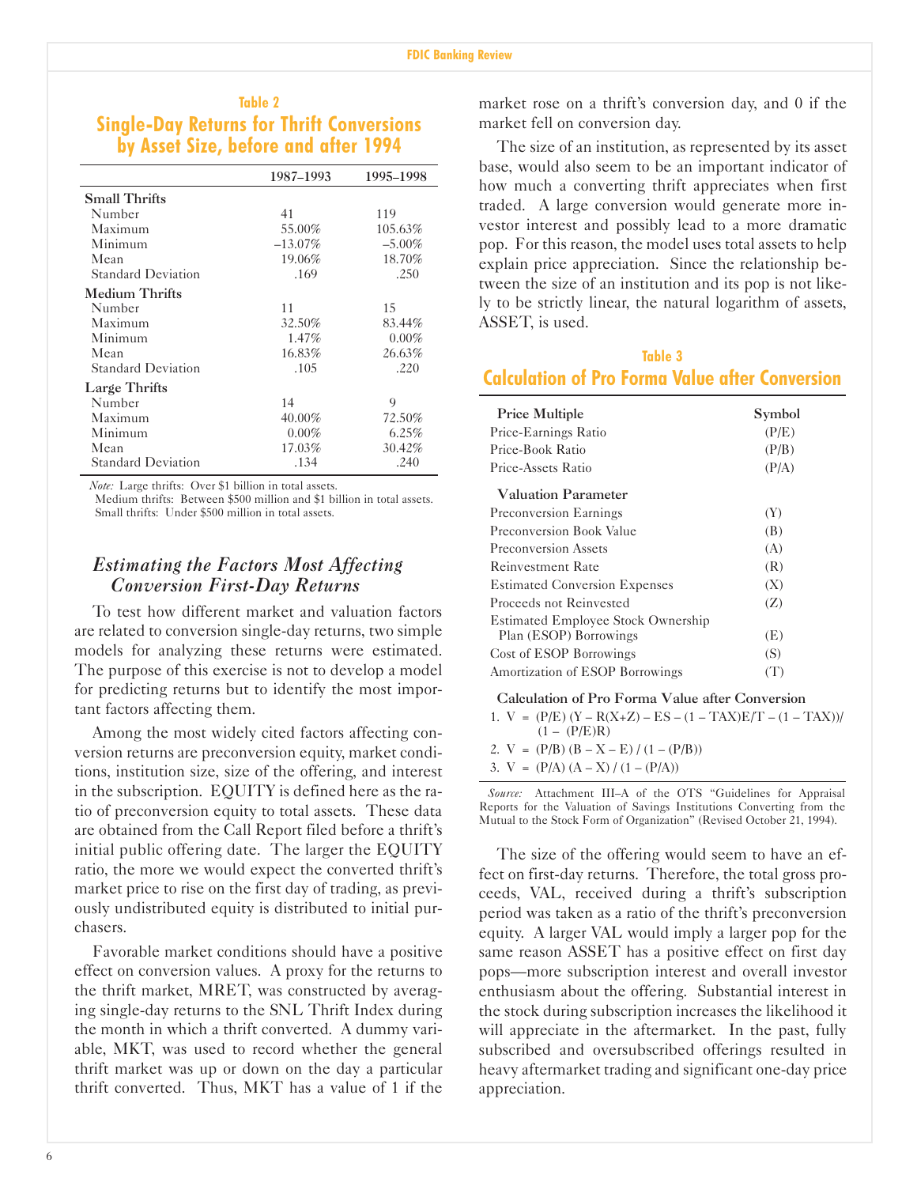### Table 2
## Single-Day Returns for Thrift Conversions by Asset Size, before and after 1994

| | 1987–1993 | 1995–1998 |
|---|---|---|
| **Small Thrifts** | | |
| Number | 41 | 119 |
| Maximum | 55.00% | 105.63% |
| Minimum | –13.07% | –5.00% |
| Mean | 19.06% | 18.70% |
| Standard Deviation | .169 | .250 |
| **Medium Thrifts** | | |
| Number | 11 | 15 |
| Maximum | 32.50% | 83.44% |
| Minimum | 1.47% | 0.00% |
| Mean | 16.83% | 26.63% |
| Standard Deviation | .105 | .220 |
| **Large Thrifts** | | |
| Number | 14 | 9 |
| Maximum | 40.00% | 72.50% |
| Minimum | 0.00% | 6.25% |
| Mean | 17.03% | 30.42% |
| Standard Deviation | .134 | .240 |

*Note:* Large thrifts: Over $1 billion in total assets.
Medium thrifts: Between $500 million and $1 billion in total assets.
Small thrifts: Under $500 million in total assets.

### *Estimating the Factors Most Affecting Conversion First-Day Returns*

To test how different market and valuation factors are related to conversion single-day returns, two simple models for analyzing these returns were estimated. The purpose of this exercise is not to develop a model for predicting returns but to identify the most important factors affecting them.

Among the most widely cited factors affecting conversion returns are preconversion equity, market conditions, institution size, size of the offering, and interest in the subscription. EQUITY is defined here as the ratio of preconversion equity to total assets. These data are obtained from the Call Report filed before a thrift's initial public offering date. The larger the EQUITY ratio, the more we would expect the converted thrift's market price to rise on the first day of trading, as previously undistributed equity is distributed to initial purchasers.

Favorable market conditions should have a positive effect on conversion values. A proxy for the returns to the thrift market, MRET, was constructed by averaging single-day returns to the SNL Thrift Index during the month in which a thrift converted. A dummy variable, MKT, was used to record whether the general thrift market was up or down on the day a particular thrift converted. Thus, MKT has a value of 1 if the market rose on a thrift's conversion day, and 0 if the market fell on conversion day.

The size of an institution, as represented by its asset base, would also seem to be an important indicator of how much a converting thrift appreciates when first traded. A large conversion would generate more investor interest and possibly lead to a more dramatic pop. For this reason, the model uses total assets to help explain price appreciation. Since the relationship between the size of an institution and its pop is not likely to be strictly linear, the natural logarithm of assets, ASSET, is used.

### Table 3
## Calculation of Pro Forma Value after Conversion

| Price Multiple | Symbol |
|---|---|
| Price-Earnings Ratio | (P/E) |
| Price-Book Ratio | (P/B) |
| Price-Assets Ratio | (P/A) |
| **Valuation Parameter** | |
| Preconversion Earnings | (Y) |
| Preconversion Book Value | (B) |
| Preconversion Assets | (A) |
| Reinvestment Rate | (R) |
| Estimated Conversion Expenses | (X) |
| Proceeds not Reinvested | (Z) |
| Estimated Employee Stock Ownership Plan (ESOP) Borrowings | (E) |
| Cost of ESOP Borrowings | (S) |
| Amortization of ESOP Borrowings | (T) |

**Calculation of Pro Forma Value after Conversion**

1. $V = (P/E)\,(Y - R(X+Z) - ES - (1 - TAX)E/T - (1 - TAX))/(1 - (P/E)R)$
2. $V = (P/B)\,(B - X - E) / (1 - (P/B))$
3. $V = (P/A)\,(A - X) / (1 - (P/A))$

*Source:* Attachment III–A of the OTS "Guidelines for Appraisal Reports for the Valuation of Savings Institutions Converting from the Mutual to the Stock Form of Organization" (Revised October 21, 1994).

The size of the offering would seem to have an effect on first-day returns. Therefore, the total gross proceeds, VAL, received during a thrift's subscription period was taken as a ratio of the thrift's preconversion equity. A larger VAL would imply a larger pop for the same reason ASSET has a positive effect on first day pops—more subscription interest and overall investor enthusiasm about the offering. Substantial interest in the stock during subscription increases the likelihood it will appreciate in the aftermarket. In the past, fully subscribed and oversubscribed offerings resulted in heavy aftermarket trading and significant one-day price appreciation.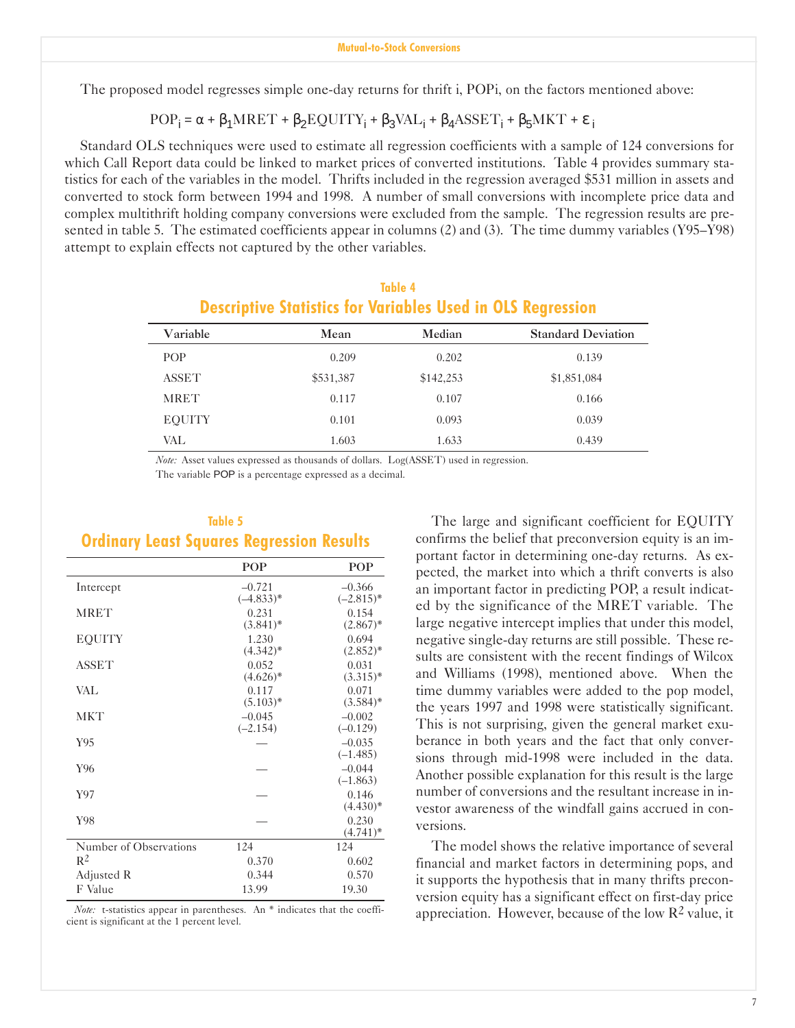The proposed model regresses simple one-day returns for thrift i, POPi, on the factors mentioned above:

$$POP_i = \alpha + \beta_1 MRET + \beta_2 EQUITY_i + \beta_3 VAL_i + \beta_4 ASSET_i + \beta_5 MKT + \varepsilon_i$$

Standard OLS techniques were used to estimate all regression coefficients with a sample of 124 conversions for which Call Report data could be linked to market prices of converted institutions. Table 4 provides summary statistics for each of the variables in the model. Thrifts included in the regression averaged $531 million in assets and converted to stock form between 1994 and 1998. A number of small conversions with incomplete price data and complex multithrift holding company conversions were excluded from the sample. The regression results are presented in table 5. The estimated coefficients appear in columns (2) and (3). The time dummy variables (Y95–Y98) attempt to explain effects not captured by the other variables.

**Table 4**

## Descriptive Statistics for Variables Used in OLS Regression

| Variable | Mean | Median | Standard Deviation |
|---|---|---|---|
| POP | 0.209 | 0.202 | 0.139 |
| ASSET | $531,387 | $142,253 | $1,851,084 |
| MRET | 0.117 | 0.107 | 0.166 |
| EQUITY | 0.101 | 0.093 | 0.039 |
| VAL | 1.603 | 1.633 | 0.439 |

*Note:* Asset values expressed as thousands of dollars. Log(ASSET) used in regression.
The variable POP is a percentage expressed as a decimal.

**Table 5**

## Ordinary Least Squares Regression Results

| | POP | POP |
|---|---|---|
| Intercept | –0.721 (–4.833)* | –0.366 (–2.815)* |
| MRET | 0.231 (3.841)* | 0.154 (2.867)* |
| EQUITY | 1.230 (4.342)* | 0.694 (2.852)* |
| ASSET | 0.052 (4.626)* | 0.031 (3.315)* |
| VAL | 0.117 (5.103)* | 0.071 (3.584)* |
| MKT | –0.045 (–2.154) | –0.002 (–0.129) |
| Y95 | — | –0.035 (–1.485) |
| Y96 | — | –0.044 (–1.863) |
| Y97 | — | 0.146 (4.430)* |
| Y98 | — | 0.230 (4.741)* |
| Number of Observations | 124 | 124 |
| $R^2$ | 0.370 | 0.602 |
| Adjusted R | 0.344 | 0.570 |
| F Value | 13.99 | 19.30 |

*Note:* t-statistics appear in parentheses. An * indicates that the coefficient is significant at the 1 percent level.

The large and significant coefficient for EQUITY confirms the belief that preconversion equity is an important factor in determining one-day returns. As expected, the market into which a thrift converts is also an important factor in predicting POP, a result indicated by the significance of the MRET variable. The large negative intercept implies that under this model, negative single-day returns are still possible. These results are consistent with the recent findings of Wilcox and Williams (1998), mentioned above. When the time dummy variables were added to the pop model, the years 1997 and 1998 were statistically significant. This is not surprising, given the general market exuberance in both years and the fact that only conversions through mid-1998 were included in the data. Another possible explanation for this result is the large number of conversions and the resultant increase in investor awareness of the windfall gains accrued in conversions.

The model shows the relative importance of several financial and market factors in determining pops, and it supports the hypothesis that in many thrifts preconversion equity has a significant effect on first-day price appreciation. However, because of the low $R^2$ value, it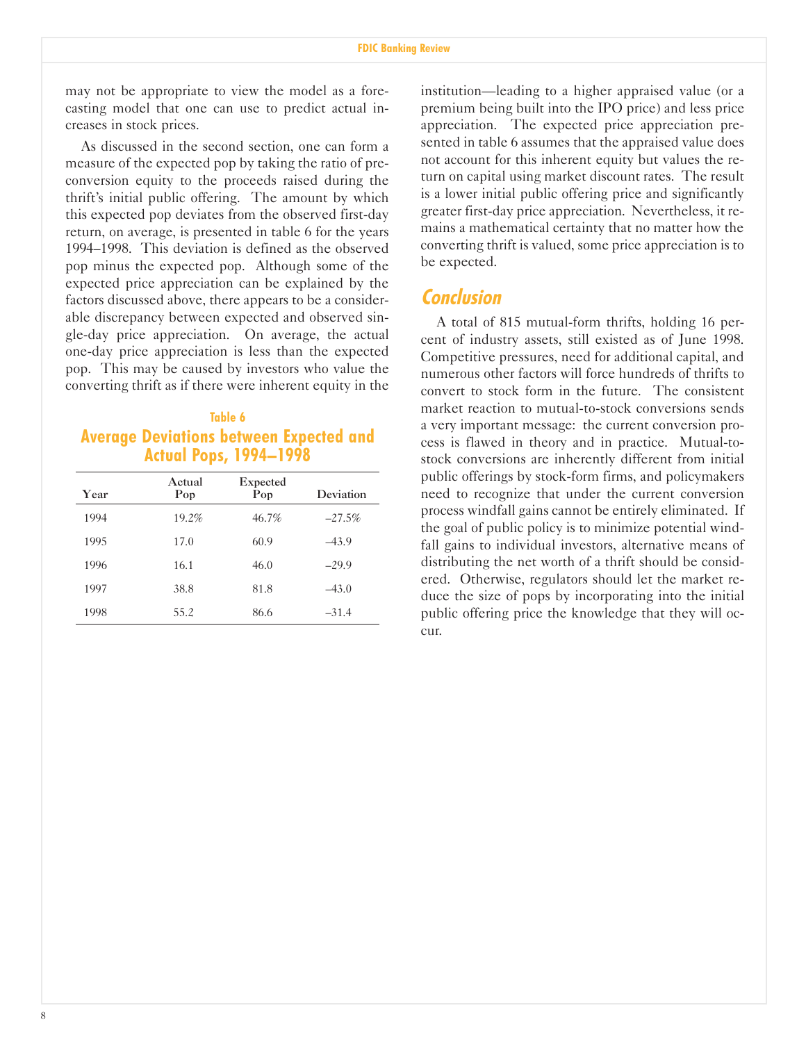may not be appropriate to view the model as a forecasting model that one can use to predict actual increases in stock prices.

As discussed in the second section, one can form a measure of the expected pop by taking the ratio of preconversion equity to the proceeds raised during the thrift's initial public offering. The amount by which this expected pop deviates from the observed first-day return, on average, is presented in table 6 for the years 1994–1998. This deviation is defined as the observed pop minus the expected pop. Although some of the expected price appreciation can be explained by the factors discussed above, there appears to be a considerable discrepancy between expected and observed single-day price appreciation. On average, the actual one-day price appreciation is less than the expected pop. This may be caused by investors who value the converting thrift as if there were inherent equity in the institution—leading to a higher appraised value (or a premium being built into the IPO price) and less price appreciation. The expected price appreciation presented in table 6 assumes that the appraised value does not account for this inherent equity but values the return on capital using market discount rates. The result is a lower initial public offering price and significantly greater first-day price appreciation. Nevertheless, it remains a mathematical certainty that no matter how the converting thrift is valued, some price appreciation is to be expected.

**Table 6**

**Average Deviations between Expected and Actual Pops, 1994–1998**

| Year | Actual Pop | Expected Pop | Deviation |
|---|---|---|---|
| 1994 | 19.2% | 46.7% | –27.5% |
| 1995 | 17.0 | 60.9 | –43.9 |
| 1996 | 16.1 | 46.0 | –29.9 |
| 1997 | 38.8 | 81.8 | –43.0 |
| 1998 | 55.2 | 86.6 | –31.4 |

## Conclusion

A total of 815 mutual-form thrifts, holding 16 percent of industry assets, still existed as of June 1998. Competitive pressures, need for additional capital, and numerous other factors will force hundreds of thrifts to convert to stock form in the future. The consistent market reaction to mutual-to-stock conversions sends a very important message: the current conversion process is flawed in theory and in practice. Mutual-to-stock conversions are inherently different from initial public offerings by stock-form firms, and policymakers need to recognize that under the current conversion process windfall gains cannot be entirely eliminated. If the goal of public policy is to minimize potential windfall gains to individual investors, alternative means of distributing the net worth of a thrift should be considered. Otherwise, regulators should let the market reduce the size of pops by incorporating into the initial public offering price the knowledge that they will occur.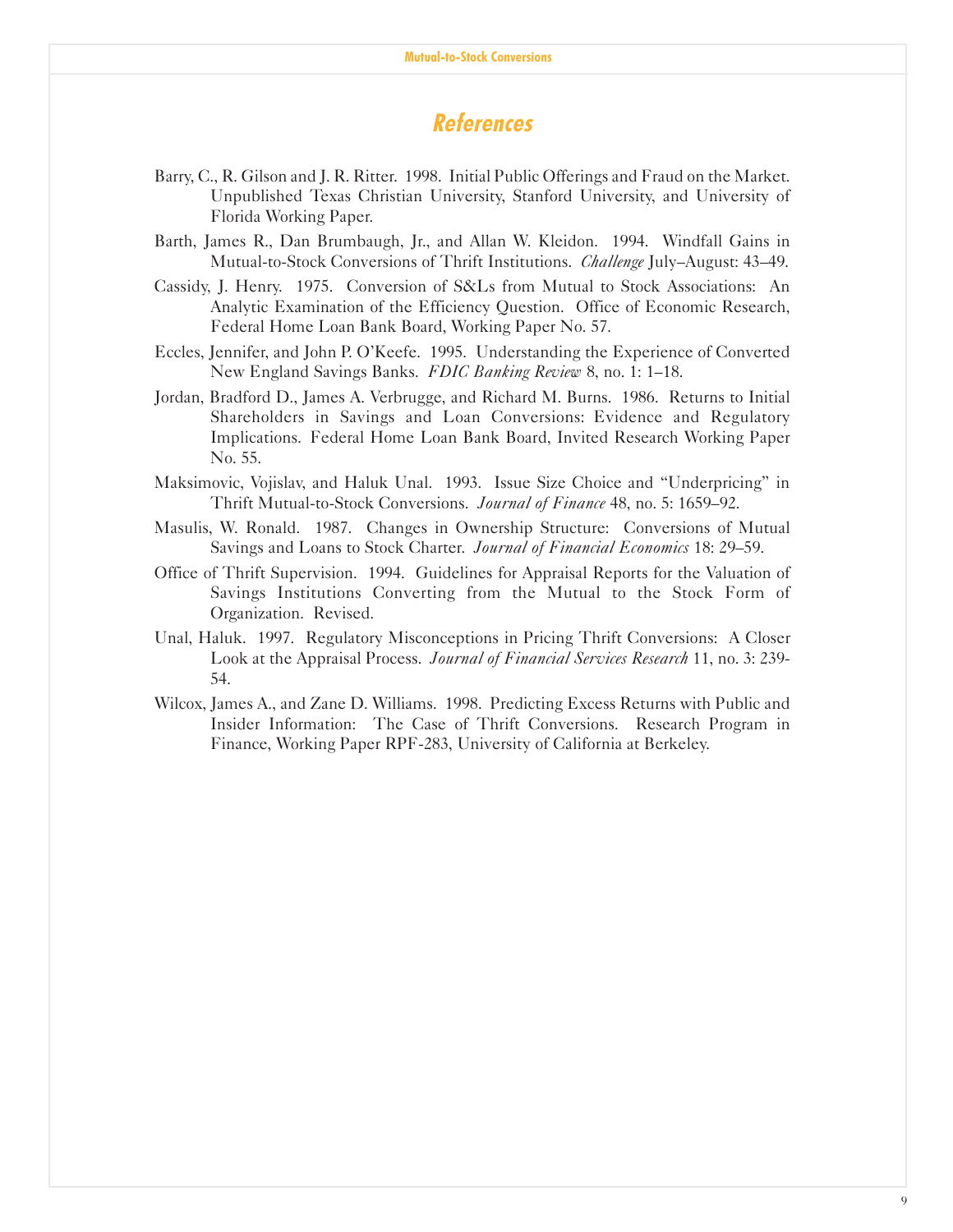## References

Barry, C., R. Gilson and J. R. Ritter. 1998. Initial Public Offerings and Fraud on the Market. Unpublished Texas Christian University, Stanford University, and University of Florida Working Paper.

Barth, James R., Dan Brumbaugh, Jr., and Allan W. Kleidon. 1994. Windfall Gains in Mutual-to-Stock Conversions of Thrift Institutions. *Challenge* July–August: 43–49.

Cassidy, J. Henry. 1975. Conversion of S&Ls from Mutual to Stock Associations: An Analytic Examination of the Efficiency Question. Office of Economic Research, Federal Home Loan Bank Board, Working Paper No. 57.

Eccles, Jennifer, and John P. O'Keefe. 1995. Understanding the Experience of Converted New England Savings Banks. *FDIC Banking Review* 8, no. 1: 1–18.

Jordan, Bradford D., James A. Verbrugge, and Richard M. Burns. 1986. Returns to Initial Shareholders in Savings and Loan Conversions: Evidence and Regulatory Implications. Federal Home Loan Bank Board, Invited Research Working Paper No. 55.

Maksimovic, Vojislav, and Haluk Unal. 1993. Issue Size Choice and "Underpricing" in Thrift Mutual-to-Stock Conversions. *Journal of Finance* 48, no. 5: 1659–92.

Masulis, W. Ronald. 1987. Changes in Ownership Structure: Conversions of Mutual Savings and Loans to Stock Charter. *Journal of Financial Economics* 18: 29–59.

Office of Thrift Supervision. 1994. Guidelines for Appraisal Reports for the Valuation of Savings Institutions Converting from the Mutual to the Stock Form of Organization. Revised.

Unal, Haluk. 1997. Regulatory Misconceptions in Pricing Thrift Conversions: A Closer Look at the Appraisal Process. *Journal of Financial Services Research* 11, no. 3: 239-54.

Wilcox, James A., and Zane D. Williams. 1998. Predicting Excess Returns with Public and Insider Information: The Case of Thrift Conversions. Research Program in Finance, Working Paper RPF-283, University of California at Berkeley.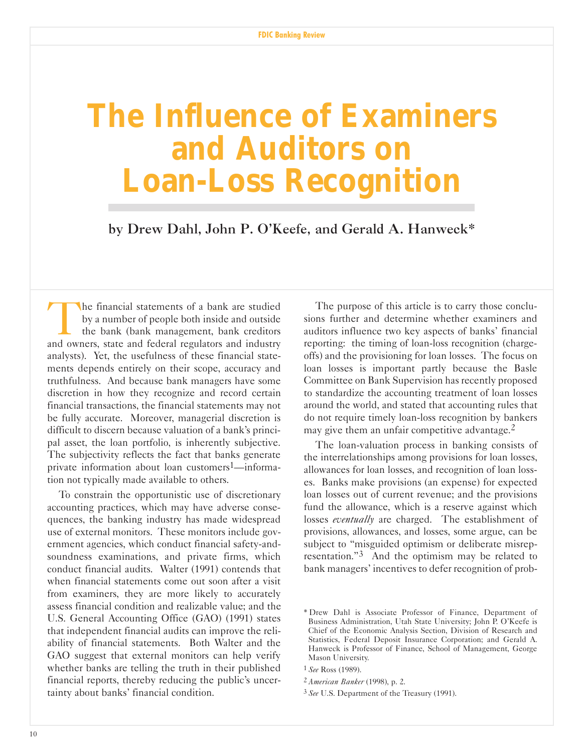# The Influence of Examiners and Auditors on Loan-Loss Recognition

**by Drew Dahl, John P. O'Keefe, and Gerald A. Hanweck***

The financial statements of a bank are studied by a number of people both inside and outside the bank (bank management, bank creditors and owners, state and federal regulators and industry analysts). Yet, the usefulness of these financial statements depends entirely on their scope, accuracy and truthfulness. And because bank managers have some discretion in how they recognize and record certain financial transactions, the financial statements may not be fully accurate. Moreover, managerial discretion is difficult to discern because valuation of a bank's principal asset, the loan portfolio, is inherently subjective. The subjectivity reflects the fact that banks generate private information about loan customers[1]—information not typically made available to others.

To constrain the opportunistic use of discretionary accounting practices, which may have adverse consequences, the banking industry has made widespread use of external monitors. These monitors include government agencies, which conduct financial safety-and-soundness examinations, and private firms, which conduct financial audits. Walter (1991) contends that when financial statements come out soon after a visit from examiners, they are more likely to accurately assess financial condition and realizable value; and the U.S. General Accounting Office (GAO) (1991) states that independent financial audits can improve the reliability of financial statements. Both Walter and the GAO suggest that external monitors can help verify whether banks are telling the truth in their published financial reports, thereby reducing the public's uncertainty about banks' financial condition.

The purpose of this article is to carry those conclusions further and determine whether examiners and auditors influence two key aspects of banks' financial reporting: the timing of loan-loss recognition (charge-offs) and the provisioning for loan losses. The focus on loan losses is important partly because the Basle Committee on Bank Supervision has recently proposed to standardize the accounting treatment of loan losses around the world, and stated that accounting rules that do not require timely loan-loss recognition by bankers may give them an unfair competitive advantage.[2]

The loan-valuation process in banking consists of the interrelationships among provisions for loan losses, allowances for loan losses, and recognition of loan losses. Banks make provisions (an expense) for expected loan losses out of current revenue; and the provisions fund the allowance, which is a reserve against which losses *eventually* are charged. The establishment of provisions, allowances, and losses, some argue, can be subject to "misguided optimism or deliberate misrepresentation."[3] And the optimism may be related to bank managers' incentives to defer recognition of prob-

---

* Drew Dahl is Associate Professor of Finance, Department of Business Administration, Utah State University; John P. O'Keefe is Chief of the Economic Analysis Section, Division of Research and Statistics, Federal Deposit Insurance Corporation; and Gerald A. Hanweck is Professor of Finance, School of Management, George Mason University.

[1] *See* Ross (1989).

[2] *American Banker* (1998), p. 2.

[3] *See* U.S. Department of the Treasury (1991).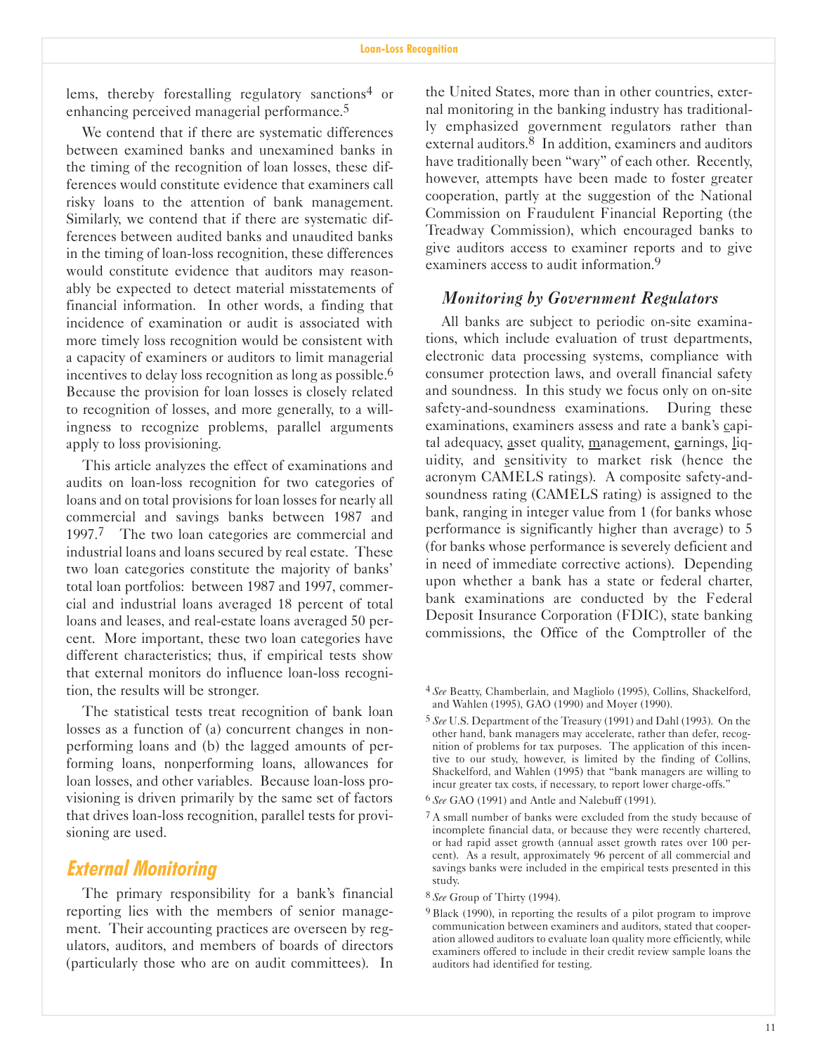lems, thereby forestalling regulatory sanctions[4] or enhancing perceived managerial performance.[5]

We contend that if there are systematic differences between examined banks and unexamined banks in the timing of the recognition of loan losses, these differences would constitute evidence that examiners call risky loans to the attention of bank management. Similarly, we contend that if there are systematic differences between audited banks and unaudited banks in the timing of loan-loss recognition, these differences would constitute evidence that auditors may reasonably be expected to detect material misstatements of financial information. In other words, a finding that incidence of examination or audit is associated with more timely loss recognition would be consistent with a capacity of examiners or auditors to limit managerial incentives to delay loss recognition as long as possible.[6] Because the provision for loan losses is closely related to recognition of losses, and more generally, to a willingness to recognize problems, parallel arguments apply to loss provisioning.

This article analyzes the effect of examinations and audits on loan-loss recognition for two categories of loans and on total provisions for loan losses for nearly all commercial and savings banks between 1987 and 1997.[7] The two loan categories are commercial and industrial loans and loans secured by real estate. These two loan categories constitute the majority of banks' total loan portfolios: between 1987 and 1997, commercial and industrial loans averaged 18 percent of total loans and leases, and real-estate loans averaged 50 percent. More important, these two loan categories have different characteristics; thus, if empirical tests show that external monitors do influence loan-loss recognition, the results will be stronger.

The statistical tests treat recognition of bank loan losses as a function of (a) concurrent changes in nonperforming loans and (b) the lagged amounts of performing loans, nonperforming loans, allowances for loan losses, and other variables. Because loan-loss provisioning is driven primarily by the same set of factors that drives loan-loss recognition, parallel tests for provisioning are used.

## External Monitoring

The primary responsibility for a bank's financial reporting lies with the members of senior management. Their accounting practices are overseen by regulators, auditors, and members of boards of directors (particularly those who are on audit committees). In the United States, more than in other countries, external monitoring in the banking industry has traditionally emphasized government regulators rather than external auditors.[8] In addition, examiners and auditors have traditionally been "wary" of each other. Recently, however, attempts have been made to foster greater cooperation, partly at the suggestion of the National Commission on Fraudulent Financial Reporting (the Treadway Commission), which encouraged banks to give auditors access to examiner reports and to give examiners access to audit information.[9]

### *Monitoring by Government Regulators*

All banks are subject to periodic on-site examinations, which include evaluation of trust departments, electronic data processing systems, compliance with consumer protection laws, and overall financial safety and soundness. In this study we focus only on on-site safety-and-soundness examinations. During these examinations, examiners assess and rate a bank's capital adequacy, asset quality, management, earnings, liquidity, and sensitivity to market risk (hence the acronym CAMELS ratings). A composite safety-and-soundness rating (CAMELS rating) is assigned to the bank, ranging in integer value from 1 (for banks whose performance is significantly higher than average) to 5 (for banks whose performance is severely deficient and in need of immediate corrective actions). Depending upon whether a bank has a state or federal charter, bank examinations are conducted by the Federal Deposit Insurance Corporation (FDIC), state banking commissions, the Office of the Comptroller of the

---

[4] *See* Beatty, Chamberlain, and Magliolo (1995), Collins, Shackelford, and Wahlen (1995), GAO (1990) and Moyer (1990).

[5] *See* U.S. Department of the Treasury (1991) and Dahl (1993). On the other hand, bank managers may accelerate, rather than defer, recognition of problems for tax purposes. The application of this incentive to our study, however, is limited by the finding of Collins, Shackelford, and Wahlen (1995) that "bank managers are willing to incur greater tax costs, if necessary, to report lower charge-offs."

[6] *See* GAO (1991) and Antle and Nalebuff (1991).

[7] A small number of banks were excluded from the study because of incomplete financial data, or because they were recently chartered, or had rapid asset growth (annual asset growth rates over 100 percent). As a result, approximately 96 percent of all commercial and savings banks were included in the empirical tests presented in this study.

[8] *See* Group of Thirty (1994).

[9] Black (1990), in reporting the results of a pilot program to improve communication between examiners and auditors, stated that cooperation allowed auditors to evaluate loan quality more efficiently, while examiners offered to include in their credit review sample loans the auditors had identified for testing.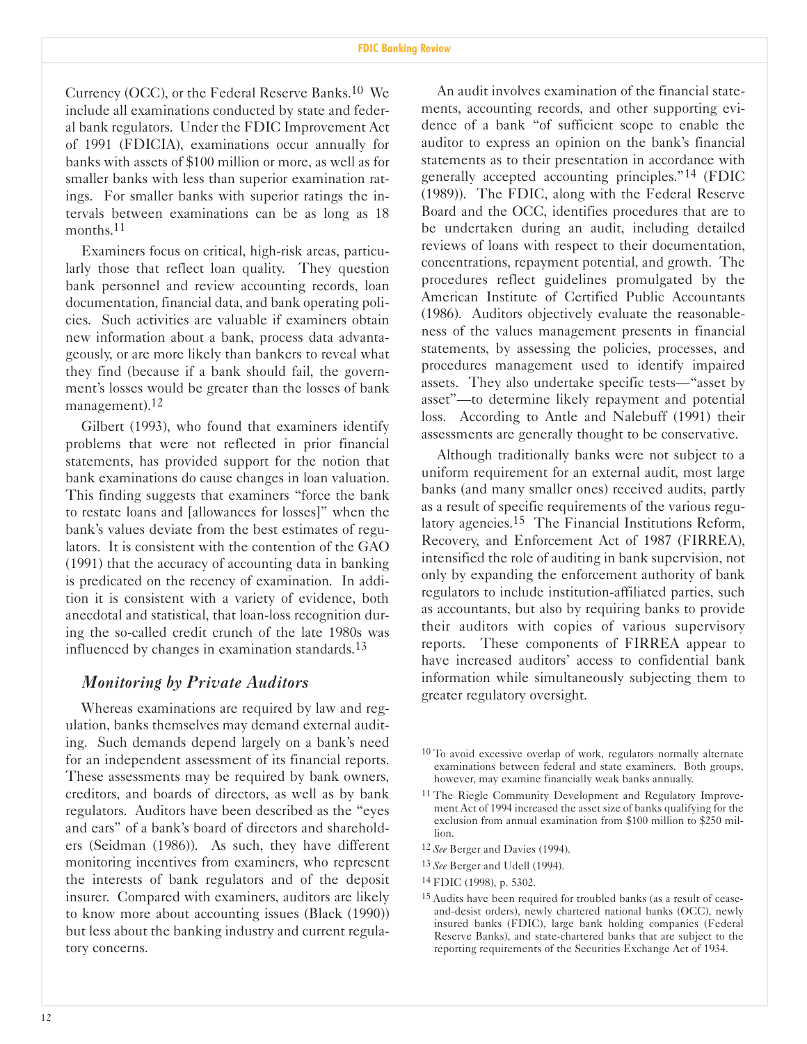Currency (OCC), or the Federal Reserve Banks.[10] We include all examinations conducted by state and federal bank regulators. Under the FDIC Improvement Act of 1991 (FDICIA), examinations occur annually for banks with assets of $100 million or more, as well as for smaller banks with less than superior examination ratings. For smaller banks with superior ratings the intervals between examinations can be as long as 18 months.[11]

Examiners focus on critical, high-risk areas, particularly those that reflect loan quality. They question bank personnel and review accounting records, loan documentation, financial data, and bank operating policies. Such activities are valuable if examiners obtain new information about a bank, process data advantageously, or are more likely than bankers to reveal what they find (because if a bank should fail, the government's losses would be greater than the losses of bank management).[12]

Gilbert (1993), who found that examiners identify problems that were not reflected in prior financial statements, has provided support for the notion that bank examinations do cause changes in loan valuation. This finding suggests that examiners "force the bank to restate loans and [allowances for losses]" when the bank's values deviate from the best estimates of regulators. It is consistent with the contention of the GAO (1991) that the accuracy of accounting data in banking is predicated on the recency of examination. In addition it is consistent with a variety of evidence, both anecdotal and statistical, that loan-loss recognition during the so-called credit crunch of the late 1980s was influenced by changes in examination standards.[13]

### *Monitoring by Private Auditors*

Whereas examinations are required by law and regulation, banks themselves may demand external auditing. Such demands depend largely on a bank's need for an independent assessment of its financial reports. These assessments may be required by bank owners, creditors, and boards of directors, as well as by bank regulators. Auditors have been described as the "eyes and ears" of a bank's board of directors and shareholders (Seidman (1986)). As such, they have different monitoring incentives from examiners, who represent the interests of bank regulators and of the deposit insurer. Compared with examiners, auditors are likely to know more about accounting issues (Black (1990)) but less about the banking industry and current regulatory concerns.

An audit involves examination of the financial statements, accounting records, and other supporting evidence of a bank "of sufficient scope to enable the auditor to express an opinion on the bank's financial statements as to their presentation in accordance with generally accepted accounting principles."[14] (FDIC (1989)). The FDIC, along with the Federal Reserve Board and the OCC, identifies procedures that are to be undertaken during an audit, including detailed reviews of loans with respect to their documentation, concentrations, repayment potential, and growth. The procedures reflect guidelines promulgated by the American Institute of Certified Public Accountants (1986). Auditors objectively evaluate the reasonableness of the values management presents in financial statements, by assessing the policies, processes, and procedures management used to identify impaired assets. They also undertake specific tests—"asset by asset"—to determine likely repayment and potential loss. According to Antle and Nalebuff (1991) their assessments are generally thought to be conservative.

Although traditionally banks were not subject to a uniform requirement for an external audit, most large banks (and many smaller ones) received audits, partly as a result of specific requirements of the various regulatory agencies.[15] The Financial Institutions Reform, Recovery, and Enforcement Act of 1987 (FIRREA), intensified the role of auditing in bank supervision, not only by expanding the enforcement authority of bank regulators to include institution-affiliated parties, such as accountants, but also by requiring banks to provide their auditors with copies of various supervisory reports. These components of FIRREA appear to have increased auditors' access to confidential bank information while simultaneously subjecting them to greater regulatory oversight.

---

[10] To avoid excessive overlap of work, regulators normally alternate examinations between federal and state examiners. Both groups, however, may examine financially weak banks annually.

[11] The Riegle Community Development and Regulatory Improvement Act of 1994 increased the asset size of banks qualifying for the exclusion from annual examination from $100 million to $250 million.

[12] *See* Berger and Davies (1994).

[13] *See* Berger and Udell (1994).

[14] FDIC (1998), p. 5302.

[15] Audits have been required for troubled banks (as a result of cease-and-desist orders), newly chartered national banks (OCC), newly insured banks (FDIC), large bank holding companies (Federal Reserve Banks), and state-chartered banks that are subject to the reporting requirements of the Securities Exchange Act of 1934.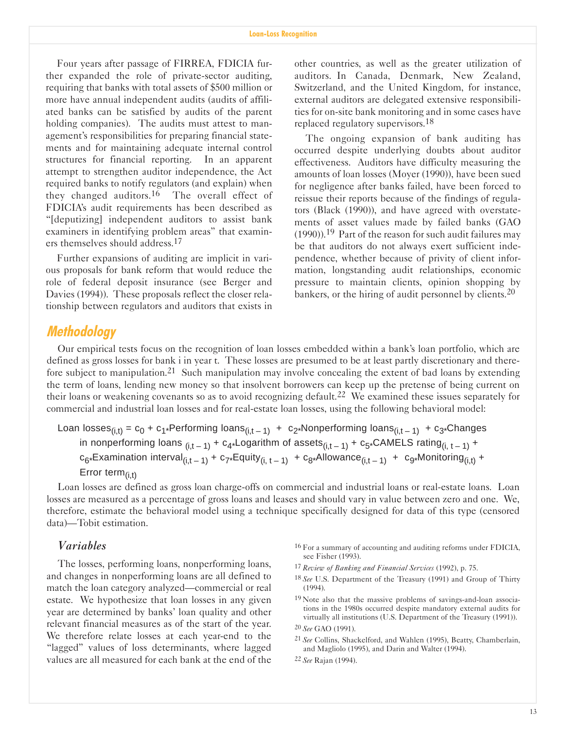Four years after passage of FIRREA, FDICIA further expanded the role of private-sector auditing, requiring that banks with total assets of $500 million or more have annual independent audits (audits of affiliated banks can be satisfied by audits of the parent holding companies). The audits must attest to management's responsibilities for preparing financial statements and for maintaining adequate internal control structures for financial reporting. In an apparent attempt to strengthen auditor independence, the Act required banks to notify regulators (and explain) when they changed auditors.[16] The overall effect of FDICIA's audit requirements has been described as "[deputizing] independent auditors to assist bank examiners in identifying problem areas" that examiners themselves should address.[17]

Further expansions of auditing are implicit in various proposals for bank reform that would reduce the role of federal deposit insurance (see Berger and Davies (1994)). These proposals reflect the closer relationship between regulators and auditors that exists in other countries, as well as the greater utilization of auditors. In Canada, Denmark, New Zealand, Switzerland, and the United Kingdom, for instance, external auditors are delegated extensive responsibilities for on-site bank monitoring and in some cases have replaced regulatory supervisors.[18]

The ongoing expansion of bank auditing has occurred despite underlying doubts about auditor effectiveness. Auditors have difficulty measuring the amounts of loan losses (Moyer (1990)), have been sued for negligence after banks failed, have been forced to reissue their reports because of the findings of regulators (Black (1990)), and have agreed with overstatements of asset values made by failed banks (GAO (1990)).[19] Part of the reason for such audit failures may be that auditors do not always exert sufficient independence, whether because of privity of client information, longstanding audit relationships, economic pressure to maintain clients, opinion shopping by bankers, or the hiring of audit personnel by clients.[20]

## Methodology

Our empirical tests focus on the recognition of loan losses embedded within a bank's loan portfolio, which are defined as gross losses for bank i in year t. These losses are presumed to be at least partly discretionary and therefore subject to manipulation.[21] Such manipulation may involve concealing the extent of bad loans by extending the term of loans, lending new money so that insolvent borrowers can keep up the pretense of being current on their loans or weakening covenants so as to avoid recognizing default.[22] We examined these issues separately for commercial and industrial loan losses and for real-estate loan losses, using the following behavioral model:

$$\text{Loan losses}_{(i,t)} = c_0 + c_1{*}\text{Performing loans}_{(i,t-1)} + c_2{*}\text{Nonperforming loans}_{(i,t-1)} + c_3{*}\text{Changes in nonperforming loans}_{(i,t-1)} + c_4{*}\text{Logarithm of assets}_{(i,t-1)} + c_5{*}\text{CAMELS rating}_{(i,t-1)} + c_6{*}\text{Examination interval}_{(i,t-1)} + c_7{*}\text{Equity}_{(i,t-1)} + c_8{*}\text{Allowance}_{(i,t-1)} + c_9{*}\text{Monitoring}_{(i,t)} + \text{Error term}_{(i,t)}$$

Loan losses are defined as gross loan charge-offs on commercial and industrial loans or real-estate loans. Loan losses are measured as a percentage of gross loans and leases and should vary in value between zero and one. We, therefore, estimate the behavioral model using a technique specifically designed for data of this type (censored data)—Tobit estimation.

### *Variables*

The losses, performing loans, nonperforming loans, and changes in nonperforming loans are all defined to match the loan category analyzed—commercial or real estate. We hypothesize that loan losses in any given year are determined by banks' loan quality and other relevant financial measures as of the start of the year. We therefore relate losses at each year-end to the "lagged" values of loss determinants, where lagged values are all measured for each bank at the end of the

[16] For a summary of accounting and auditing reforms under FDICIA, see Fisher (1993).

[17] *Review of Banking and Financial Services* (1992), p. 75.

[18] *See* U.S. Department of the Treasury (1991) and Group of Thirty (1994).

[19] Note also that the massive problems of savings-and-loan associations in the 1980s occurred despite mandatory external audits for virtually all institutions (U.S. Department of the Treasury (1991)).

[20] *See* GAO (1991).

[21] *See* Collins, Shackelford, and Wahlen (1995), Beatty, Chamberlain, and Magliolo (1995), and Darin and Walter (1994).

[22] *See* Rajan (1994).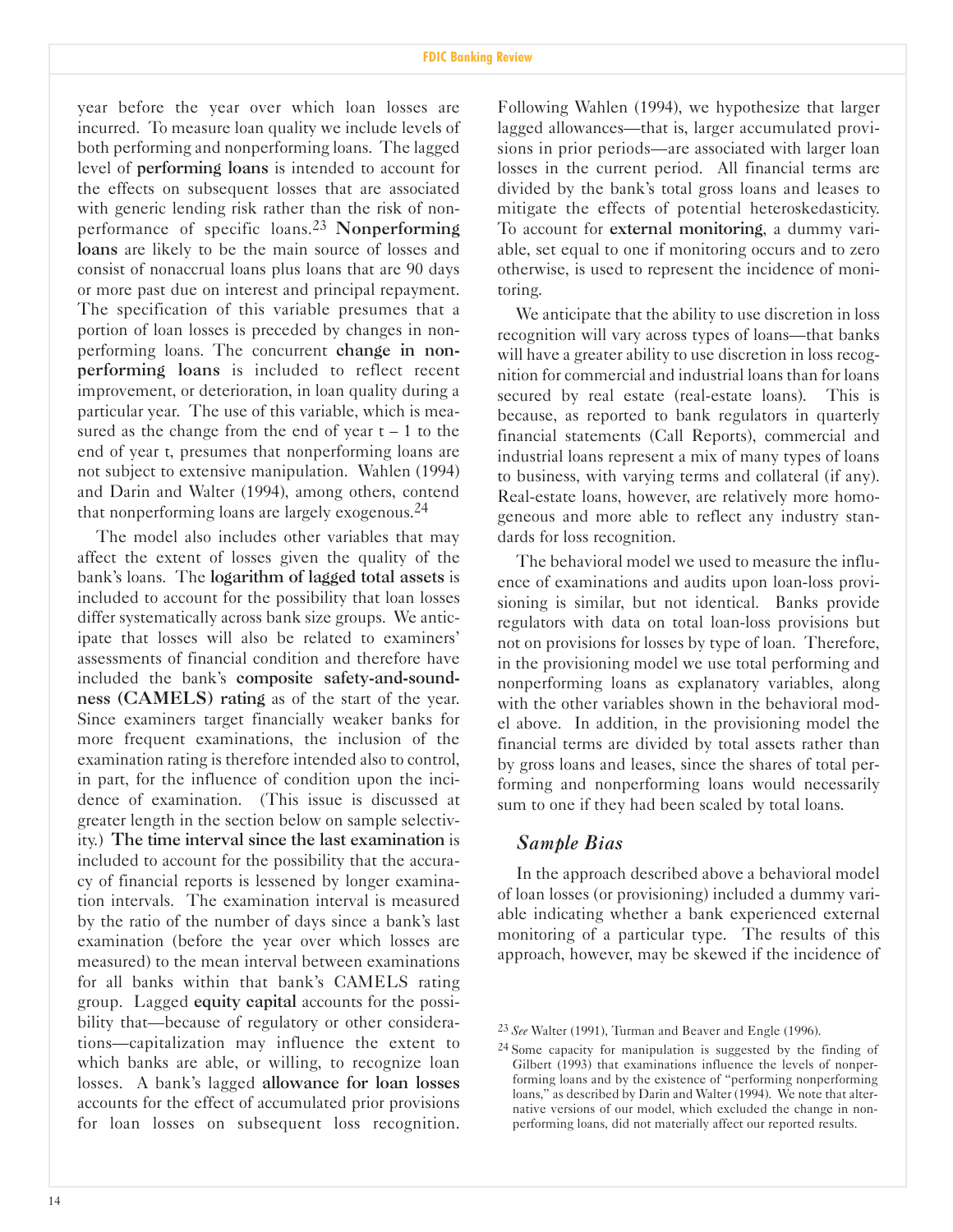year before the year over which loan losses are incurred. To measure loan quality we include levels of both performing and nonperforming loans. The lagged level of **performing loans** is intended to account for the effects on subsequent losses that are associated with generic lending risk rather than the risk of nonperformance of specific loans.[23] **Nonperforming loans** are likely to be the main source of losses and consist of nonaccrual loans plus loans that are 90 days or more past due on interest and principal repayment. The specification of this variable presumes that a portion of loan losses is preceded by changes in nonperforming loans. The concurrent **change in nonperforming loans** is included to reflect recent improvement, or deterioration, in loan quality during a particular year. The use of this variable, which is measured as the change from the end of year $t - 1$ to the end of year t, presumes that nonperforming loans are not subject to extensive manipulation. Wahlen (1994) and Darin and Walter (1994), among others, contend that nonperforming loans are largely exogenous.[24]

The model also includes other variables that may affect the extent of losses given the quality of the bank's loans. The **logarithm of lagged total assets** is included to account for the possibility that loan losses differ systematically across bank size groups. We anticipate that losses will also be related to examiners' assessments of financial condition and therefore have included the bank's **composite safety-and-soundness (CAMELS) rating** as of the start of the year. Since examiners target financially weaker banks for more frequent examinations, the inclusion of the examination rating is therefore intended also to control, in part, for the influence of condition upon the incidence of examination. (This issue is discussed at greater length in the section below on sample selectivity.) **The time interval since the last examination** is included to account for the possibility that the accuracy of financial reports is lessened by longer examination intervals. The examination interval is measured by the ratio of the number of days since a bank's last examination (before the year over which losses are measured) to the mean interval between examinations for all banks within that bank's CAMELS rating group. Lagged **equity capital** accounts for the possibility that—because of regulatory or other considerations—capitalization may influence the extent to which banks are able, or willing, to recognize loan losses. A bank's lagged **allowance for loan losses** accounts for the effect of accumulated prior provisions for loan losses on subsequent loss recognition. Following Wahlen (1994), we hypothesize that larger lagged allowances—that is, larger accumulated provisions in prior periods—are associated with larger loan losses in the current period. All financial terms are divided by the bank's total gross loans and leases to mitigate the effects of potential heteroskedasticity. To account for **external monitoring**, a dummy variable, set equal to one if monitoring occurs and to zero otherwise, is used to represent the incidence of monitoring.

We anticipate that the ability to use discretion in loss recognition will vary across types of loans—that banks will have a greater ability to use discretion in loss recognition for commercial and industrial loans than for loans secured by real estate (real-estate loans). This is because, as reported to bank regulators in quarterly financial statements (Call Reports), commercial and industrial loans represent a mix of many types of loans to business, with varying terms and collateral (if any). Real-estate loans, however, are relatively more homogeneous and more able to reflect any industry standards for loss recognition.

The behavioral model we used to measure the influence of examinations and audits upon loan-loss provisioning is similar, but not identical. Banks provide regulators with data on total loan-loss provisions but not on provisions for losses by type of loan. Therefore, in the provisioning model we use total performing and nonperforming loans as explanatory variables, along with the other variables shown in the behavioral model above. In addition, in the provisioning model the financial terms are divided by total assets rather than by gross loans and leases, since the shares of total performing and nonperforming loans would necessarily sum to one if they had been scaled by total loans.

### *Sample Bias*

In the approach described above a behavioral model of loan losses (or provisioning) included a dummy variable indicating whether a bank experienced external monitoring of a particular type. The results of this approach, however, may be skewed if the incidence of

---

[23] *See* Walter (1991), Turman and Beaver and Engle (1996).

[24] Some capacity for manipulation is suggested by the finding of Gilbert (1993) that examinations influence the levels of nonperforming loans and by the existence of "performing nonperforming loans," as described by Darin and Walter (1994). We note that alternative versions of our model, which excluded the change in nonperforming loans, did not materially affect our reported results.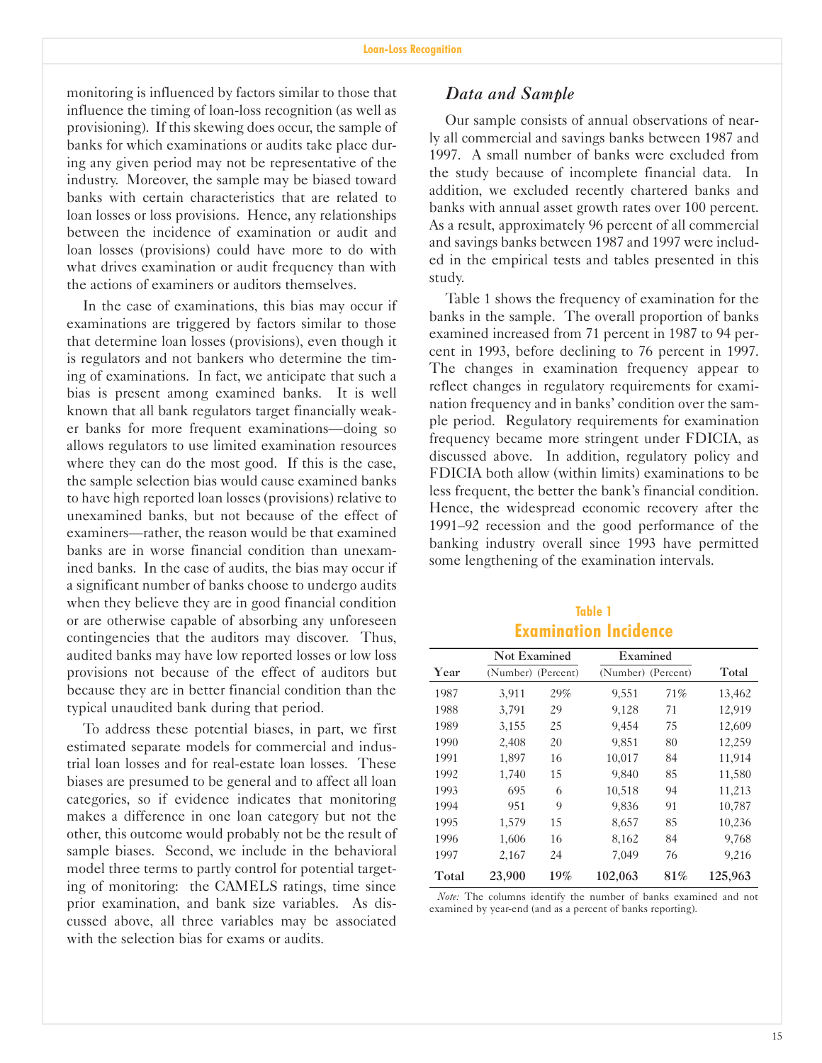monitoring is influenced by factors similar to those that influence the timing of loan-loss recognition (as well as provisioning). If this skewing does occur, the sample of banks for which examinations or audits take place during any given period may not be representative of the industry. Moreover, the sample may be biased toward banks with certain characteristics that are related to loan losses or loss provisions. Hence, any relationships between the incidence of examination or audit and loan losses (provisions) could have more to do with what drives examination or audit frequency than with the actions of examiners or auditors themselves.

In the case of examinations, this bias may occur if examinations are triggered by factors similar to those that determine loan losses (provisions), even though it is regulators and not bankers who determine the timing of examinations. In fact, we anticipate that such a bias is present among examined banks. It is well known that all bank regulators target financially weaker banks for more frequent examinations—doing so allows regulators to use limited examination resources where they can do the most good. If this is the case, the sample selection bias would cause examined banks to have high reported loan losses (provisions) relative to unexamined banks, but not because of the effect of examiners—rather, the reason would be that examined banks are in worse financial condition than unexamined banks. In the case of audits, the bias may occur if a significant number of banks choose to undergo audits when they believe they are in good financial condition or are otherwise capable of absorbing any unforeseen contingencies that the auditors may discover. Thus, audited banks may have low reported losses or low loss provisions not because of the effect of auditors but because they are in better financial condition than the typical unaudited bank during that period.

To address these potential biases, in part, we first estimated separate models for commercial and industrial loan losses and for real-estate loan losses. These biases are presumed to be general and to affect all loan categories, so if evidence indicates that monitoring makes a difference in one loan category but not the other, this outcome would probably not be the result of sample biases. Second, we include in the behavioral model three terms to partly control for potential targeting of monitoring: the CAMELS ratings, time since prior examination, and bank size variables. As discussed above, all three variables may be associated with the selection bias for exams or audits.

## *Data and Sample*

Our sample consists of annual observations of nearly all commercial and savings banks between 1987 and 1997. A small number of banks were excluded from the study because of incomplete financial data. In addition, we excluded recently chartered banks and banks with annual asset growth rates over 100 percent. As a result, approximately 96 percent of all commercial and savings banks between 1987 and 1997 were included in the empirical tests and tables presented in this study.

Table 1 shows the frequency of examination for the banks in the sample. The overall proportion of banks examined increased from 71 percent in 1987 to 94 percent in 1993, before declining to 76 percent in 1997. The changes in examination frequency appear to reflect changes in regulatory requirements for examination frequency and in banks' condition over the sample period. Regulatory requirements for examination frequency became more stringent under FDICIA, as discussed above. In addition, regulatory policy and FDICIA both allow (within limits) examinations to be less frequent, the better the bank's financial condition. Hence, the widespread economic recovery after the 1991–92 recession and the good performance of the banking industry overall since 1993 have permitted some lengthening of the examination intervals.

**Table 1**
**Examination Incidence**

| | Not Examined | | Examined | | |
|---|---|---|---|---|---|
| Year | (Number) | (Percent) | (Number) | (Percent) | Total |
| 1987 | 3,911 | 29% | 9,551 | 71% | 13,462 |
| 1988 | 3,791 | 29 | 9,128 | 71 | 12,919 |
| 1989 | 3,155 | 25 | 9,454 | 75 | 12,609 |
| 1990 | 2,408 | 20 | 9,851 | 80 | 12,259 |
| 1991 | 1,897 | 16 | 10,017 | 84 | 11,914 |
| 1992 | 1,740 | 15 | 9,840 | 85 | 11,580 |
| 1993 | 695 | 6 | 10,518 | 94 | 11,213 |
| 1994 | 951 | 9 | 9,836 | 91 | 10,787 |
| 1995 | 1,579 | 15 | 8,657 | 85 | 10,236 |
| 1996 | 1,606 | 16 | 8,162 | 84 | 9,768 |
| 1997 | 2,167 | 24 | 7,049 | 76 | 9,216 |
| **Total** | **23,900** | **19%** | **102,063** | **81%** | **125,963** |

*Note:* The columns identify the number of banks examined and not examined by year-end (and as a percent of banks reporting).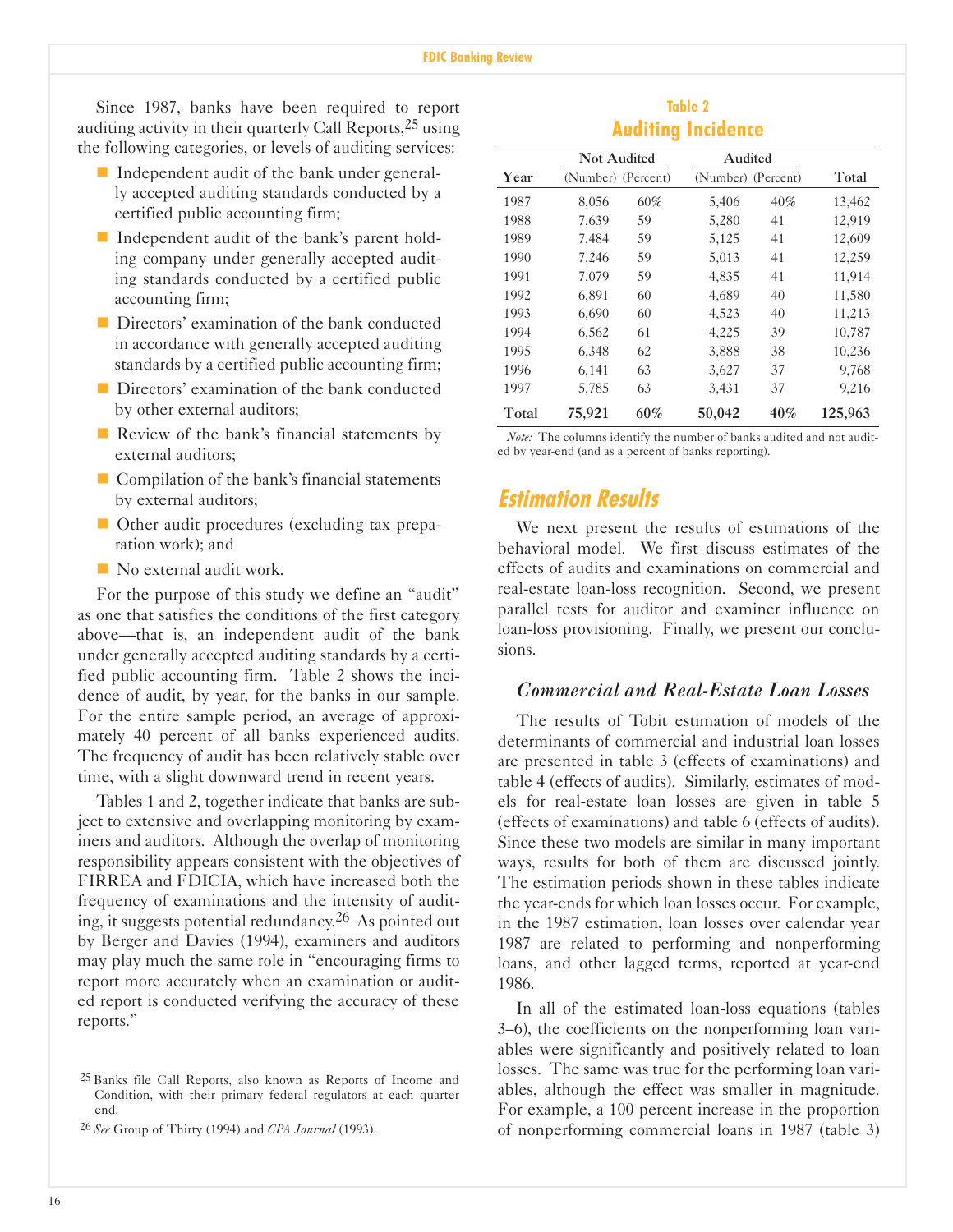Since 1987, banks have been required to report auditing activity in their quarterly Call Reports,[25] using the following categories, or levels of auditing services:

- Independent audit of the bank under generally accepted auditing standards conducted by a certified public accounting firm;
- Independent audit of the bank's parent holding company under generally accepted auditing standards conducted by a certified public accounting firm;
- Directors' examination of the bank conducted in accordance with generally accepted auditing standards by a certified public accounting firm;
- Directors' examination of the bank conducted by other external auditors;
- Review of the bank's financial statements by external auditors;
- Compilation of the bank's financial statements by external auditors;
- Other audit procedures (excluding tax preparation work); and
- No external audit work.

For the purpose of this study we define an "audit" as one that satisfies the conditions of the first category above—that is, an independent audit of the bank under generally accepted auditing standards by a certified public accounting firm. Table 2 shows the incidence of audit, by year, for the banks in our sample. For the entire sample period, an average of approximately 40 percent of all banks experienced audits. The frequency of audit has been relatively stable over time, with a slight downward trend in recent years.

Tables 1 and 2, together indicate that banks are subject to extensive and overlapping monitoring by examiners and auditors. Although the overlap of monitoring responsibility appears consistent with the objectives of FIRREA and FDICIA, which have increased both the frequency of examinations and the intensity of auditing, it suggests potential redundancy.[26] As pointed out by Berger and Davies (1994), examiners and auditors may play much the same role in "encouraging firms to report more accurately when an examination or audited report is conducted verifying the accuracy of these reports."

[25] Banks file Call Reports, also known as Reports of Income and Condition, with their primary federal regulators at each quarter end.

[26] *See* Group of Thirty (1994) and *CPA Journal* (1993).

**Table 2**

## Auditing Incidence

| Year | Not Audited (Number) | Not Audited (Percent) | Audited (Number) | Audited (Percent) | Total |
|---|---|---|---|---|---|
| 1987 | 8,056 | 60% | 5,406 | 40% | 13,462 |
| 1988 | 7,639 | 59 | 5,280 | 41 | 12,919 |
| 1989 | 7,484 | 59 | 5,125 | 41 | 12,609 |
| 1990 | 7,246 | 59 | 5,013 | 41 | 12,259 |
| 1991 | 7,079 | 59 | 4,835 | 41 | 11,914 |
| 1992 | 6,891 | 60 | 4,689 | 40 | 11,580 |
| 1993 | 6,690 | 60 | 4,523 | 40 | 11,213 |
| 1994 | 6,562 | 61 | 4,225 | 39 | 10,787 |
| 1995 | 6,348 | 62 | 3,888 | 38 | 10,236 |
| 1996 | 6,141 | 63 | 3,627 | 37 | 9,768 |
| 1997 | 5,785 | 63 | 3,431 | 37 | 9,216 |
| **Total** | **75,921** | **60%** | **50,042** | **40%** | **125,963** |

*Note:* The columns identify the number of banks audited and not audited by year-end (and as a percent of banks reporting).

## Estimation Results

We next present the results of estimations of the behavioral model. We first discuss estimates of the effects of audits and examinations on commercial and real-estate loan-loss recognition. Second, we present parallel tests for auditor and examiner influence on loan-loss provisioning. Finally, we present our conclusions.

### *Commercial and Real-Estate Loan Losses*

The results of Tobit estimation of models of the determinants of commercial and industrial loan losses are presented in table 3 (effects of examinations) and table 4 (effects of audits). Similarly, estimates of models for real-estate loan losses are given in table 5 (effects of examinations) and table 6 (effects of audits). Since these two models are similar in many important ways, results for both of them are discussed jointly. The estimation periods shown in these tables indicate the year-ends for which loan losses occur. For example, in the 1987 estimation, loan losses over calendar year 1987 are related to performing and nonperforming loans, and other lagged terms, reported at year-end 1986.

In all of the estimated loan-loss equations (tables 3–6), the coefficients on the nonperforming loan variables were significantly and positively related to loan losses. The same was true for the performing loan variables, although the effect was smaller in magnitude. For example, a 100 percent increase in the proportion of nonperforming commercial loans in 1987 (table 3)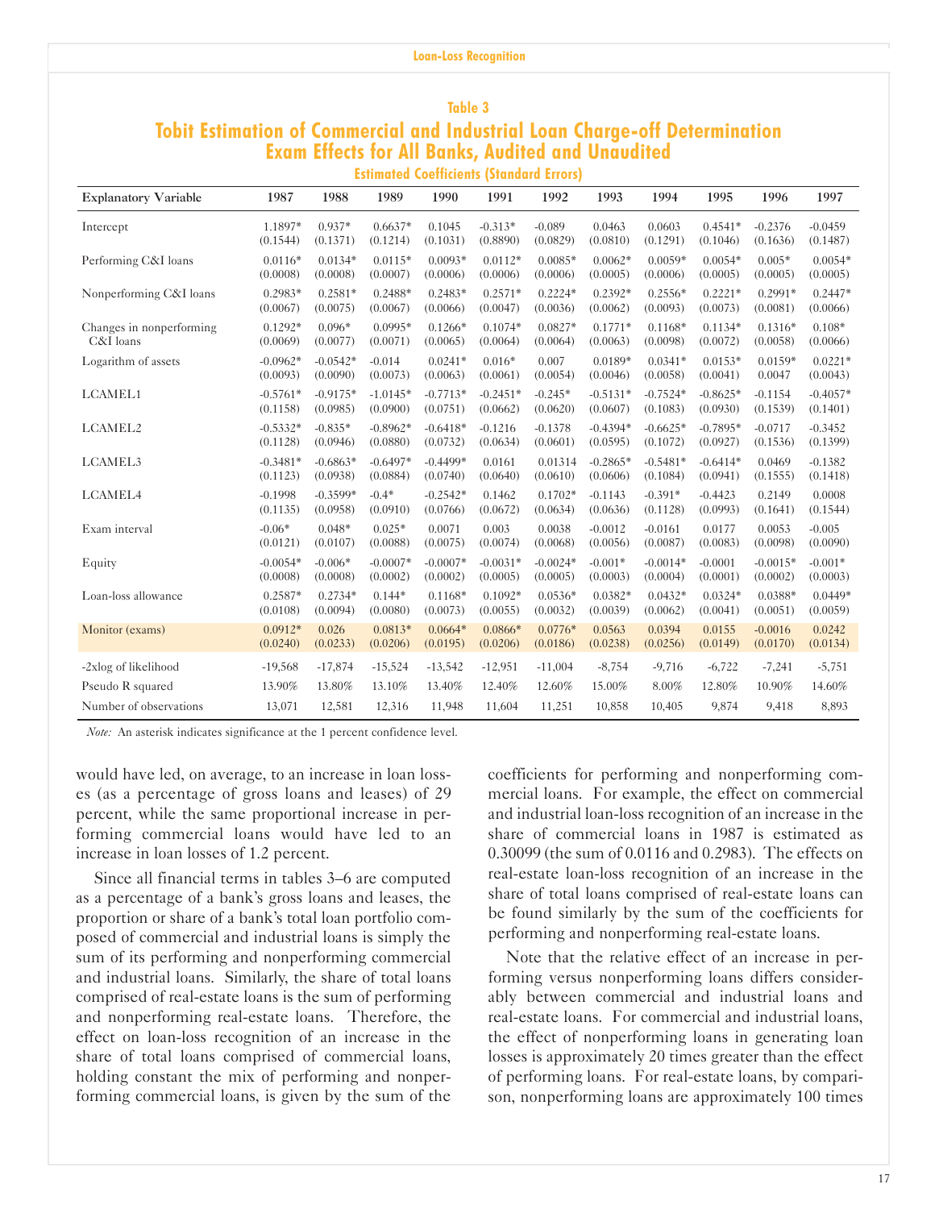### Table 3

## Tobit Estimation of Commercial and Industrial Loan Charge-off Determination Exam Effects for All Banks, Audited and Unaudited

#### Estimated Coefficients (Standard Errors)

| Explanatory Variable | 1987 | 1988 | 1989 | 1990 | 1991 | 1992 | 1993 | 1994 | 1995 | 1996 | 1997 |
|---|---|---|---|---|---|---|---|---|---|---|---|
| Intercept | 1.1897* | 0.937* | 0.6637* | 0.1045 | -0.313* | -0.089 | 0.0463 | 0.0603 | 0.4541* | -0.2376 | -0.0459 |
| | (0.1544) | (0.1371) | (0.1214) | (0.1031) | (0.8890) | (0.0829) | (0.0810) | (0.1291) | (0.1046) | (0.1636) | (0.1487) |
| Performing C&I loans | 0.0116* | 0.0134* | 0.0115* | 0.0093* | 0.0112* | 0.0085* | 0.0062* | 0.0059* | 0.0054* | 0.005* | 0.0054* |
| | (0.0008) | (0.0008) | (0.0007) | (0.0006) | (0.0006) | (0.0006) | (0.0005) | (0.0006) | (0.0005) | (0.0005) | (0.0005) |
| Nonperforming C&I loans | 0.2983* | 0.2581* | 0.2488* | 0.2483* | 0.2571* | 0.2224* | 0.2392* | 0.2556* | 0.2221* | 0.2991* | 0.2447* |
| | (0.0067) | (0.0075) | (0.0067) | (0.0066) | (0.0047) | (0.0036) | (0.0062) | (0.0093) | (0.0073) | (0.0081) | (0.0066) |
| Changes in nonperforming C&I loans | 0.1292* | 0.096* | 0.0995* | 0.1266* | 0.1074* | 0.0827* | 0.1771* | 0.1168* | 0.1134* | 0.1316* | 0.108* |
| | (0.0069) | (0.0077) | (0.0071) | (0.0065) | (0.0064) | (0.0064) | (0.0063) | (0.0098) | (0.0072) | (0.0058) | (0.0066) |
| Logarithm of assets | -0.0962* | -0.0542* | -0.014 | 0.0241* | 0.016* | 0.007 | 0.0189* | 0.0341* | 0.0153* | 0.0159* | 0.0221* |
| | (0.0093) | (0.0090) | (0.0073) | (0.0063) | (0.0061) | (0.0054) | (0.0046) | (0.0058) | (0.0041) | 0.0047 | (0.0043) |
| LCAMEL1 | -0.5761* | -0.9175* | -1.0145* | -0.7713* | -0.2451* | -0.245* | -0.5131* | -0.7524* | -0.8625* | -0.1154 | -0.4057* |
| | (0.1158) | (0.0985) | (0.0900) | (0.0751) | (0.0662) | (0.0620) | (0.0607) | (0.1083) | (0.0930) | (0.1539) | (0.1401) |
| LCAMEL2 | -0.5332* | -0.835* | -0.8962* | -0.6418* | -0.1216 | -0.1378 | -0.4394* | -0.6625* | -0.7895* | -0.0717 | -0.3452 |
| | (0.1128) | (0.0946) | (0.0880) | (0.0732) | (0.0634) | (0.0601) | (0.0595) | (0.1072) | (0.0927) | (0.1536) | (0.1399) |
| LCAMEL3 | -0.3481* | -0.6863* | -0.6497* | -0.4499* | 0.0161 | 0.01314 | -0.2865* | -0.5481* | -0.6414* | 0.0469 | -0.1382 |
| | (0.1123) | (0.0938) | (0.0884) | (0.0740) | (0.0640) | (0.0610) | (0.0606) | (0.1084) | (0.0941) | (0.1555) | (0.1418) |
| LCAMEL4 | -0.1998 | -0.3599* | -0.4* | -0.2542* | 0.1462 | 0.1702* | -0.1143 | -0.391* | -0.4423 | 0.2149 | 0.0008 |
| | (0.1135) | (0.0958) | (0.0910) | (0.0766) | (0.0672) | (0.0634) | (0.0636) | (0.1128) | (0.0993) | (0.1641) | (0.1544) |
| Exam interval | -0.06* | 0.048* | 0.025* | 0.0071 | 0.003 | 0.0038 | -0.0012 | -0.0161 | 0.0177 | 0.0053 | -0.005 |
| | (0.0121) | (0.0107) | (0.0088) | (0.0075) | (0.0074) | (0.0068) | (0.0056) | (0.0087) | (0.0083) | (0.0098) | (0.0090) |
| Equity | -0.0054* | -0.006* | -0.0007* | -0.0007* | -0.0031* | -0.0024* | -0.001* | -0.0014* | -0.0001 | -0.0015* | -0.001* |
| | (0.0008) | (0.0008) | (0.0002) | (0.0002) | (0.0005) | (0.0005) | (0.0003) | (0.0004) | (0.0001) | (0.0002) | (0.0003) |
| Loan-loss allowance | 0.2587* | 0.2734* | 0.144* | 0.1168* | 0.1092* | 0.0536* | 0.0382* | 0.0432* | 0.0324* | 0.0388* | 0.0449* |
| | (0.0108) | (0.0094) | (0.0080) | (0.0073) | (0.0055) | (0.0032) | (0.0039) | (0.0062) | (0.0041) | (0.0051) | (0.0059) |
| Monitor (exams) | 0.0912* | 0.026 | 0.0813* | 0.0664* | 0.0866* | 0.0776* | 0.0563 | 0.0394 | 0.0155 | -0.0016 | 0.0242 |
| | (0.0240) | (0.0233) | (0.0206) | (0.0195) | (0.0206) | (0.0186) | (0.0238) | (0.0256) | (0.0149) | (0.0170) | (0.0134) |
| -2xlog of likelihood | -19,568 | -17,874 | -15,524 | -13,542 | -12,951 | -11,004 | -8,754 | -9,716 | -6,722 | -7,241 | -5,751 |
| Pseudo R squared | 13.90% | 13.80% | 13.10% | 13.40% | 12.40% | 12.60% | 15.00% | 8.00% | 12.80% | 10.90% | 14.60% |
| Number of observations | 13,071 | 12,581 | 12,316 | 11,948 | 11,604 | 11,251 | 10,858 | 10,405 | 9,874 | 9,418 | 8,893 |

*Note:* An asterisk indicates significance at the 1 percent confidence level.

would have led, on average, to an increase in loan losses (as a percentage of gross loans and leases) of 29 percent, while the same proportional increase in performing commercial loans would have led to an increase in loan losses of 1.2 percent.

Since all financial terms in tables 3–6 are computed as a percentage of a bank's gross loans and leases, the proportion or share of a bank's total loan portfolio composed of commercial and industrial loans is simply the sum of its performing and nonperforming commercial and industrial loans. Similarly, the share of total loans comprised of real-estate loans is the sum of performing and nonperforming real-estate loans. Therefore, the effect on loan-loss recognition of an increase in the share of total loans comprised of commercial loans, holding constant the mix of performing and nonperforming commercial loans, is given by the sum of the coefficients for performing and nonperforming commercial loans. For example, the effect on commercial and industrial loan-loss recognition of an increase in the share of commercial loans in 1987 is estimated as 0.30099 (the sum of 0.0116 and 0.2983). The effects on real-estate loan-loss recognition of an increase in the share of total loans comprised of real-estate loans can be found similarly by the sum of the coefficients for performing and nonperforming real-estate loans.

Note that the relative effect of an increase in performing versus nonperforming loans differs considerably between commercial and industrial loans and real-estate loans. For commercial and industrial loans, the effect of nonperforming loans in generating loan losses is approximately 20 times greater than the effect of performing loans. For real-estate loans, by comparison, nonperforming loans are approximately 100 times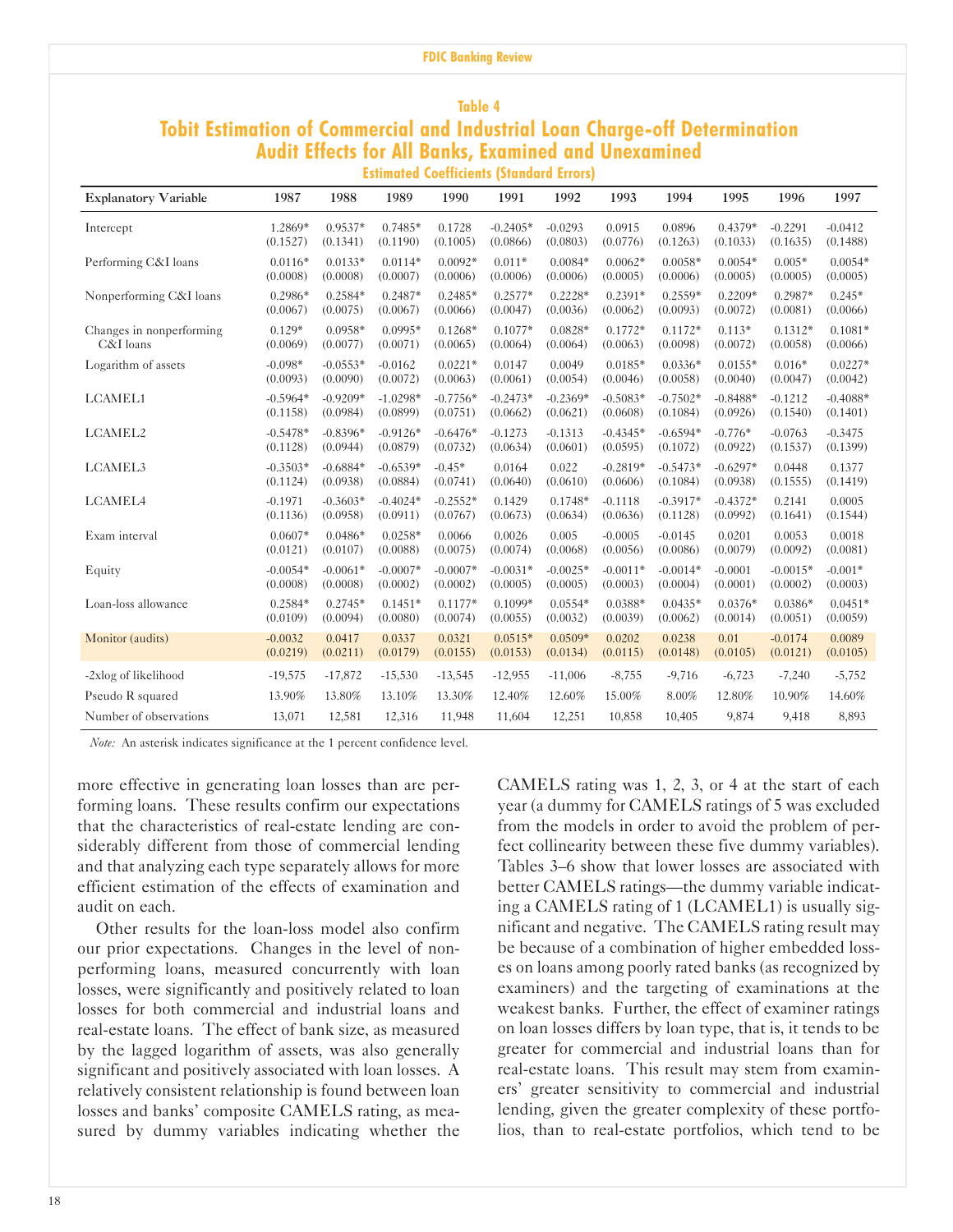### Table 4

## Tobit Estimation of Commercial and Industrial Loan Charge-off Determination Audit Effects for All Banks, Examined and Unexamined

Estimated Coefficients (Standard Errors)

| Explanatory Variable | 1987 | 1988 | 1989 | 1990 | 1991 | 1992 | 1993 | 1994 | 1995 | 1996 | 1997 |
|---|---|---|---|---|---|---|---|---|---|---|---|
| Intercept | 1.2869* | 0.9537* | 0.7485* | 0.1728 | -0.2405* | -0.0293 | 0.0915 | 0.0896 | 0.4379* | -0.2291 | -0.0412 |
| | (0.1527) | (0.1341) | (0.1190) | (0.1005) | (0.0866) | (0.0803) | (0.0776) | (0.1263) | (0.1033) | (0.1635) | (0.1488) |
| Performing C&I loans | 0.0116* | 0.0133* | 0.0114* | 0.0092* | 0.011* | 0.0084* | 0.0062* | 0.0058* | 0.0054* | 0.005* | 0.0054* |
| | (0.0008) | (0.0008) | (0.0007) | (0.0006) | (0.0006) | (0.0006) | (0.0005) | (0.0006) | (0.0005) | (0.0005) | (0.0005) |
| Nonperforming C&I loans | 0.2986* | 0.2584* | 0.2487* | 0.2485* | 0.2577* | 0.2228* | 0.2391* | 0.2559* | 0.2209* | 0.2987* | 0.245* |
| | (0.0067) | (0.0075) | (0.0067) | (0.0066) | (0.0047) | (0.0036) | (0.0062) | (0.0093) | (0.0072) | (0.0081) | (0.0066) |
| Changes in nonperforming C&I loans | 0.129* | 0.0958* | 0.0995* | 0.1268* | 0.1077* | 0.0828* | 0.1772* | 0.1172* | 0.113* | 0.1312* | 0.1081* |
| | (0.0069) | (0.0077) | (0.0071) | (0.0065) | (0.0064) | (0.0064) | (0.0063) | (0.0098) | (0.0072) | (0.0058) | (0.0066) |
| Logarithm of assets | -0.098* | -0.0553* | -0.0162 | 0.0221* | 0.0147 | 0.0049 | 0.0185* | 0.0336* | 0.0155* | 0.016* | 0.0227* |
| | (0.0093) | (0.0090) | (0.0072) | (0.0063) | (0.0061) | (0.0054) | (0.0046) | (0.0058) | (0.0040) | (0.0047) | (0.0042) |
| LCAMEL1 | -0.5964* | -0.9209* | -1.0298* | -0.7756* | -0.2473* | -0.2369* | -0.5083* | -0.7502* | -0.8488* | -0.1212 | -0.4088* |
| | (0.1158) | (0.0984) | (0.0899) | (0.0751) | (0.0662) | (0.0621) | (0.0608) | (0.1084) | (0.0926) | (0.1540) | (0.1401) |
| LCAMEL2 | -0.5478* | -0.8396* | -0.9126* | -0.6476* | -0.1273 | -0.1313 | -0.4345* | -0.6594* | -0.776* | -0.0763 | -0.3475 |
| | (0.1128) | (0.0944) | (0.0879) | (0.0732) | (0.0634) | (0.0601) | (0.0595) | (0.1072) | (0.0922) | (0.1537) | (0.1399) |
| LCAMEL3 | -0.3503* | -0.6884* | -0.6539* | -0.45* | 0.0164 | 0.022 | -0.2819* | -0.5473* | -0.6297* | 0.0448 | 0.1377 |
| | (0.1124) | (0.0938) | (0.0884) | (0.0741) | (0.0640) | (0.0610) | (0.0606) | (0.1084) | (0.0938) | (0.1555) | (0.1419) |
| LCAMEL4 | -0.1971 | -0.3603* | -0.4024* | -0.2552* | 0.1429 | 0.1748* | -0.1118 | -0.3917* | -0.4372* | 0.2141 | 0.0005 |
| | (0.1136) | (0.0958) | (0.0911) | (0.0767) | (0.0673) | (0.0634) | (0.0636) | (0.1128) | (0.0992) | (0.1641) | (0.1544) |
| Exam interval | 0.0607* | 0.0486* | 0.0258* | 0.0066 | 0.0026 | 0.005 | -0.0005 | -0.0145 | 0.0201 | 0.0053 | 0.0018 |
| | (0.0121) | (0.0107) | (0.0088) | (0.0075) | (0.0074) | (0.0068) | (0.0056) | (0.0086) | (0.0079) | (0.0092) | (0.0081) |
| Equity | -0.0054* | -0.0061* | -0.0007* | -0.0007* | -0.0031* | -0.0025* | -0.0011* | -0.0014* | -0.0001 | -0.0015* | -0.001* |
| | (0.0008) | (0.0008) | (0.0002) | (0.0002) | (0.0005) | (0.0005) | (0.0003) | (0.0004) | (0.0001) | (0.0002) | (0.0003) |
| Loan-loss allowance | 0.2584* | 0.2745* | 0.1451* | 0.1177* | 0.1099* | 0.0554* | 0.0388* | 0.0435* | 0.0376* | 0.0386* | 0.0451* |
| | (0.0109) | (0.0094) | (0.0080) | (0.0074) | (0.0055) | (0.0032) | (0.0039) | (0.0062) | (0.0014) | (0.0051) | (0.0059) |
| Monitor (audits) | -0.0032 | 0.0417 | 0.0337 | 0.0321 | 0.0515* | 0.0509* | 0.0202 | 0.0238 | 0.01 | -0.0174 | 0.0089 |
| | (0.0219) | (0.0211) | (0.0179) | (0.0155) | (0.0153) | (0.0134) | (0.0115) | (0.0148) | (0.0105) | (0.0121) | (0.0105) |
| -2xlog of likelihood | -19,575 | -17,872 | -15,530 | -13,545 | -12,955 | -11,006 | -8,755 | -9,716 | -6,723 | -7,240 | -5,752 |
| Pseudo R squared | 13.90% | 13.80% | 13.10% | 13.30% | 12.40% | 12.60% | 15.00% | 8.00% | 12.80% | 10.90% | 14.60% |
| Number of observations | 13,071 | 12,581 | 12,316 | 11,948 | 11,604 | 12,251 | 10,858 | 10,405 | 9,874 | 9,418 | 8,893 |

*Note:* An asterisk indicates significance at the 1 percent confidence level.

more effective in generating loan losses than are performing loans. These results confirm our expectations that the characteristics of real-estate lending are considerably different from those of commercial lending and that analyzing each type separately allows for more efficient estimation of the effects of examination and audit on each.

Other results for the loan-loss model also confirm our prior expectations. Changes in the level of nonperforming loans, measured concurrently with loan losses, were significantly and positively related to loan losses for both commercial and industrial loans and real-estate loans. The effect of bank size, as measured by the lagged logarithm of assets, was also generally significant and positively associated with loan losses. A relatively consistent relationship is found between loan losses and banks' composite CAMELS rating, as measured by dummy variables indicating whether the CAMELS rating was 1, 2, 3, or 4 at the start of each year (a dummy for CAMELS ratings of 5 was excluded from the models in order to avoid the problem of perfect collinearity between these five dummy variables). Tables 3–6 show that lower losses are associated with better CAMELS ratings—the dummy variable indicating a CAMELS rating of 1 (LCAMEL1) is usually significant and negative. The CAMELS rating result may be because of a combination of higher embedded losses on loans among poorly rated banks (as recognized by examiners) and the targeting of examinations at the weakest banks. Further, the effect of examiner ratings on loan losses differs by loan type, that is, it tends to be greater for commercial and industrial loans than for real-estate loans. This result may stem from examiners' greater sensitivity to commercial and industrial lending, given the greater complexity of these portfolios, than to real-estate portfolios, which tend to be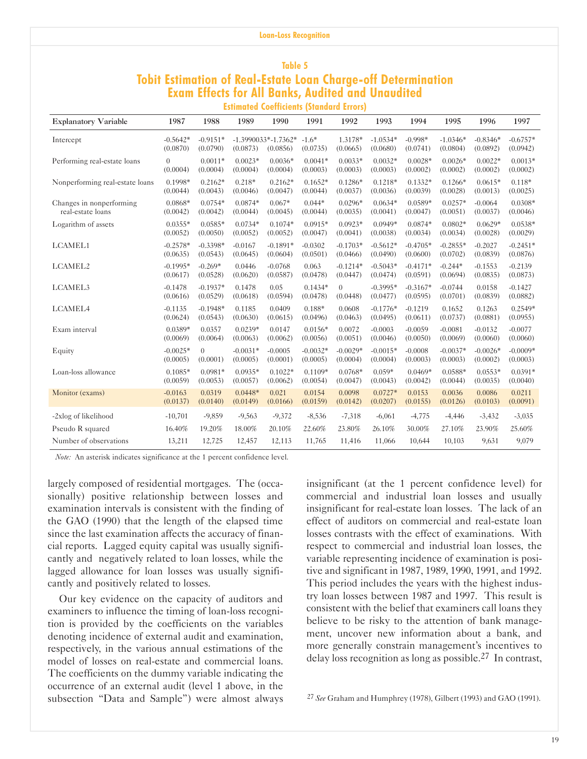### Table 5

## Tobit Estimation of Real-Estate Loan Charge-off Determination Exam Effects for All Banks, Audited and Unaudited

### Estimated Coefficients (Standard Errors)

| Explanatory Variable | 1987 | 1988 | 1989 | 1990 | 1991 | 1992 | 1993 | 1994 | 1995 | 1996 | 1997 |
|---|---|---|---|---|---|---|---|---|---|---|---|
| Intercept | -0.5642* | -0.9151* | -1.3990033* | -1.7362* | -1.6* | 1.3178* | -1.0534* | -0.998* | -1.0346* | -0.8346* | -0.6757* |
| | (0.0870) | (0.0790) | (0.0873) | (0.0856) | (0.0735) | (0.0665) | (0.0680) | (0.0741) | (0.0804) | (0.0892) | (0.0942) |
| Performing real-estate loans | 0 | 0.0011* | 0.0023* | 0.0036* | 0.0041* | 0.0033* | 0.0032* | 0.0028* | 0.0026* | 0.0022* | 0.0013* |
| | (0.0004) | (0.0004) | (0.0004) | (0.0004) | (0.0003) | (0.0003) | (0.0003) | (0.0002) | (0.0002) | (0.0002) | (0.0002) |
| Nonperforming real-estate loans | 0.1998* | 0.2162* | 0.218* | 0.2162* | 0.1652* | 0.1286* | 0.1218* | 0.1332* | 0.1266* | 0.0615* | 0.118* |
| | (0.0044) | (0.0043) | (0.0046) | (0.0047) | (0.0044) | (0.0037) | (0.0036) | (0.0039) | (0.0028) | (0.0013) | (0.0025) |
| Changes in nonperforming real-estate loans | 0.0868* | 0.0754* | 0.0874* | 0.067* | 0.044* | 0.0296* | 0.0634* | 0.0589* | 0.0257* | -0.0064 | 0.0308* |
| | (0.0042) | (0.0042) | (0.0044) | (0.0045) | (0.0044) | (0.0035) | (0.0041) | (0.0047) | (0.0051) | (0.0037) | (0.0046) |
| Logarithm of assets | 0.0355* | 0.0585* | 0.0734* | 0.1074* | 0.0915* | 0.0923* | 0.0949* | 0.0874* | 0.0802* | 0.0629* | 0.0538* |
| | (0.0052) | (0.0050) | (0.0052) | (0.0052) | (0.0047) | (0.0041) | (0.0038) | (0.0034) | (0.0034) | (0.0028) | (0.0029) |
| LCAMEL1 | -0.2578* | -0.3398* | -0.0167 | -0.1891* | -0.0302 | -0.1703* | -0.5612* | -0.4705* | -0.2855* | -0.2027 | -0.2451* |
| | (0.0635) | (0.0543) | (0.0645) | (0.0604) | (0.0501) | (0.0466) | (0.0490) | (0.0600) | (0.0702) | (0.0839) | (0.0876) |
| LCAMEL2 | -0.1995* | -0.269* | 0.0446 | -0.0768 | 0.063 | -0.1214* | -0.5043* | -0.4171* | -0.244* | -0.1553 | -0.2139 |
| | (0.0617) | (0.0528) | (0.0620) | (0.0587) | (0.0478) | (0.0447) | (0.0474) | (0.0591) | (0.0694) | (0.0835) | (0.0873) |
| LCAMEL3 | -0.1478 | -0.1937* | 0.1478 | 0.05 | 0.1434* | 0 | -0.3995* | -0.3167* | -0.0744 | 0.0158 | -0.1427 |
| | (0.0616) | (0.0529) | (0.0618) | (0.0594) | (0.0478) | (0.0448) | (0.0477) | (0.0595) | (0.0701) | (0.0839) | (0.0882) |
| LCAMEL4 | -0.1135 | -0.1948* | 0.1185 | 0.0409 | 0.188* | 0.0608 | -0.1776* | -0.1219 | 0.1652 | 0.1263 | 0.2549* |
| | (0.0624) | (0.0543) | (0.0630) | (0.0615) | (0.0496) | (0.0463) | (0.0495) | (0.0611) | (0.0737) | (0.0881) | (0.0955) |
| Exam interval | 0.0389* | 0.0357 | 0.0239* | 0.0147 | 0.0156* | 0.0072 | -0.0003 | -0.0059 | -0.0081 | -0.0132 | -0.0077 |
| | (0.0069) | (0.0064) | (0.0063) | (0.0062) | (0.0056) | (0.0051) | (0.0046) | (0.0050) | (0.0069) | (0.0060) | (0.0060) |
| Equity | -0.0025* | 0 | -0.0031* | -0.0005 | -0.0032* | -0.0029* | -0.0015* | -0.0008 | -0.0037* | -0.0026* | -0.0009* |
| | (0.0005) | (0.0001) | (0.0005) | (0.0001) | (0.0005) | (0.0004) | (0.0004) | (0.0003) | (0.0003) | (0.0002) | (0.0003) |
| Loan-loss allowance | 0.1085* | 0.0981* | 0.0935* | 0.1022* | 0.1109* | 0.0768* | 0.059* | 0.0469* | 0.0588* | 0.0553* | 0.0391* |
| | (0.0059) | (0.0053) | (0.0057) | (0.0062) | (0.0054) | (0.0047) | (0.0043) | (0.0042) | (0.0044) | (0.0035) | (0.0040) |
| Monitor (exams) | -0.0163 | 0.0319 | 0.0448* | 0.021 | 0.0154 | 0.0098 | 0.0727* | 0.0153 | 0.0036 | 0.0086 | 0.0211 |
| | (0.0137) | (0.0140) | (0.0149) | (0.0166) | (0.0159) | (0.0142) | (0.0207) | (0.0155) | (0.0126) | (0.0103) | (0.0091) |
| -2xlog of likelihood | -10,701 | -9,859 | -9,563 | -9,372 | -8,536 | -7,318 | -6,061 | -4,775 | -4,446 | -3,432 | -3,035 |
| Pseudo R squared | 16.40% | 19.20% | 18.00% | 20.10% | 22.60% | 23.80% | 26.10% | 30.00% | 27.10% | 23.90% | 25.60% |
| Number of observations | 13,211 | 12,725 | 12,457 | 12,113 | 11,765 | 11,416 | 11,066 | 10,644 | 10,103 | 9,631 | 9,079 |

*Note:* An asterisk indicates significance at the 1 percent confidence level.

largely composed of residential mortgages. The (occasionally) positive relationship between losses and examination intervals is consistent with the finding of the GAO (1990) that the length of the elapsed time since the last examination affects the accuracy of financial reports. Lagged equity capital was usually significantly and negatively related to loan losses, while the lagged allowance for loan losses was usually significantly and positively related to losses.

Our key evidence on the capacity of auditors and examiners to influence the timing of loan-loss recognition is provided by the coefficients on the variables denoting incidence of external audit and examination, respectively, in the various annual estimations of the model of losses on real-estate and commercial loans. The coefficients on the dummy variable indicating the occurrence of an external audit (level 1 above, in the subsection "Data and Sample") were almost always insignificant (at the 1 percent confidence level) for commercial and industrial loan losses and usually insignificant for real-estate loan losses. The lack of an effect of auditors on commercial and real-estate loan losses contrasts with the effect of examinations. With respect to commercial and industrial loan losses, the variable representing incidence of examination is positive and significant in 1987, 1989, 1990, 1991, and 1992. This period includes the years with the highest industry loan losses between 1987 and 1997. This result is consistent with the belief that examiners call loans they believe to be risky to the attention of bank management, uncover new information about a bank, and more generally constrain management's incentives to delay loss recognition as long as possible.[27] In contrast,

[27] *See* Graham and Humphrey (1978), Gilbert (1993) and GAO (1991).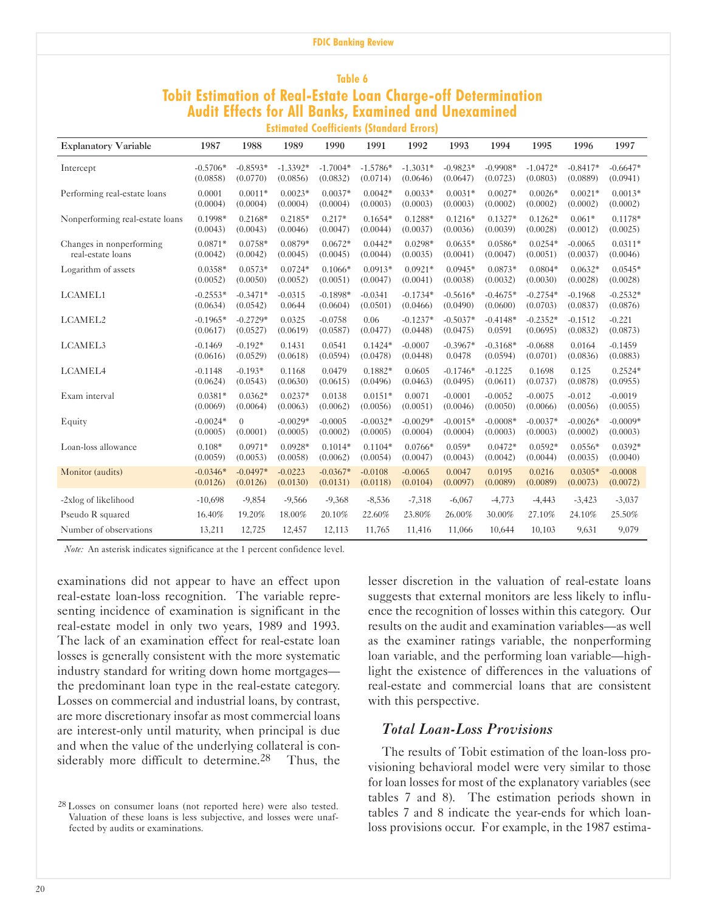### Table 6

## Tobit Estimation of Real-Estate Loan Charge-off Determination Audit Effects for All Banks, Examined and Unexamined

Estimated Coefficients (Standard Errors)

| Explanatory Variable | 1987 | 1988 | 1989 | 1990 | 1991 | 1992 | 1993 | 1994 | 1995 | 1996 | 1997 |
|---|---|---|---|---|---|---|---|---|---|---|---|
| Intercept | -0.5706* | -0.8593* | -1.3392* | -1.7004* | -1.5786* | -1.3031* | -0.9823* | -0.9908* | -1.0472* | -0.8417* | -0.6647* |
| | (0.0858) | (0.0770) | (0.0856) | (0.0832) | (0.0714) | (0.0646) | (0.0647) | (0.0723) | (0.0803) | (0.0889) | (0.0941) |
| Performing real-estate loans | 0.0001 | 0.0011* | 0.0023* | 0.0037* | 0.0042* | 0.0033* | 0.0031* | 0.0027* | 0.0026* | 0.0021* | 0.0013* |
| | (0.0004) | (0.0004) | (0.0004) | (0.0004) | (0.0003) | (0.0003) | (0.0003) | (0.0002) | (0.0002) | (0.0002) | (0.0002) |
| Nonperforming real-estate loans | 0.1998* | 0.2168* | 0.2185* | 0.217* | 0.1654* | 0.1288* | 0.1216* | 0.1327* | 0.1262* | 0.061* | 0.1178* |
| | (0.0043) | (0.0043) | (0.0046) | (0.0047) | (0.0044) | (0.0037) | (0.0036) | (0.0039) | (0.0028) | (0.0012) | (0.0025) |
| Changes in nonperforming real-estate loans | 0.0871* | 0.0758* | 0.0879* | 0.0672* | 0.0442* | 0.0298* | 0.0635* | 0.0586* | 0.0254* | -0.0065 | 0.0311* |
| | (0.0042) | (0.0042) | (0.0045) | (0.0045) | (0.0044) | (0.0035) | (0.0041) | (0.0047) | (0.0051) | (0.0037) | (0.0046) |
| Logarithm of assets | 0.0358* | 0.0573* | 0.0724* | 0.1066* | 0.0913* | 0.0921* | 0.0945* | 0.0873* | 0.0804* | 0.0632* | 0.0545* |
| | (0.0052) | (0.0050) | (0.0052) | (0.0051) | (0.0047) | (0.0041) | (0.0038) | (0.0032) | (0.0030) | (0.0028) | (0.0028) |
| LCAMEL1 | -0.2553* | -0.3471* | -0.0315 | -0.1898* | -0.0341 | -0.1734* | -0.5616* | -0.4675* | -0.2754* | -0.1968 | -0.2532* |
| | (0.0634) | (0.0542) | 0.0644 | (0.0604) | (0.0501) | (0.0466) | (0.0490) | (0.0600) | (0.0703) | (0.0837) | (0.0876) |
| LCAMEL2 | -0.1965* | -0.2729* | 0.0325 | -0.0758 | 0.06 | -0.1237* | -0.5037* | -0.4148* | -0.2352* | -0.1512 | -0.221 |
| | (0.0617) | (0.0527) | (0.0619) | (0.0587) | (0.0477) | (0.0448) | (0.0475) | 0.0591 | (0.0695) | (0.0832) | (0.0873) |
| LCAMEL3 | -0.1469 | -0.192* | 0.1431 | 0.0541 | 0.1424* | -0.0007 | -0.3967* | -0.3168* | -0.0688 | 0.0164 | -0.1459 |
| | (0.0616) | (0.0529) | (0.0618) | (0.0594) | (0.0478) | (0.0448) | 0.0478 | (0.0594) | (0.0701) | (0.0836) | (0.0883) |
| LCAMEL4 | -0.1148 | -0.193* | 0.1168 | 0.0479 | 0.1882* | 0.0605 | -0.1746* | -0.1225 | 0.1698 | 0.125 | 0.2524* |
| | (0.0624) | (0.0543) | (0.0630) | (0.0615) | (0.0496) | (0.0463) | (0.0495) | (0.0611) | (0.0737) | (0.0878) | (0.0955) |
| Exam interval | 0.0381* | 0.0362* | 0.0237* | 0.0138 | 0.0151* | 0.0071 | -0.0001 | -0.0052 | -0.0075 | -0.012 | -0.0019 |
| | (0.0069) | (0.0064) | (0.0063) | (0.0062) | (0.0056) | (0.0051) | (0.0046) | (0.0050) | (0.0066) | (0.0056) | (0.0055) |
| Equity | -0.0024* | 0 | -0.0029* | -0.0005 | -0.0032* | -0.0029* | -0.0015* | -0.0008* | -0.0037* | -0.0026* | -0.0009* |
| | (0.0005) | (0.0001) | (0.0005) | (0.0002) | (0.0005) | (0.0004) | (0.0004) | (0.0003) | (0.0003) | (0.0002) | (0.0003) |
| Loan-loss allowance | 0.108* | 0.0971* | 0.0928* | 0.1014* | 0.1104* | 0.0766* | 0.059* | 0.0472* | 0.0592* | 0.0556* | 0.0392* |
| | (0.0059) | (0.0053) | (0.0058) | (0.0062) | (0.0054) | (0.0047) | (0.0043) | (0.0042) | (0.0044) | (0.0035) | (0.0040) |
| Monitor (audits) | -0.0346* | -0.0497* | -0.0223 | -0.0367* | -0.0108 | -0.0065 | 0.0047 | 0.0195 | 0.0216 | 0.0305* | -0.0008 |
| | (0.0126) | (0.0126) | (0.0130) | (0.0131) | (0.0118) | (0.0104) | (0.0097) | (0.0089) | (0.0089) | (0.0073) | (0.0072) |
| -2xlog of likelihood | -10,698 | -9,854 | -9,566 | -9,368 | -8,536 | -7,318 | -6,067 | -4,773 | -4,443 | -3,423 | -3,037 |
| Pseudo R squared | 16.40% | 19.20% | 18.00% | 20.10% | 22.60% | 23.80% | 26.00% | 30.00% | 27.10% | 24.10% | 25.50% |
| Number of observations | 13,211 | 12,725 | 12,457 | 12,113 | 11,765 | 11,416 | 11,066 | 10,644 | 10,103 | 9,631 | 9,079 |

*Note:* An asterisk indicates significance at the 1 percent confidence level.

examinations did not appear to have an effect upon real-estate loan-loss recognition. The variable representing incidence of examination is significant in the real-estate model in only two years, 1989 and 1993. The lack of an examination effect for real-estate loan losses is generally consistent with the more systematic industry standard for writing down home mortgages—the predominant loan type in the real-estate category. Losses on commercial and industrial loans, by contrast, are more discretionary insofar as most commercial loans are interest-only until maturity, when principal is due and when the value of the underlying collateral is considerably more difficult to determine.[28] Thus, the lesser discretion in the valuation of real-estate loans suggests that external monitors are less likely to influence the recognition of losses within this category. Our results on the audit and examination variables—as well as the examiner ratings variable, the nonperforming loan variable, and the performing loan variable—highlight the existence of differences in the valuations of real-estate and commercial loans that are consistent with this perspective.

### *Total Loan-Loss Provisions*

The results of Tobit estimation of the loan-loss provisioning behavioral model were very similar to those for loan losses for most of the explanatory variables (see tables 7 and 8). The estimation periods shown in tables 7 and 8 indicate the year-ends for which loan-loss provisions occur. For example, in the 1987 estima-

[28] Losses on consumer loans (not reported here) were also tested. Valuation of these loans is less subjective, and losses were unaffected by audits or examinations.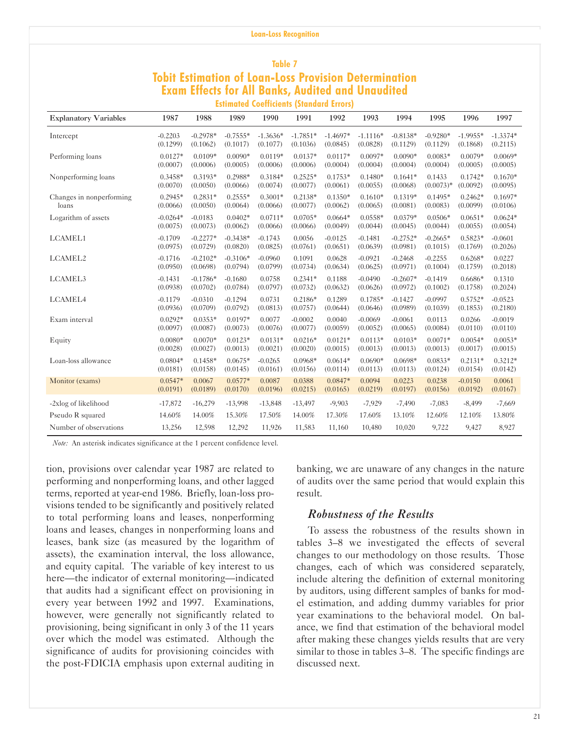## Table 7

## Tobit Estimation of Loan-Loss Provision Determination Exam Effects for All Banks, Audited and Unaudited

### Estimated Coefficients (Standard Errors)

| Explanatory Variables | 1987 | 1988 | 1989 | 1990 | 1991 | 1992 | 1993 | 1994 | 1995 | 1996 | 1997 |
|---|---|---|---|---|---|---|---|---|---|---|---|
| Intercept | -0.2203 | -0.2978* | -0.7555* | -1.3636* | -1.7851* | -1.4697* | -1.1116* | -0.8138* | -0.9280* | -1.9955* | -1.3374* |
| | (0.1299) | (0.1062) | (0.1017) | (0.1077) | (0.1036) | (0.0845) | (0.0828) | (0.1129) | (0.1129) | (0.1868) | (0.2115) |
| Performing loans | 0.0127* | 0.0109* | 0.0090* | 0.0119* | 0.0137* | 0.0117* | 0.0097* | 0.0090* | 0.0083* | 0.0079* | 0.0069* |
| | (0.0007) | (0.0006) | (0.0005) | (0.0006) | (0.0006) | (0.0004) | (0.0004) | (0.0004) | (0.0004) | (0.0005) | (0.0005) |
| Nonperforming loans | 0.3458* | 0.3193* | 0.2988* | 0.3184* | 0.2525* | 0.1753* | 0.1480* | 0.1641* | 0.1433 | 0.1742* | 0.1670* |
| | (0.0070) | (0.0050) | (0.0066) | (0.0074) | (0.0077) | (0.0061) | (0.0055) | (0.0068) | (0.0073)* | (0.0092) | (0.0095) |
| Changes in nonperforming loans | 0.2945* | 0.2831* | 0.2555* | 0.3001* | 0.2138* | 0.1350* | 0.1610* | 0.1319* | 0.1495* | 0.2462* | 0.1697* |
| | (0.0066) | (0.0050) | (0.0064) | (0.0066) | (0.0077) | (0.0062) | (0.0065) | (0.0081) | (0.0083) | (0.0099) | (0.0106) |
| Logarithm of assets | -0.0264* | -0.0183 | 0.0402* | 0.0711* | 0.0705* | 0.0664* | 0.0558* | 0.0379* | 0.0506* | 0.0651* | 0.0624* |
| | (0.0075) | (0.0073) | (0.0062) | (0.0066) | (0.0066) | (0.0049) | (0.0044) | (0.0045) | (0.0044) | (0.0055) | (0.0054) |
| LCAMEL1 | -0.1709 | -0.2277* | -0.3438* | -0.1743 | 0.0056 | -0.0125 | -0.1481 | -0.2752* | -0.2665* | 0.5823* | -0.0601 |
| | (0.0975) | (0.0729) | (0.0820) | (0.0825) | (0.0761) | (0.0651) | (0.0639) | (0.0981) | (0.1015) | (0.1769) | (0.2026) |
| LCAMEL2 | -0.1716 | -0.2102* | -0.3106* | -0.0960 | 0.1091 | 0.0628 | -0.0921 | -0.2468 | -0.2255 | 0.6268* | 0.0227 |
| | (0.0950) | (0.0698) | (0.0794) | (0.0799) | (0.0734) | (0.0634) | (0.0625) | (0.0971) | (0.1004) | (0.1759) | (0.2018) |
| LCAMEL3 | -0.1431 | -0.1786* | -0.1680 | 0.0758 | 0.2341* | 0.1188 | -0.0490 | -0.2607* | -0.1419 | 0.6686* | 0.1310 |
| | (0.0938) | (0.0702) | (0.0784) | (0.0797) | (0.0732) | (0.0632) | (0.0626) | (0.0972) | (0.1002) | (0.1758) | (0.2024) |
| LCAMEL4 | -0.1179 | -0.0310 | -0.1294 | 0.0731 | 0.2186* | 0.1289 | 0.1785* | -0.1427 | -0.0997 | 0.5752* | -0.0523 |
| | (0.0936) | (0.0709) | (0.0792) | (0.0813) | (0.0757) | (0.0644) | (0.0646) | (0.0989) | (0.1039) | (0.1853) | (0.2180) |
| Exam interval | 0.0292* | 0.0353* | 0.0197* | 0.0077 | -0.0002 | 0.0040 | -0.0069 | -0.0061 | 0.0113 | 0.0266 | -0.0019 |
| | (0.0097) | (0.0087) | (0.0073) | (0.0076) | (0.0077) | (0.0059) | (0.0052) | (0.0065) | (0.0084) | (0.0110) | (0.0110) |
| Equity | 0.0080* | 0.0070* | 0.0123* | 0.0131* | 0.0216* | 0.0121* | 0.0113* | 0.0103* | 0.0071* | 0.0054* | 0.0053* |
| | (0.0028) | (0.0027) | (0.0013) | (0.0021) | (0.0020) | (0.0015) | (0.0013) | (0.0013) | (0.0013) | (0.0017) | (0.0015) |
| Loan-loss allowance | 0.0804* | 0.1458* | 0.0675* | -0.0265 | 0.0968* | 0.0614* | 0.0690* | 0.0698* | 0.0833* | 0.2131* | 0.3212* |
| | (0.0181) | (0.0158) | (0.0145) | (0.0161) | (0.0156) | (0.0114) | (0.0113) | (0.0113) | (0.0124) | (0.0154) | (0.0142) |
| Monitor (exams) | 0.0547* | 0.0067 | 0.0577* | 0.0087 | 0.0388 | 0.0847* | 0.0094 | 0.0223 | 0.0238 | -0.0150 | 0.0061 |
| | (0.0191) | (0.0189) | (0.0170) | (0.0196) | (0.0215) | (0.0165) | (0.0219) | (0.0197) | (0.0156) | (0.0192) | (0.0167) |
| -2xlog of likelihood | -17,872 | -16,279 | -13,998 | -13,848 | -13,497 | -9,903 | -7,929 | -7,490 | -7,083 | -8,499 | -7,669 |
| Pseudo R squared | 14.60% | 14.00% | 15.30% | 17.50% | 14.00% | 17.30% | 17.60% | 13.10% | 12.60% | 12.10% | 13.80% |
| Number of observations | 13,256 | 12,598 | 12,292 | 11,926 | 11,583 | 11,160 | 10,480 | 10,020 | 9,722 | 9,427 | 8,927 |

*Note:* An asterisk indicates significance at the 1 percent confidence level.

tion, provisions over calendar year 1987 are related to performing and nonperforming loans, and other lagged terms, reported at year-end 1986. Briefly, loan-loss provisions tended to be significantly and positively related to total performing loans and leases, nonperforming loans and leases, changes in nonperforming loans and leases, bank size (as measured by the logarithm of assets), the examination interval, the loss allowance, and equity capital. The variable of key interest to us here—the indicator of external monitoring—indicated that audits had a significant effect on provisioning in every year between 1992 and 1997. Examinations, however, were generally not significantly related to provisioning, being significant in only 3 of the 11 years over which the model was estimated. Although the significance of audits for provisioning coincides with the post-FDICIA emphasis upon external auditing in banking, we are unaware of any changes in the nature of audits over the same period that would explain this result.

### *Robustness of the Results*

To assess the robustness of the results shown in tables 3–8 we investigated the effects of several changes to our methodology on those results. Those changes, each of which was considered separately, include altering the definition of external monitoring by auditors, using different samples of banks for model estimation, and adding dummy variables for prior year examinations to the behavioral model. On balance, we find that estimation of the behavioral model after making these changes yields results that are very similar to those in tables 3–8. The specific findings are discussed next.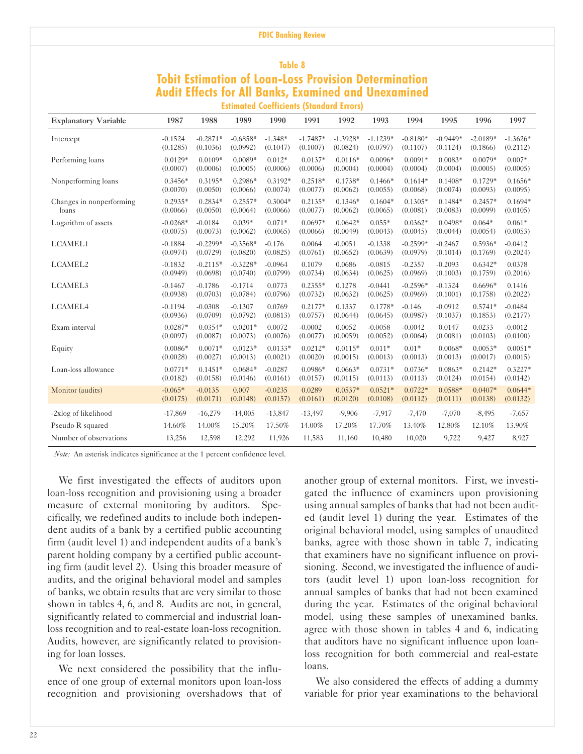### Table 8

## Tobit Estimation of Loan-Loss Provision Determination Audit Effects for All Banks, Examined and Unexamined

**Estimated Coefficients (Standard Errors)**

| Explanatory Variable | 1987 | 1988 | 1989 | 1990 | 1991 | 1992 | 1993 | 1994 | 1995 | 1996 | 1997 |
|---|---|---|---|---|---|---|---|---|---|---|---|
| Intercept | -0.1524 | -0.2871* | -0.6858* | -1.348* | -1.7487* | -1.3928* | -1.1239* | -0.8180* | -0.9449* | -2.0189* | -1.3626* |
| | (0.1285) | (0.1036) | (0.0992) | (0.1047) | (0.1007) | (0.0824) | (0.0797) | (0.1107) | (0.1124) | (0.1866) | (0.2112) |
| Performing loans | 0.0129* | 0.0109* | 0.0089* | 0.012* | 0.0137* | 0.0116* | 0.0096* | 0.0091* | 0.0083* | 0.0079* | 0.007* |
| | (0.0007) | (0.0006) | (0.0005) | (0.0006) | (0.0006) | (0.0004) | (0.0004) | (0.0004) | (0.0004) | (0.0005) | (0.0005) |
| Nonperforming loans | 0.3456* | 0.3195* | 0.2986* | 0.3192* | 0.2518* | 0.1738* | 0.1466* | 0.1614* | 0.1408* | 0.1729* | 0.1656* |
| | (0.0070) | (0.0050) | (0.0066) | (0.0074) | (0.0077) | (0.0062) | (0.0055) | (0.0068) | (0.0074) | (0.0093) | (0.0095) |
| Changes in nonperforming loans | 0.2935* | 0.2834* | 0.2557* | 0.3004* | 0.2135* | 0.1346* | 0.1604* | 0.1305* | 0.1484* | 0.2457* | 0.1694* |
| | (0.0066) | (0.0050) | (0.0064) | (0.0066) | (0.0077) | (0.0062) | (0.0065) | (0.0081) | (0.0083) | (0.0099) | (0.0105) |
| Logarithm of assets | -0.0268* | -0.0184 | 0.039* | 0.071* | 0.0697* | 0.0642* | 0.055* | 0.0362* | 0.0498* | 0.064* | 0.061* |
| | (0.0075) | (0.0073) | (0.0062) | (0.0065) | (0.0066) | (0.0049) | (0.0043) | (0.0045) | (0.0044) | (0.0054) | (0.0053) |
| LCAMEL1 | -0.1884 | -0.2299* | -0.3568* | -0.176 | 0.0064 | -0.0051 | -0.1338 | -0.2599* | -0.2467 | 0.5936* | -0.0412 |
| | (0.0974) | (0.0729) | (0.0820) | (0.0825) | (0.0761) | (0.0652) | (0.0639) | (0.0979) | (0.1014) | (0.1769) | (0.2024) |
| LCAMEL2 | -0.1832 | -0.2115* | -0.3228* | -0.0964 | 0.1079 | 0.0686 | -0.0815 | -0.2357 | -0.2093 | 0.6342* | 0.0378 |
| | (0.0949) | (0.0698) | (0.0740) | (0.0799) | (0.0734) | (0.0634) | (0.0625) | (0.0969) | (0.1003) | (0.1759) | (0.2016) |
| LCAMEL3 | -0.1467 | -0.1786 | -0.1714 | 0.0773 | 0.2355* | 0.1278 | -0.0441 | -0.2596* | -0.1324 | 0.6696* | 0.1416 |
| | (0.0938) | (0.0703) | (0.0784) | (0.0796) | (0.0732) | (0.0632) | (0.0625) | (0.0969) | (0.1001) | (0.1758) | (0.2022) |
| LCAMEL4 | -0.1194 | -0.0308 | -0.1307 | 0.0769 | 0.2177* | 0.1337 | 0.1778* | -0.146 | -0.0912 | 0.5741* | -0.0484 |
| | (0.0936) | (0.0709) | (0.0792) | (0.0813) | (0.0757) | (0.0644) | (0.0645) | (0.0987) | (0.1037) | (0.1853) | (0.2177) |
| Exam interval | 0.0287* | 0.0354* | 0.0201* | 0.0072 | -0.0002 | 0.0052 | -0.0058 | -0.0042 | 0.0147 | 0.0233 | -0.0012 |
| | (0.0097) | (0.0087) | (0.0073) | (0.0076) | (0.0077) | (0.0059) | (0.0052) | (0.0064) | (0.0081) | (0.0103) | (0.0100) |
| Equity | 0.0086* | 0.0071* | 0.0123* | 0.0133* | 0.0212* | 0.0115* | 0.011* | 0.01* | 0.0068* | 0.0053* | 0.0051* |
| | (0.0028) | (0.0027) | (0.0013) | (0.0021) | (0.0020) | (0.0015) | (0.0013) | (0.0013) | (0.0013) | (0.0017) | (0.0015) |
| Loan-loss allowance | 0.0771* | 0.1451* | 0.0684* | -0.0287 | 0.0986* | 0.0663* | 0.0731* | 0.0736* | 0.0863* | 0.2142* | 0.3227* |
| | (0.0182) | (0.0158) | (0.0146) | (0.0161) | (0.0157) | (0.0115) | (0.0113) | (0.0113) | (0.0124) | (0.0154) | (0.0142) |
| Monitor (audits) | -0.065* | -0.0135 | 0.007 | -0.0235 | 0.0289 | 0.0537* | 0.0521* | 0.0722* | 0.0588* | 0.0407* | 0.0644* |
| | (0.0175) | (0.0171) | (0.0148) | (0.0157) | (0.0161) | (0.0120) | (0.0108) | (0.0112) | (0.0111) | (0.0138) | (0.0132) |
| -2xlog of likelihood | -17,869 | -16,279 | -14,005 | -13,847 | -13,497 | -9,906 | -7,917 | -7,470 | -7,070 | -8,495 | -7,657 |
| Pseudo R squared | 14.60% | 14.00% | 15.20% | 17.50% | 14.00% | 17.20% | 17.70% | 13.40% | 12.80% | 12.10% | 13.90% |
| Number of observations | 13,256 | 12,598 | 12,292 | 11,926 | 11,583 | 11,160 | 10,480 | 10,020 | 9,722 | 9,427 | 8,927 |

*Note:* An asterisk indicates significance at the 1 percent confidence level.

We first investigated the effects of auditors upon loan-loss recognition and provisioning using a broader measure of external monitoring by auditors. Specifically, we redefined audits to include both independent audits of a bank by a certified public accounting firm (audit level 1) and independent audits of a bank's parent holding company by a certified public accounting firm (audit level 2). Using this broader measure of audits, and the original behavioral model and samples of banks, we obtain results that are very similar to those shown in tables 4, 6, and 8. Audits are not, in general, significantly related to commercial and industrial loan-loss recognition and to real-estate loan-loss recognition. Audits, however, are significantly related to provisioning for loan losses.

We next considered the possibility that the influence of one group of external monitors upon loan-loss recognition and provisioning overshadows that of another group of external monitors. First, we investigated the influence of examiners upon provisioning using annual samples of banks that had not been audited (audit level 1) during the year. Estimates of the original behavioral model, using samples of unaudited banks, agree with those shown in table 7, indicating that examiners have no significant influence on provisioning. Second, we investigated the influence of auditors (audit level 1) upon loan-loss recognition for annual samples of banks that had not been examined during the year. Estimates of the original behavioral model, using these samples of unexamined banks, agree with those shown in tables 4 and 6, indicating that auditors have no significant influence upon loan-loss recognition for both commercial and real-estate loans.

We also considered the effects of adding a dummy variable for prior year examinations to the behavioral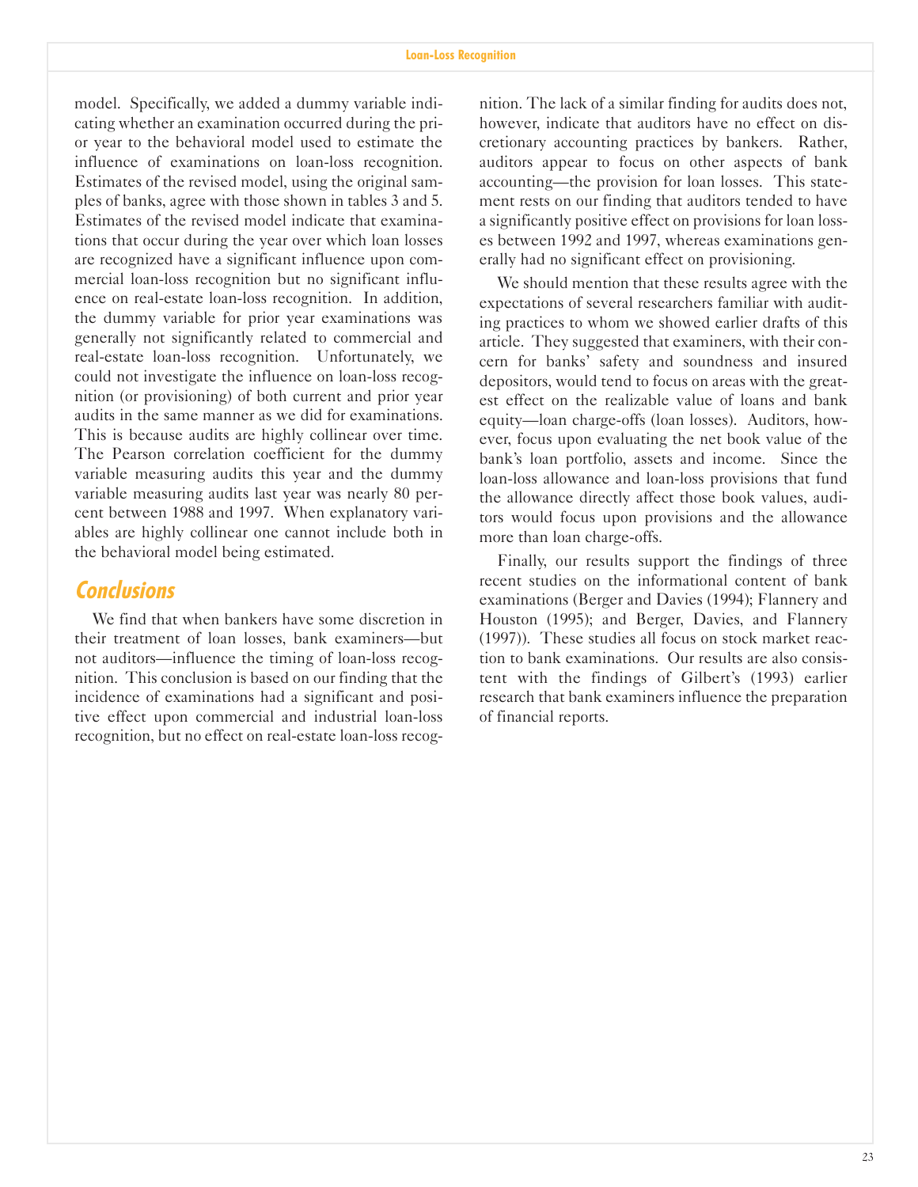model. Specifically, we added a dummy variable indicating whether an examination occurred during the prior year to the behavioral model used to estimate the influence of examinations on loan-loss recognition. Estimates of the revised model, using the original samples of banks, agree with those shown in tables 3 and 5. Estimates of the revised model indicate that examinations that occur during the year over which loan losses are recognized have a significant influence upon commercial loan-loss recognition but no significant influence on real-estate loan-loss recognition. In addition, the dummy variable for prior year examinations was generally not significantly related to commercial and real-estate loan-loss recognition. Unfortunately, we could not investigate the influence on loan-loss recognition (or provisioning) of both current and prior year audits in the same manner as we did for examinations. This is because audits are highly collinear over time. The Pearson correlation coefficient for the dummy variable measuring audits this year and the dummy variable measuring audits last year was nearly 80 percent between 1988 and 1997. When explanatory variables are highly collinear one cannot include both in the behavioral model being estimated.

## Conclusions

We find that when bankers have some discretion in their treatment of loan losses, bank examiners—but not auditors—influence the timing of loan-loss recognition. This conclusion is based on our finding that the incidence of examinations had a significant and positive effect upon commercial and industrial loan-loss recognition, but no effect on real-estate loan-loss recognition. The lack of a similar finding for audits does not, however, indicate that auditors have no effect on discretionary accounting practices by bankers. Rather, auditors appear to focus on other aspects of bank accounting—the provision for loan losses. This statement rests on our finding that auditors tended to have a significantly positive effect on provisions for loan losses between 1992 and 1997, whereas examinations generally had no significant effect on provisioning.

We should mention that these results agree with the expectations of several researchers familiar with auditing practices to whom we showed earlier drafts of this article. They suggested that examiners, with their concern for banks' safety and soundness and insured depositors, would tend to focus on areas with the greatest effect on the realizable value of loans and bank equity—loan charge-offs (loan losses). Auditors, however, focus upon evaluating the net book value of the bank's loan portfolio, assets and income. Since the loan-loss allowance and loan-loss provisions that fund the allowance directly affect those book values, auditors would focus upon provisions and the allowance more than loan charge-offs.

Finally, our results support the findings of three recent studies on the informational content of bank examinations (Berger and Davies (1994); Flannery and Houston (1995); and Berger, Davies, and Flannery (1997)). These studies all focus on stock market reaction to bank examinations. Our results are also consistent with the findings of Gilbert's (1993) earlier research that bank examiners influence the preparation of financial reports.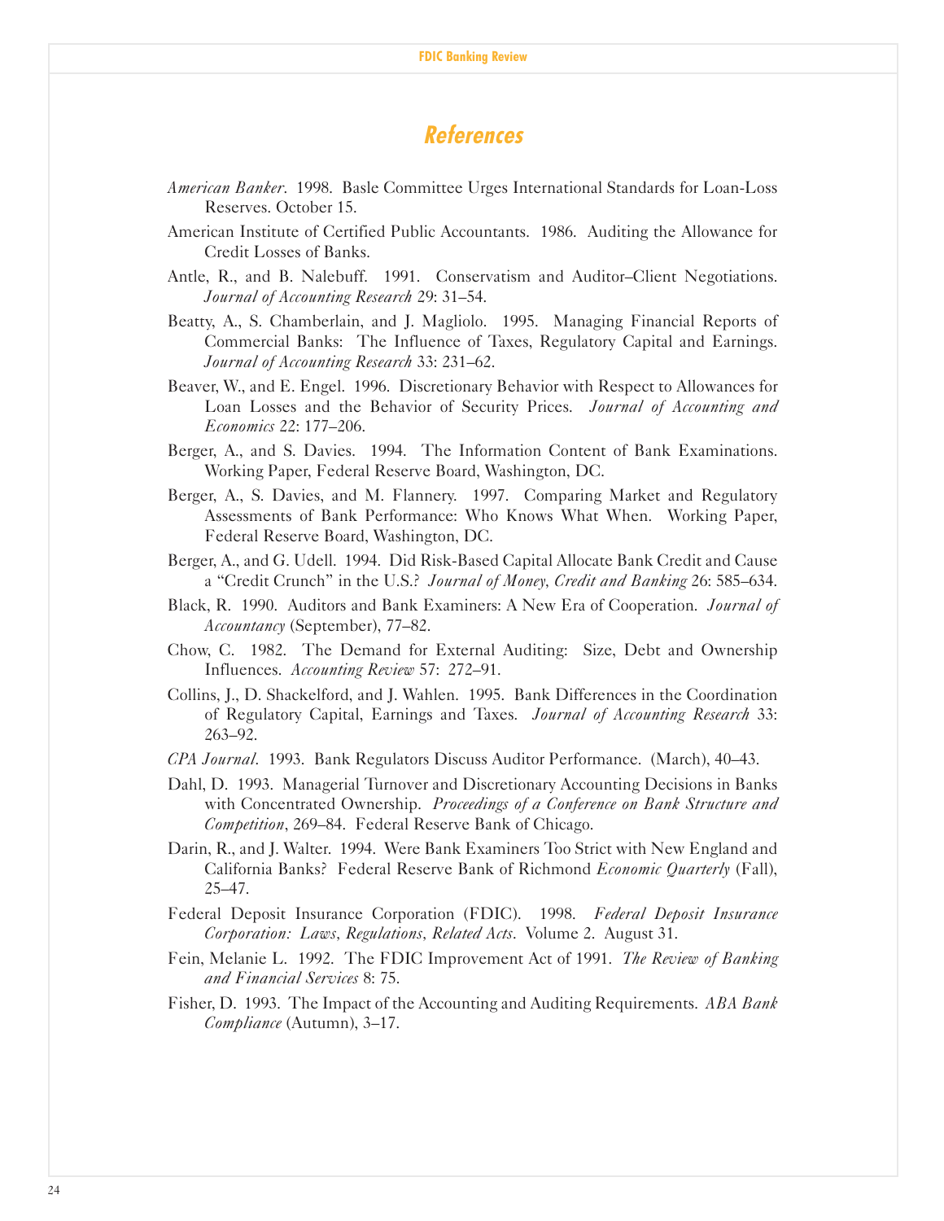# References

*American Banker*. 1998. Basle Committee Urges International Standards for Loan-Loss Reserves. October 15.

American Institute of Certified Public Accountants. 1986. Auditing the Allowance for Credit Losses of Banks.

Antle, R., and B. Nalebuff. 1991. Conservatism and Auditor–Client Negotiations. *Journal of Accounting Research* 29: 31–54.

Beatty, A., S. Chamberlain, and J. Magliolo. 1995. Managing Financial Reports of Commercial Banks: The Influence of Taxes, Regulatory Capital and Earnings. *Journal of Accounting Research* 33: 231–62.

Beaver, W., and E. Engel. 1996. Discretionary Behavior with Respect to Allowances for Loan Losses and the Behavior of Security Prices. *Journal of Accounting and Economics* 22: 177–206.

Berger, A., and S. Davies. 1994. The Information Content of Bank Examinations. Working Paper, Federal Reserve Board, Washington, DC.

Berger, A., S. Davies, and M. Flannery. 1997. Comparing Market and Regulatory Assessments of Bank Performance: Who Knows What When. Working Paper, Federal Reserve Board, Washington, DC.

Berger, A., and G. Udell. 1994. Did Risk-Based Capital Allocate Bank Credit and Cause a "Credit Crunch" in the U.S.? *Journal of Money, Credit and Banking* 26: 585–634.

Black, R. 1990. Auditors and Bank Examiners: A New Era of Cooperation. *Journal of Accountancy* (September), 77–82.

Chow, C. 1982. The Demand for External Auditing: Size, Debt and Ownership Influences. *Accounting Review* 57: 272–91.

Collins, J., D. Shackelford, and J. Wahlen. 1995. Bank Differences in the Coordination of Regulatory Capital, Earnings and Taxes. *Journal of Accounting Research* 33: 263–92.

*CPA Journal*. 1993. Bank Regulators Discuss Auditor Performance. (March), 40–43.

Dahl, D. 1993. Managerial Turnover and Discretionary Accounting Decisions in Banks with Concentrated Ownership. *Proceedings of a Conference on Bank Structure and Competition*, 269–84. Federal Reserve Bank of Chicago.

Darin, R., and J. Walter. 1994. Were Bank Examiners Too Strict with New England and California Banks? Federal Reserve Bank of Richmond *Economic Quarterly* (Fall), 25–47.

Federal Deposit Insurance Corporation (FDIC). 1998. *Federal Deposit Insurance Corporation: Laws, Regulations, Related Acts*. Volume 2. August 31.

Fein, Melanie L. 1992. The FDIC Improvement Act of 1991. *The Review of Banking and Financial Services* 8: 75.

Fisher, D. 1993. The Impact of the Accounting and Auditing Requirements. *ABA Bank Compliance* (Autumn), 3–17.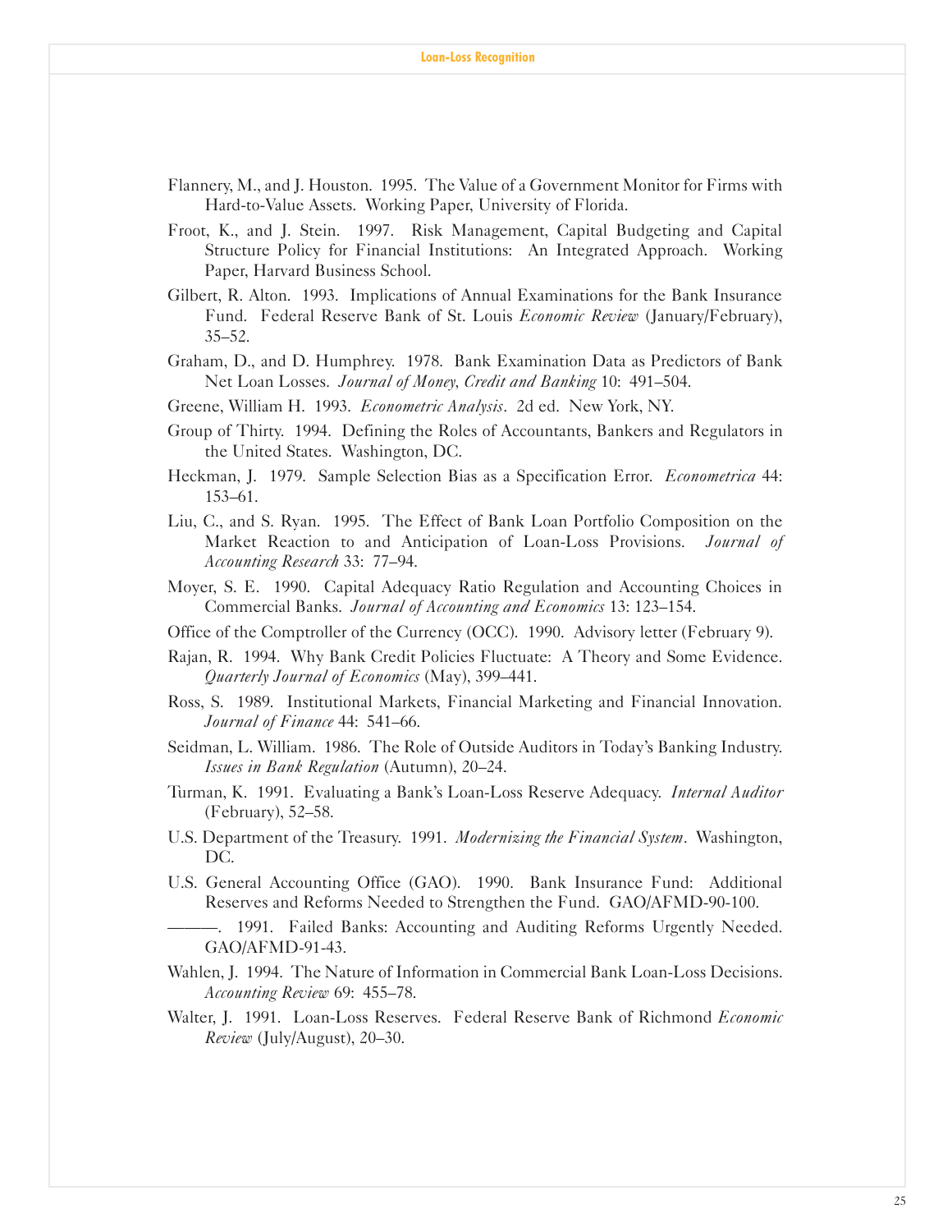Flannery, M., and J. Houston. 1995. The Value of a Government Monitor for Firms with Hard-to-Value Assets. Working Paper, University of Florida.

Froot, K., and J. Stein. 1997. Risk Management, Capital Budgeting and Capital Structure Policy for Financial Institutions: An Integrated Approach. Working Paper, Harvard Business School.

Gilbert, R. Alton. 1993. Implications of Annual Examinations for the Bank Insurance Fund. Federal Reserve Bank of St. Louis *Economic Review* (January/February), 35–52.

Graham, D., and D. Humphrey. 1978. Bank Examination Data as Predictors of Bank Net Loan Losses. *Journal of Money, Credit and Banking* 10: 491–504.

Greene, William H. 1993. *Econometric Analysis*. 2d ed. New York, NY.

Group of Thirty. 1994. Defining the Roles of Accountants, Bankers and Regulators in the United States. Washington, DC.

Heckman, J. 1979. Sample Selection Bias as a Specification Error. *Econometrica* 44: 153–61.

Liu, C., and S. Ryan. 1995. The Effect of Bank Loan Portfolio Composition on the Market Reaction to and Anticipation of Loan-Loss Provisions. *Journal of Accounting Research* 33: 77–94.

Moyer, S. E. 1990. Capital Adequacy Ratio Regulation and Accounting Choices in Commercial Banks. *Journal of Accounting and Economics* 13: 123–154.

Office of the Comptroller of the Currency (OCC). 1990. Advisory letter (February 9).

Rajan, R. 1994. Why Bank Credit Policies Fluctuate: A Theory and Some Evidence. *Quarterly Journal of Economics* (May), 399–441.

Ross, S. 1989. Institutional Markets, Financial Marketing and Financial Innovation. *Journal of Finance* 44: 541–66.

Seidman, L. William. 1986. The Role of Outside Auditors in Today's Banking Industry. *Issues in Bank Regulation* (Autumn), 20–24.

Turman, K. 1991. Evaluating a Bank's Loan-Loss Reserve Adequacy. *Internal Auditor* (February), 52–58.

U.S. Department of the Treasury. 1991. *Modernizing the Financial System*. Washington, DC.

U.S. General Accounting Office (GAO). 1990. Bank Insurance Fund: Additional Reserves and Reforms Needed to Strengthen the Fund. GAO/AFMD-90-100.

———. 1991. Failed Banks: Accounting and Auditing Reforms Urgently Needed. GAO/AFMD-91-43.

Wahlen, J. 1994. The Nature of Information in Commercial Bank Loan-Loss Decisions. *Accounting Review* 69: 455–78.

Walter, J. 1991. Loan-Loss Reserves. Federal Reserve Bank of Richmond *Economic Review* (July/August), 20–30.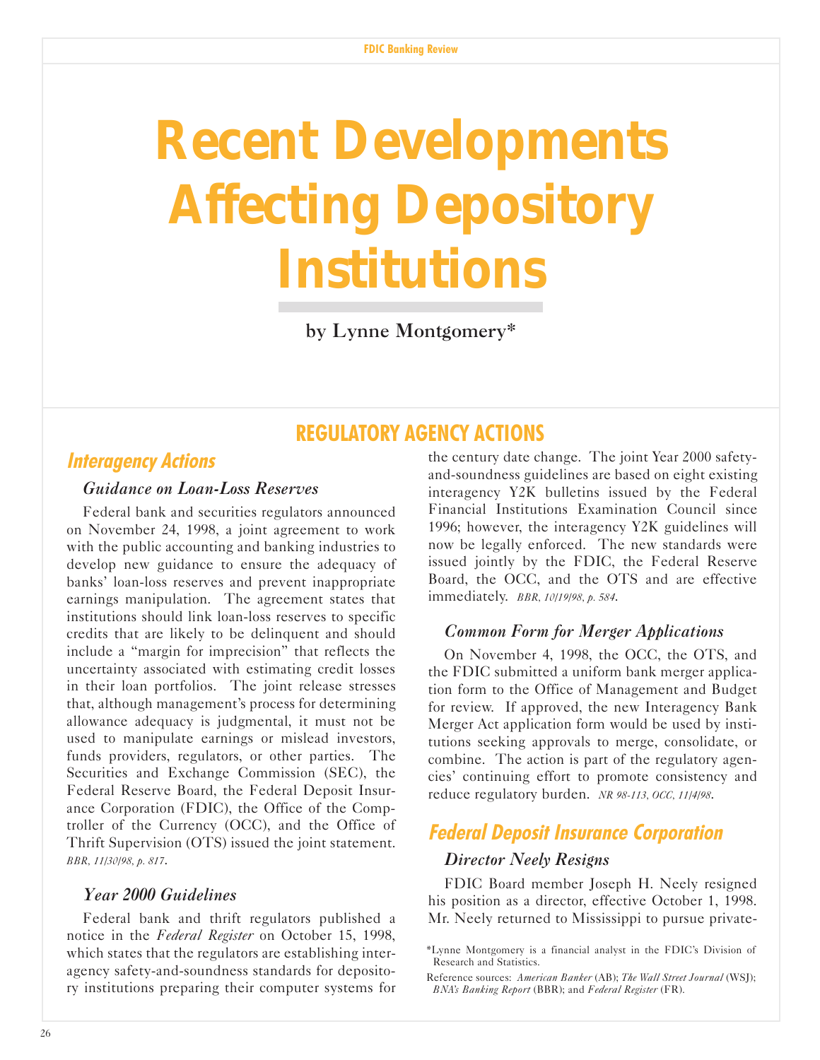# Recent Developments Affecting Depository Institutions

by Lynne Montgomery*

## REGULATORY AGENCY ACTIONS

### Interagency Actions

#### Guidance on Loan-Loss Reserves

Federal bank and securities regulators announced on November 24, 1998, a joint agreement to work with the public accounting and banking industries to develop new guidance to ensure the adequacy of banks' loan-loss reserves and prevent inappropriate earnings manipulation. The agreement states that institutions should link loan-loss reserves to specific credits that are likely to be delinquent and should include a "margin for imprecision" that reflects the uncertainty associated with estimating credit losses in their loan portfolios. The joint release stresses that, although management's process for determining allowance adequacy is judgmental, it must not be used to manipulate earnings or mislead investors, funds providers, regulators, or other parties. The Securities and Exchange Commission (SEC), the Federal Reserve Board, the Federal Deposit Insurance Corporation (FDIC), the Office of the Comptroller of the Currency (OCC), and the Office of Thrift Supervision (OTS) issued the joint statement. *BBR, 11/30/98, p. 817*.

#### Year 2000 Guidelines

Federal bank and thrift regulators published a notice in the *Federal Register* on October 15, 1998, which states that the regulators are establishing interagency safety-and-soundness standards for depository institutions preparing their computer systems for the century date change. The joint Year 2000 safety-and-soundness guidelines are based on eight existing interagency Y2K bulletins issued by the Federal Financial Institutions Examination Council since 1996; however, the interagency Y2K guidelines will now be legally enforced. The new standards were issued jointly by the FDIC, the Federal Reserve Board, the OCC, and the OTS and are effective immediately. *BBR, 10/19/98, p. 584*.

#### Common Form for Merger Applications

On November 4, 1998, the OCC, the OTS, and the FDIC submitted a uniform bank merger application form to the Office of Management and Budget for review. If approved, the new Interagency Bank Merger Act application form would be used by institutions seeking approvals to merge, consolidate, or combine. The action is part of the regulatory agencies' continuing effort to promote consistency and reduce regulatory burden. *NR 98-113, OCC, 11/4/98*.

### Federal Deposit Insurance Corporation

#### Director Neely Resigns

FDIC Board member Joseph H. Neely resigned his position as a director, effective October 1, 1998. Mr. Neely returned to Mississippi to pursue private-

*Lynne Montgomery is a financial analyst in the FDIC's Division of Research and Statistics.

Reference sources: *American Banker* (AB); *The Wall Street Journal* (WSJ); *BNA's Banking Report* (BBR); and *Federal Register* (FR).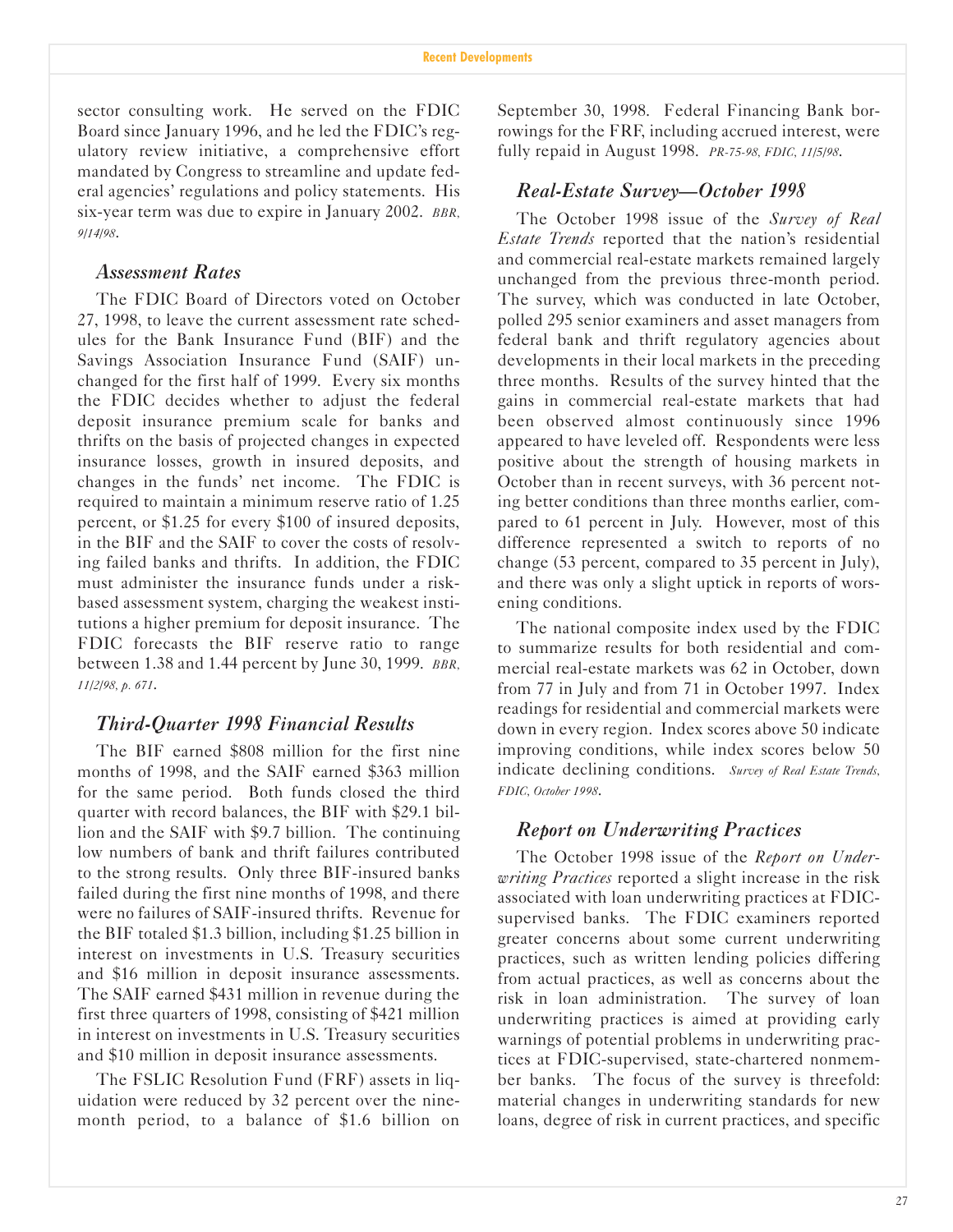sector consulting work. He served on the FDIC Board since January 1996, and he led the FDIC's regulatory review initiative, a comprehensive effort mandated by Congress to streamline and update federal agencies' regulations and policy statements. His six-year term was due to expire in January 2002. *BBR, 9/14/98*.

### *Assessment Rates*

The FDIC Board of Directors voted on October 27, 1998, to leave the current assessment rate schedules for the Bank Insurance Fund (BIF) and the Savings Association Insurance Fund (SAIF) unchanged for the first half of 1999. Every six months the FDIC decides whether to adjust the federal deposit insurance premium scale for banks and thrifts on the basis of projected changes in expected insurance losses, growth in insured deposits, and changes in the funds' net income. The FDIC is required to maintain a minimum reserve ratio of 1.25 percent, or $1.25 for every $100 of insured deposits, in the BIF and the SAIF to cover the costs of resolving failed banks and thrifts. In addition, the FDIC must administer the insurance funds under a risk-based assessment system, charging the weakest institutions a higher premium for deposit insurance. The FDIC forecasts the BIF reserve ratio to range between 1.38 and 1.44 percent by June 30, 1999. *BBR, 11/2/98, p. 671*.

### *Third-Quarter 1998 Financial Results*

The BIF earned $808 million for the first nine months of 1998, and the SAIF earned $363 million for the same period. Both funds closed the third quarter with record balances, the BIF with $29.1 billion and the SAIF with $9.7 billion. The continuing low numbers of bank and thrift failures contributed to the strong results. Only three BIF-insured banks failed during the first nine months of 1998, and there were no failures of SAIF-insured thrifts. Revenue for the BIF totaled $1.3 billion, including $1.25 billion in interest on investments in U.S. Treasury securities and $16 million in deposit insurance assessments. The SAIF earned $431 million in revenue during the first three quarters of 1998, consisting of $421 million in interest on investments in U.S. Treasury securities and $10 million in deposit insurance assessments.

The FSLIC Resolution Fund (FRF) assets in liquidation were reduced by 32 percent over the nine-month period, to a balance of $1.6 billion on September 30, 1998. Federal Financing Bank borrowings for the FRF, including accrued interest, were fully repaid in August 1998. *PR-75-98, FDIC, 11/5/98*.

### *Real-Estate Survey—October 1998*

The October 1998 issue of the *Survey of Real Estate Trends* reported that the nation's residential and commercial real-estate markets remained largely unchanged from the previous three-month period. The survey, which was conducted in late October, polled 295 senior examiners and asset managers from federal bank and thrift regulatory agencies about developments in their local markets in the preceding three months. Results of the survey hinted that the gains in commercial real-estate markets that had been observed almost continuously since 1996 appeared to have leveled off. Respondents were less positive about the strength of housing markets in October than in recent surveys, with 36 percent noting better conditions than three months earlier, compared to 61 percent in July. However, most of this difference represented a switch to reports of no change (53 percent, compared to 35 percent in July), and there was only a slight uptick in reports of worsening conditions.

The national composite index used by the FDIC to summarize results for both residential and commercial real-estate markets was 62 in October, down from 77 in July and from 71 in October 1997. Index readings for residential and commercial markets were down in every region. Index scores above 50 indicate improving conditions, while index scores below 50 indicate declining conditions. *Survey of Real Estate Trends, FDIC, October 1998*.

### *Report on Underwriting Practices*

The October 1998 issue of the *Report on Underwriting Practices* reported a slight increase in the risk associated with loan underwriting practices at FDIC-supervised banks. The FDIC examiners reported greater concerns about some current underwriting practices, such as written lending policies differing from actual practices, as well as concerns about the risk in loan administration. The survey of loan underwriting practices is aimed at providing early warnings of potential problems in underwriting practices at FDIC-supervised, state-chartered nonmember banks. The focus of the survey is threefold: material changes in underwriting standards for new loans, degree of risk in current practices, and specific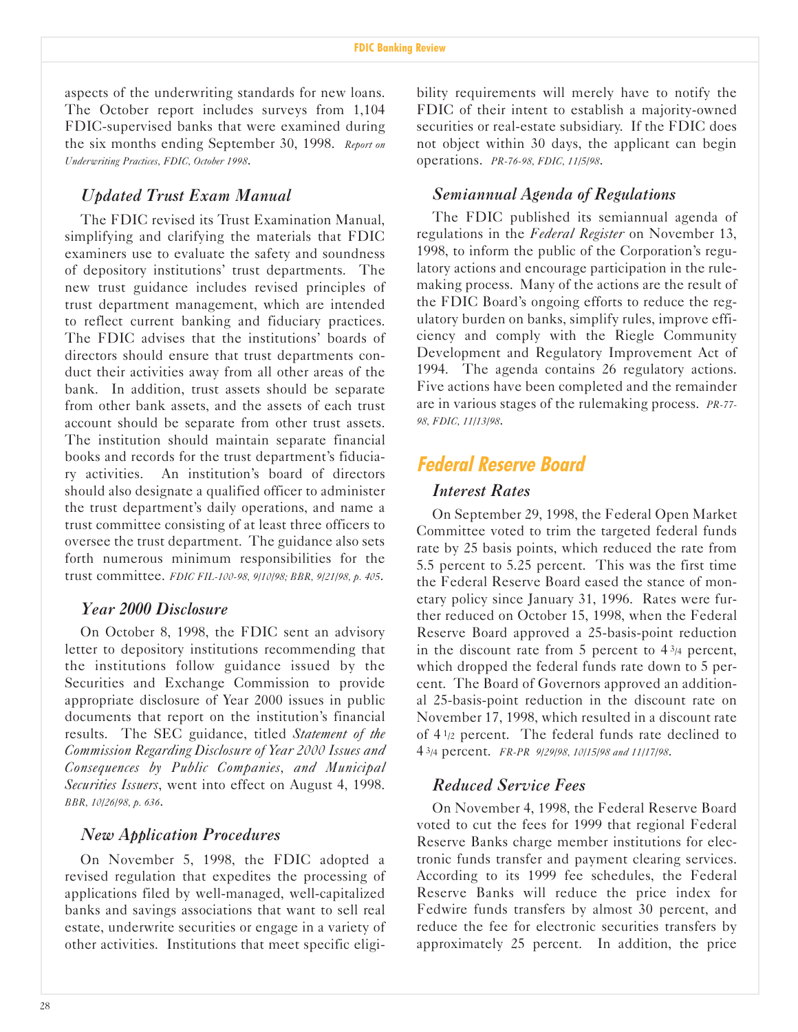aspects of the underwriting standards for new loans. The October report includes surveys from 1,104 FDIC-supervised banks that were examined during the six months ending September 30, 1998. *Report on Underwriting Practices, FDIC, October 1998.*

### *Updated Trust Exam Manual*

The FDIC revised its Trust Examination Manual, simplifying and clarifying the materials that FDIC examiners use to evaluate the safety and soundness of depository institutions' trust departments. The new trust guidance includes revised principles of trust department management, which are intended to reflect current banking and fiduciary practices. The FDIC advises that the institutions' boards of directors should ensure that trust departments conduct their activities away from all other areas of the bank. In addition, trust assets should be separate from other bank assets, and the assets of each trust account should be separate from other trust assets. The institution should maintain separate financial books and records for the trust department's fiduciary activities. An institution's board of directors should also designate a qualified officer to administer the trust department's daily operations, and name a trust committee consisting of at least three officers to oversee the trust department. The guidance also sets forth numerous minimum responsibilities for the trust committee. *FDIC FIL-100-98, 9/10/98; BBR, 9/21/98, p. 405.*

### *Year 2000 Disclosure*

On October 8, 1998, the FDIC sent an advisory letter to depository institutions recommending that the institutions follow guidance issued by the Securities and Exchange Commission to provide appropriate disclosure of Year 2000 issues in public documents that report on the institution's financial results. The SEC guidance, titled *Statement of the Commission Regarding Disclosure of Year 2000 Issues and Consequences by Public Companies, and Municipal Securities Issuers*, went into effect on August 4, 1998. *BBR, 10/26/98, p. 636.*

### *New Application Procedures*

On November 5, 1998, the FDIC adopted a revised regulation that expedites the processing of applications filed by well-managed, well-capitalized banks and savings associations that want to sell real estate, underwrite securities or engage in a variety of other activities. Institutions that meet specific eligibility requirements will merely have to notify the FDIC of their intent to establish a majority-owned securities or real-estate subsidiary. If the FDIC does not object within 30 days, the applicant can begin operations. *PR-76-98, FDIC, 11/5/98.*

### *Semiannual Agenda of Regulations*

The FDIC published its semiannual agenda of regulations in the *Federal Register* on November 13, 1998, to inform the public of the Corporation's regulatory actions and encourage participation in the rulemaking process. Many of the actions are the result of the FDIC Board's ongoing efforts to reduce the regulatory burden on banks, simplify rules, improve efficiency and comply with the Riegle Community Development and Regulatory Improvement Act of 1994. The agenda contains 26 regulatory actions. Five actions have been completed and the remainder are in various stages of the rulemaking process. *PR-77-98, FDIC, 11/13/98.*

## Federal Reserve Board

### *Interest Rates*

On September 29, 1998, the Federal Open Market Committee voted to trim the targeted federal funds rate by 25 basis points, which reduced the rate from 5.5 percent to 5.25 percent. This was the first time the Federal Reserve Board eased the stance of monetary policy since January 31, 1996. Rates were further reduced on October 15, 1998, when the Federal Reserve Board approved a 25-basis-point reduction in the discount rate from 5 percent to 4 3/4 percent, which dropped the federal funds rate down to 5 percent. The Board of Governors approved an additional 25-basis-point reduction in the discount rate on November 17, 1998, which resulted in a discount rate of 4 1/2 percent. The federal funds rate declined to 4 3/4 percent. *FR-PR 9/29/98, 10/15/98 and 11/17/98.*

### *Reduced Service Fees*

On November 4, 1998, the Federal Reserve Board voted to cut the fees for 1999 that regional Federal Reserve Banks charge member institutions for electronic funds transfer and payment clearing services. According to its 1999 fee schedules, the Federal Reserve Banks will reduce the price index for Fedwire funds transfers by almost 30 percent, and reduce the fee for electronic securities transfers by approximately 25 percent. In addition, the price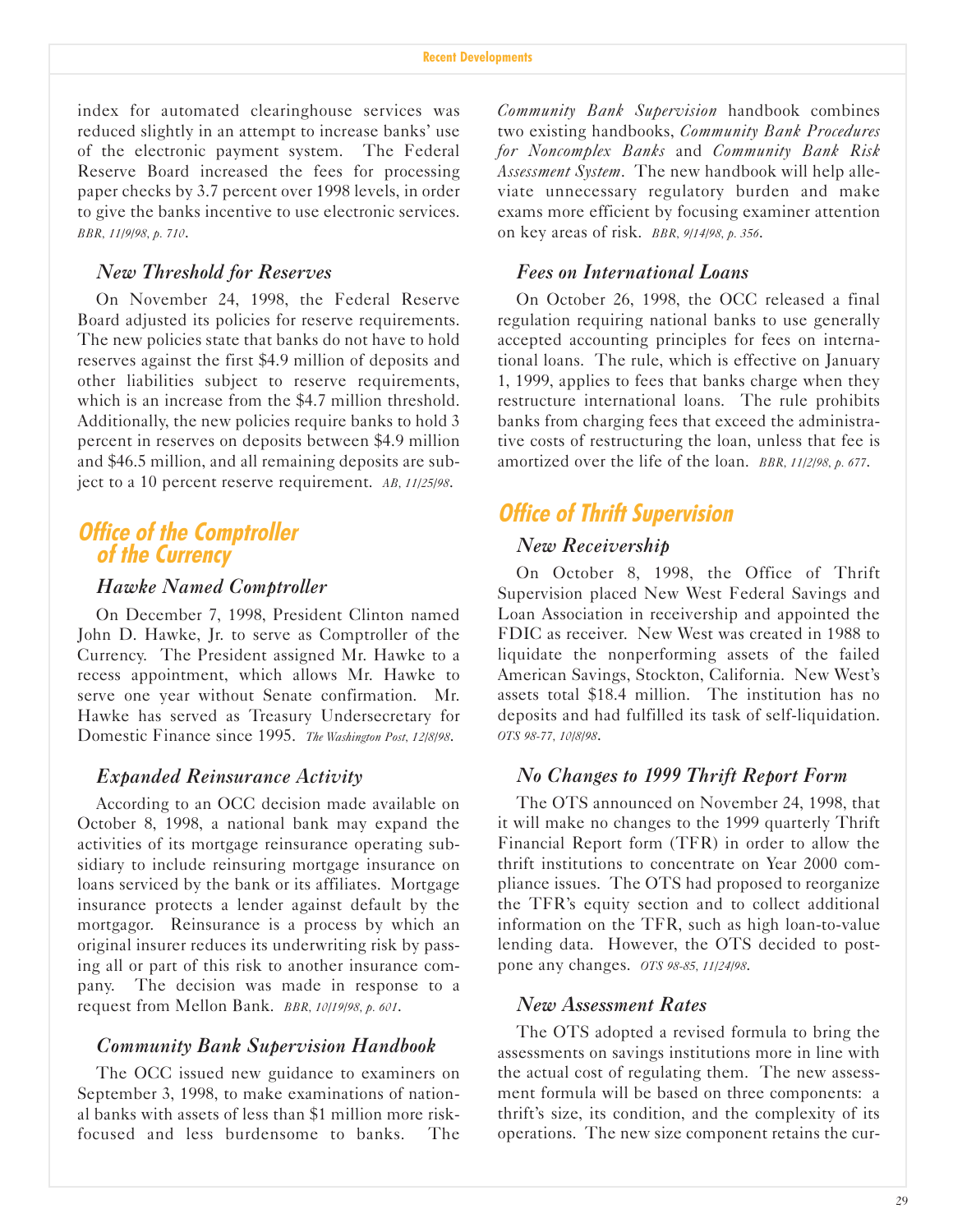index for automated clearinghouse services was reduced slightly in an attempt to increase banks' use of the electronic payment system. The Federal Reserve Board increased the fees for processing paper checks by 3.7 percent over 1998 levels, in order to give the banks incentive to use electronic services. *BBR, 11/9/98, p. 710*.

### *New Threshold for Reserves*

On November 24, 1998, the Federal Reserve Board adjusted its policies for reserve requirements. The new policies state that banks do not have to hold reserves against the first $4.9 million of deposits and other liabilities subject to reserve requirements, which is an increase from the $4.7 million threshold. Additionally, the new policies require banks to hold 3 percent in reserves on deposits between $4.9 million and $46.5 million, and all remaining deposits are subject to a 10 percent reserve requirement. *AB, 11/25/98*.

## Office of the Comptroller of the Currency

### *Hawke Named Comptroller*

On December 7, 1998, President Clinton named John D. Hawke, Jr. to serve as Comptroller of the Currency. The President assigned Mr. Hawke to a recess appointment, which allows Mr. Hawke to serve one year without Senate confirmation. Mr. Hawke has served as Treasury Undersecretary for Domestic Finance since 1995. *The Washington Post, 12/8/98*.

### *Expanded Reinsurance Activity*

According to an OCC decision made available on October 8, 1998, a national bank may expand the activities of its mortgage reinsurance operating subsidiary to include reinsuring mortgage insurance on loans serviced by the bank or its affiliates. Mortgage insurance protects a lender against default by the mortgagor. Reinsurance is a process by which an original insurer reduces its underwriting risk by passing all or part of this risk to another insurance company. The decision was made in response to a request from Mellon Bank. *BBR, 10/19/98, p. 601*.

### *Community Bank Supervision Handbook*

The OCC issued new guidance to examiners on September 3, 1998, to make examinations of national banks with assets of less than $1 million more risk-focused and less burdensome to banks. The *Community Bank Supervision* handbook combines two existing handbooks, *Community Bank Procedures for Noncomplex Banks* and *Community Bank Risk Assessment System*. The new handbook will help alleviate unnecessary regulatory burden and make exams more efficient by focusing examiner attention on key areas of risk. *BBR, 9/14/98, p. 356*.

### *Fees on International Loans*

On October 26, 1998, the OCC released a final regulation requiring national banks to use generally accepted accounting principles for fees on international loans. The rule, which is effective on January 1, 1999, applies to fees that banks charge when they restructure international loans. The rule prohibits banks from charging fees that exceed the administrative costs of restructuring the loan, unless that fee is amortized over the life of the loan. *BBR, 11/2/98, p. 677*.

## Office of Thrift Supervision

### *New Receivership*

On October 8, 1998, the Office of Thrift Supervision placed New West Federal Savings and Loan Association in receivership and appointed the FDIC as receiver. New West was created in 1988 to liquidate the nonperforming assets of the failed American Savings, Stockton, California. New West's assets total $18.4 million. The institution has no deposits and had fulfilled its task of self-liquidation. *OTS 98-77, 10/8/98*.

### *No Changes to 1999 Thrift Report Form*

The OTS announced on November 24, 1998, that it will make no changes to the 1999 quarterly Thrift Financial Report form (TFR) in order to allow the thrift institutions to concentrate on Year 2000 compliance issues. The OTS had proposed to reorganize the TFR's equity section and to collect additional information on the TFR, such as high loan-to-value lending data. However, the OTS decided to postpone any changes. *OTS 98-85, 11/24/98*.

### *New Assessment Rates*

The OTS adopted a revised formula to bring the assessments on savings institutions more in line with the actual cost of regulating them. The new assessment formula will be based on three components: a thrift's size, its condition, and the complexity of its operations. The new size component retains the cur-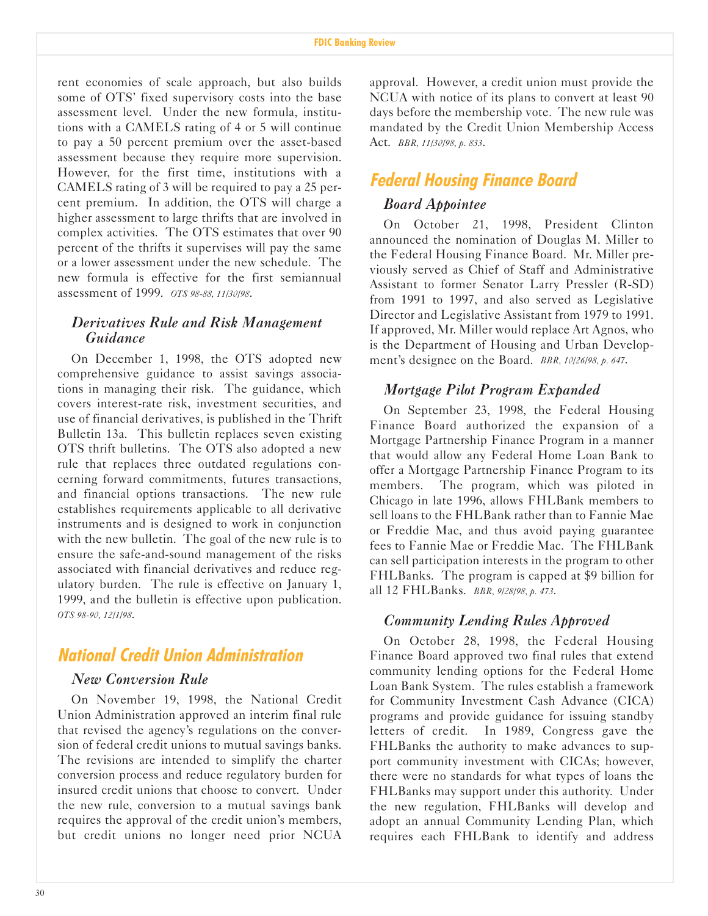rent economies of scale approach, but also builds some of OTS' fixed supervisory costs into the base assessment level. Under the new formula, institutions with a CAMELS rating of 4 or 5 will continue to pay a 50 percent premium over the asset-based assessment because they require more supervision. However, for the first time, institutions with a CAMELS rating of 3 will be required to pay a 25 percent premium. In addition, the OTS will charge a higher assessment to large thrifts that are involved in complex activities. The OTS estimates that over 90 percent of the thrifts it supervises will pay the same or a lower assessment under the new schedule. The new formula is effective for the first semiannual assessment of 1999. *OTS 98-88, 11/30/98.*

### *Derivatives Rule and Risk Management Guidance*

On December 1, 1998, the OTS adopted new comprehensive guidance to assist savings associations in managing their risk. The guidance, which covers interest-rate risk, investment securities, and use of financial derivatives, is published in the Thrift Bulletin 13a. This bulletin replaces seven existing OTS thrift bulletins. The OTS also adopted a new rule that replaces three outdated regulations concerning forward commitments, futures transactions, and financial options transactions. The new rule establishes requirements applicable to all derivative instruments and is designed to work in conjunction with the new bulletin. The goal of the new rule is to ensure the safe-and-sound management of the risks associated with financial derivatives and reduce regulatory burden. The rule is effective on January 1, 1999, and the bulletin is effective upon publication. *OTS 98-90, 12/1/98.*

## National Credit Union Administration

### *New Conversion Rule*

On November 19, 1998, the National Credit Union Administration approved an interim final rule that revised the agency's regulations on the conversion of federal credit unions to mutual savings banks. The revisions are intended to simplify the charter conversion process and reduce regulatory burden for insured credit unions that choose to convert. Under the new rule, conversion to a mutual savings bank requires the approval of the credit union's members, but credit unions no longer need prior NCUA approval. However, a credit union must provide the NCUA with notice of its plans to convert at least 90 days before the membership vote. The new rule was mandated by the Credit Union Membership Access Act. *BBR, 11/30/98, p. 833.*

## Federal Housing Finance Board

### *Board Appointee*

On October 21, 1998, President Clinton announced the nomination of Douglas M. Miller to the Federal Housing Finance Board. Mr. Miller previously served as Chief of Staff and Administrative Assistant to former Senator Larry Pressler (R-SD) from 1991 to 1997, and also served as Legislative Director and Legislative Assistant from 1979 to 1991. If approved, Mr. Miller would replace Art Agnos, who is the Department of Housing and Urban Development's designee on the Board. *BBR, 10/26/98, p. 647.*

### *Mortgage Pilot Program Expanded*

On September 23, 1998, the Federal Housing Finance Board authorized the expansion of a Mortgage Partnership Finance Program in a manner that would allow any Federal Home Loan Bank to offer a Mortgage Partnership Finance Program to its members. The program, which was piloted in Chicago in late 1996, allows FHLBank members to sell loans to the FHLBank rather than to Fannie Mae or Freddie Mac, and thus avoid paying guarantee fees to Fannie Mae or Freddie Mac. The FHLBank can sell participation interests in the program to other FHLBanks. The program is capped at $9 billion for all 12 FHLBanks. *BBR, 9/28/98, p. 473.*

### *Community Lending Rules Approved*

On October 28, 1998, the Federal Housing Finance Board approved two final rules that extend community lending options for the Federal Home Loan Bank System. The rules establish a framework for Community Investment Cash Advance (CICA) programs and provide guidance for issuing standby letters of credit. In 1989, Congress gave the FHLBanks the authority to make advances to support community investment with CICAs; however, there were no standards for what types of loans the FHLBanks may support under this authority. Under the new regulation, FHLBanks will develop and adopt an annual Community Lending Plan, which requires each FHLBank to identify and address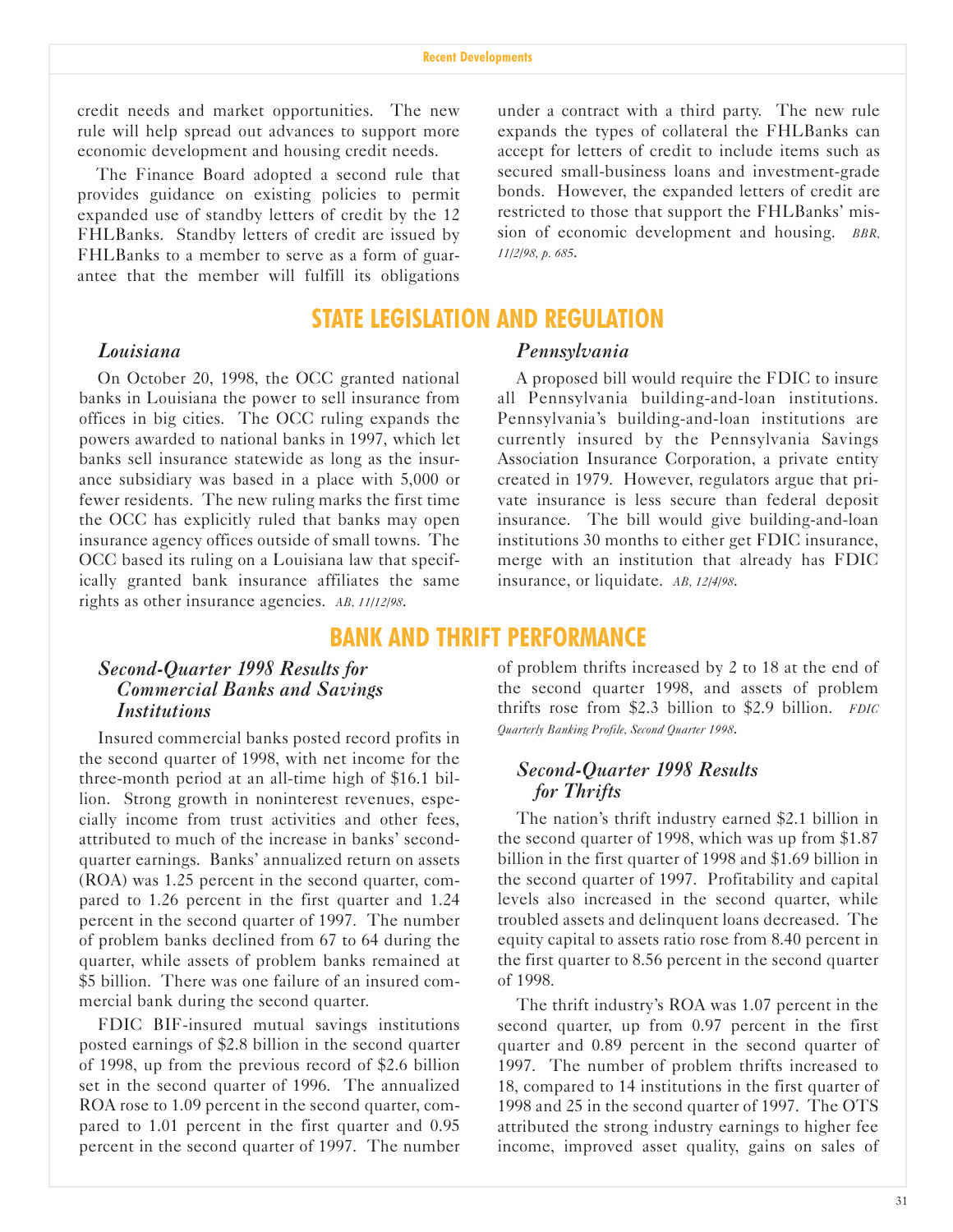credit needs and market opportunities. The new rule will help spread out advances to support more economic development and housing credit needs.

The Finance Board adopted a second rule that provides guidance on existing policies to permit expanded use of standby letters of credit by the 12 FHLBanks. Standby letters of credit are issued by FHLBanks to a member to serve as a form of guarantee that the member will fulfill its obligations under a contract with a third party. The new rule expands the types of collateral the FHLBanks can accept for letters of credit to include items such as secured small-business loans and investment-grade bonds. However, the expanded letters of credit are restricted to those that support the FHLBanks' mission of economic development and housing. *BBR, 11/2/98, p. 685.*

## STATE LEGISLATION AND REGULATION

### *Louisiana*

On October 20, 1998, the OCC granted national banks in Louisiana the power to sell insurance from offices in big cities. The OCC ruling expands the powers awarded to national banks in 1997, which let banks sell insurance statewide as long as the insurance subsidiary was based in a place with 5,000 or fewer residents. The new ruling marks the first time the OCC has explicitly ruled that banks may open insurance agency offices outside of small towns. The OCC based its ruling on a Louisiana law that specifically granted bank insurance affiliates the same rights as other insurance agencies. *AB, 11/12/98.*

### *Pennsylvania*

A proposed bill would require the FDIC to insure all Pennsylvania building-and-loan institutions. Pennsylvania's building-and-loan institutions are currently insured by the Pennsylvania Savings Association Insurance Corporation, a private entity created in 1979. However, regulators argue that private insurance is less secure than federal deposit insurance. The bill would give building-and-loan institutions 30 months to either get FDIC insurance, merge with an institution that already has FDIC insurance, or liquidate. *AB, 12/4/98.*

## BANK AND THRIFT PERFORMANCE

### *Second-Quarter 1998 Results for Commercial Banks and Savings Institutions*

Insured commercial banks posted record profits in the second quarter of 1998, with net income for the three-month period at an all-time high of $16.1 billion. Strong growth in noninterest revenues, especially income from trust activities and other fees, attributed to much of the increase in banks' second-quarter earnings. Banks' annualized return on assets (ROA) was 1.25 percent in the second quarter, compared to 1.26 percent in the first quarter and 1.24 percent in the second quarter of 1997. The number of problem banks declined from 67 to 64 during the quarter, while assets of problem banks remained at $5 billion. There was one failure of an insured commercial bank during the second quarter.

FDIC BIF-insured mutual savings institutions posted earnings of $2.8 billion in the second quarter of 1998, up from the previous record of $2.6 billion set in the second quarter of 1996. The annualized ROA rose to 1.09 percent in the second quarter, compared to 1.01 percent in the first quarter and 0.95 percent in the second quarter of 1997. The number of problem thrifts increased by 2 to 18 at the end of the second quarter 1998, and assets of problem thrifts rose from $2.3 billion to $2.9 billion. *FDIC Quarterly Banking Profile, Second Quarter 1998.*

### *Second-Quarter 1998 Results for Thrifts*

The nation's thrift industry earned $2.1 billion in the second quarter of 1998, which was up from $1.87 billion in the first quarter of 1998 and $1.69 billion in the second quarter of 1997. Profitability and capital levels also increased in the second quarter, while troubled assets and delinquent loans decreased. The equity capital to assets ratio rose from 8.40 percent in the first quarter to 8.56 percent in the second quarter of 1998.

The thrift industry's ROA was 1.07 percent in the second quarter, up from 0.97 percent in the first quarter and 0.89 percent in the second quarter of 1997. The number of problem thrifts increased to 18, compared to 14 institutions in the first quarter of 1998 and 25 in the second quarter of 1997. The OTS attributed the strong industry earnings to higher fee income, improved asset quality, gains on sales of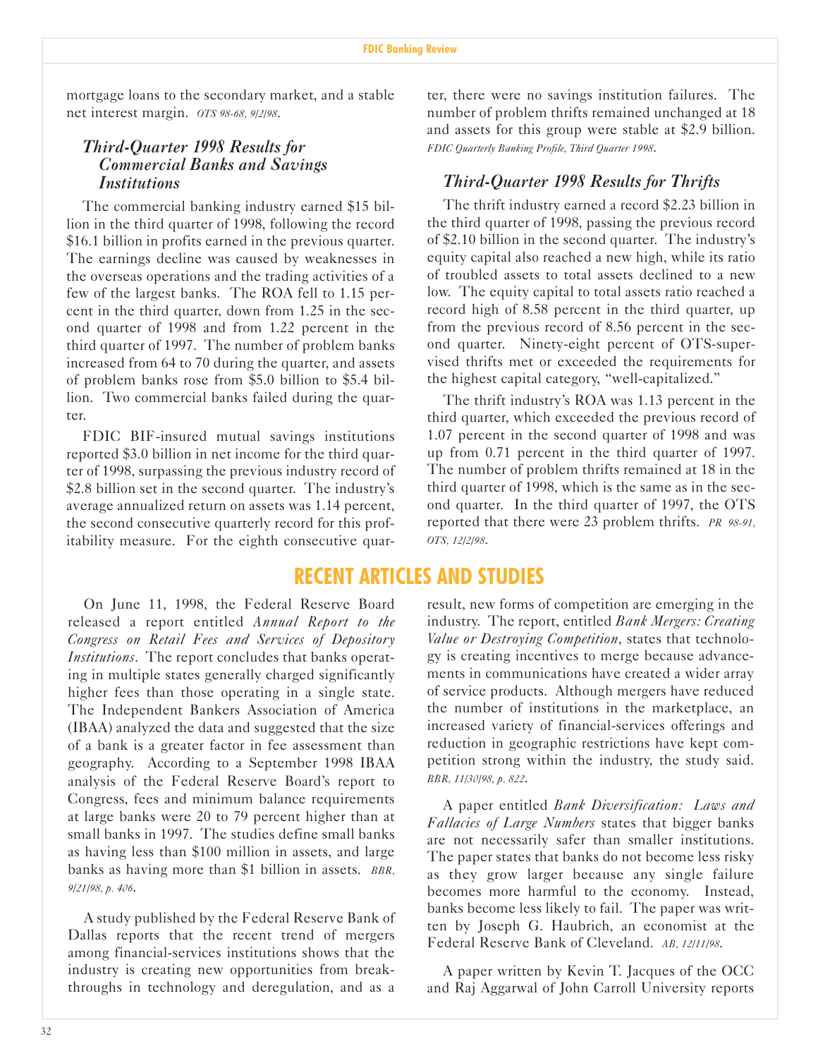mortgage loans to the secondary market, and a stable net interest margin. *OTS 98-68, 9/2/98.*

### *Third-Quarter 1998 Results for Commercial Banks and Savings Institutions*

The commercial banking industry earned $15 billion in the third quarter of 1998, following the record $16.1 billion in profits earned in the previous quarter. The earnings decline was caused by weaknesses in the overseas operations and the trading activities of a few of the largest banks. The ROA fell to 1.15 percent in the third quarter, down from 1.25 in the second quarter of 1998 and from 1.22 percent in the third quarter of 1997. The number of problem banks increased from 64 to 70 during the quarter, and assets of problem banks rose from $5.0 billion to $5.4 billion. Two commercial banks failed during the quarter.

FDIC BIF-insured mutual savings institutions reported $3.0 billion in net income for the third quarter of 1998, surpassing the previous industry record of $2.8 billion set in the second quarter. The industry's average annualized return on assets was 1.14 percent, the second consecutive quarterly record for this profitability measure. For the eighth consecutive quarter, there were no savings institution failures. The number of problem thrifts remained unchanged at 18 and assets for this group were stable at $2.9 billion. *FDIC Quarterly Banking Profile, Third Quarter 1998.*

### *Third-Quarter 1998 Results for Thrifts*

The thrift industry earned a record $2.23 billion in the third quarter of 1998, passing the previous record of $2.10 billion in the second quarter. The industry's equity capital also reached a new high, while its ratio of troubled assets to total assets declined to a new low. The equity capital to total assets ratio reached a record high of 8.58 percent in the third quarter, up from the previous record of 8.56 percent in the second quarter. Ninety-eight percent of OTS-supervised thrifts met or exceeded the requirements for the highest capital category, "well-capitalized."

The thrift industry's ROA was 1.13 percent in the third quarter, which exceeded the previous record of 1.07 percent in the second quarter of 1998 and was up from 0.71 percent in the third quarter of 1997. The number of problem thrifts remained at 18 in the third quarter of 1998, which is the same as in the second quarter. In the third quarter of 1997, the OTS reported that there were 23 problem thrifts. *PR 98-91, OTS, 12/2/98.*

## RECENT ARTICLES AND STUDIES

On June 11, 1998, the Federal Reserve Board released a report entitled *Annual Report to the Congress on Retail Fees and Services of Depository Institutions*. The report concludes that banks operating in multiple states generally charged significantly higher fees than those operating in a single state. The Independent Bankers Association of America (IBAA) analyzed the data and suggested that the size of a bank is a greater factor in fee assessment than geography. According to a September 1998 IBAA analysis of the Federal Reserve Board's report to Congress, fees and minimum balance requirements at large banks were 20 to 79 percent higher than at small banks in 1997. The studies define small banks as having less than $100 million in assets, and large banks as having more than $1 billion in assets. *BBR, 9/21/98, p. 406.*

A study published by the Federal Reserve Bank of Dallas reports that the recent trend of mergers among financial-services institutions shows that the industry is creating new opportunities from breakthroughs in technology and deregulation, and as a result, new forms of competition are emerging in the industry. The report, entitled *Bank Mergers: Creating Value or Destroying Competition*, states that technology is creating incentives to merge because advancements in communications have created a wider array of service products. Although mergers have reduced the number of institutions in the marketplace, an increased variety of financial-services offerings and reduction in geographic restrictions have kept competition strong within the industry, the study said. *BBR, 11/30/98, p. 822.*

A paper entitled *Bank Diversification: Laws and Fallacies of Large Numbers* states that bigger banks are not necessarily safer than smaller institutions. The paper states that banks do not become less risky as they grow larger because any single failure becomes more harmful to the economy. Instead, banks become less likely to fail. The paper was written by Joseph G. Haubrich, an economist at the Federal Reserve Bank of Cleveland. *AB, 12/11/98.*

A paper written by Kevin T. Jacques of the OCC and Raj Aggarwal of John Carroll University reports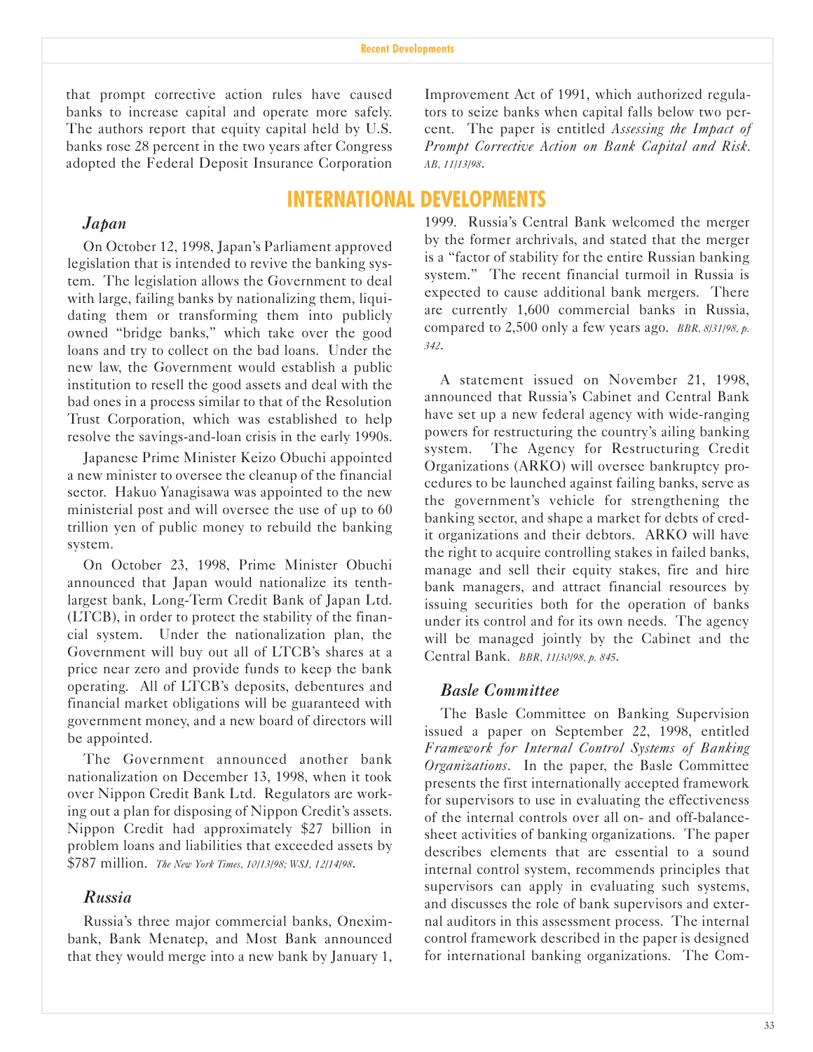that prompt corrective action rules have caused banks to increase capital and operate more safely. The authors report that equity capital held by U.S. banks rose 28 percent in the two years after Congress adopted the Federal Deposit Insurance Corporation Improvement Act of 1991, which authorized regulators to seize banks when capital falls below two percent. The paper is entitled *Assessing the Impact of Prompt Corrective Action on Bank Capital and Risk*. *AB, 11/13/98*.

## INTERNATIONAL DEVELOPMENTS

### *Japan*

On October 12, 1998, Japan's Parliament approved legislation that is intended to revive the banking system. The legislation allows the Government to deal with large, failing banks by nationalizing them, liquidating them or transforming them into publicly owned "bridge banks," which take over the good loans and try to collect on the bad loans. Under the new law, the Government would establish a public institution to resell the good assets and deal with the bad ones in a process similar to that of the Resolution Trust Corporation, which was established to help resolve the savings-and-loan crisis in the early 1990s.

Japanese Prime Minister Keizo Obuchi appointed a new minister to oversee the cleanup of the financial sector. Hakuo Yanagisawa was appointed to the new ministerial post and will oversee the use of up to 60 trillion yen of public money to rebuild the banking system.

On October 23, 1998, Prime Minister Obuchi announced that Japan would nationalize its tenth-largest bank, Long-Term Credit Bank of Japan Ltd. (LTCB), in order to protect the stability of the financial system. Under the nationalization plan, the Government will buy out all of LTCB's shares at a price near zero and provide funds to keep the bank operating. All of LTCB's deposits, debentures and financial market obligations will be guaranteed with government money, and a new board of directors will be appointed.

The Government announced another bank nationalization on December 13, 1998, when it took over Nippon Credit Bank Ltd. Regulators are working out a plan for disposing of Nippon Credit's assets. Nippon Credit had approximately $27 billion in problem loans and liabilities that exceeded assets by $787 million. *The New York Times, 10/13/98; WSJ, 12/14/98*.

### *Russia*

Russia's three major commercial banks, Oneximbank, Bank Menatep, and Most Bank announced that they would merge into a new bank by January 1, 1999. Russia's Central Bank welcomed the merger by the former archrivals, and stated that the merger is a "factor of stability for the entire Russian banking system." The recent financial turmoil in Russia is expected to cause additional bank mergers. There are currently 1,600 commercial banks in Russia, compared to 2,500 only a few years ago. *BBR, 8/31/98, p. 342*.

A statement issued on November 21, 1998, announced that Russia's Cabinet and Central Bank have set up a new federal agency with wide-ranging powers for restructuring the country's ailing banking system. The Agency for Restructuring Credit Organizations (ARKO) will oversee bankruptcy procedures to be launched against failing banks, serve as the government's vehicle for strengthening the banking sector, and shape a market for debts of credit organizations and their debtors. ARKO will have the right to acquire controlling stakes in failed banks, manage and sell their equity stakes, fire and hire bank managers, and attract financial resources by issuing securities both for the operation of banks under its control and for its own needs. The agency will be managed jointly by the Cabinet and the Central Bank. *BBR, 11/30/98, p. 845*.

### *Basle Committee*

The Basle Committee on Banking Supervision issued a paper on September 22, 1998, entitled *Framework for Internal Control Systems of Banking Organizations*. In the paper, the Basle Committee presents the first internationally accepted framework for supervisors to use in evaluating the effectiveness of the internal controls over all on- and off-balance-sheet activities of banking organizations. The paper describes elements that are essential to a sound internal control system, recommends principles that supervisors can apply in evaluating such systems, and discusses the role of bank supervisors and external auditors in this assessment process. The internal control framework described in the paper is designed for international banking organizations. The Com-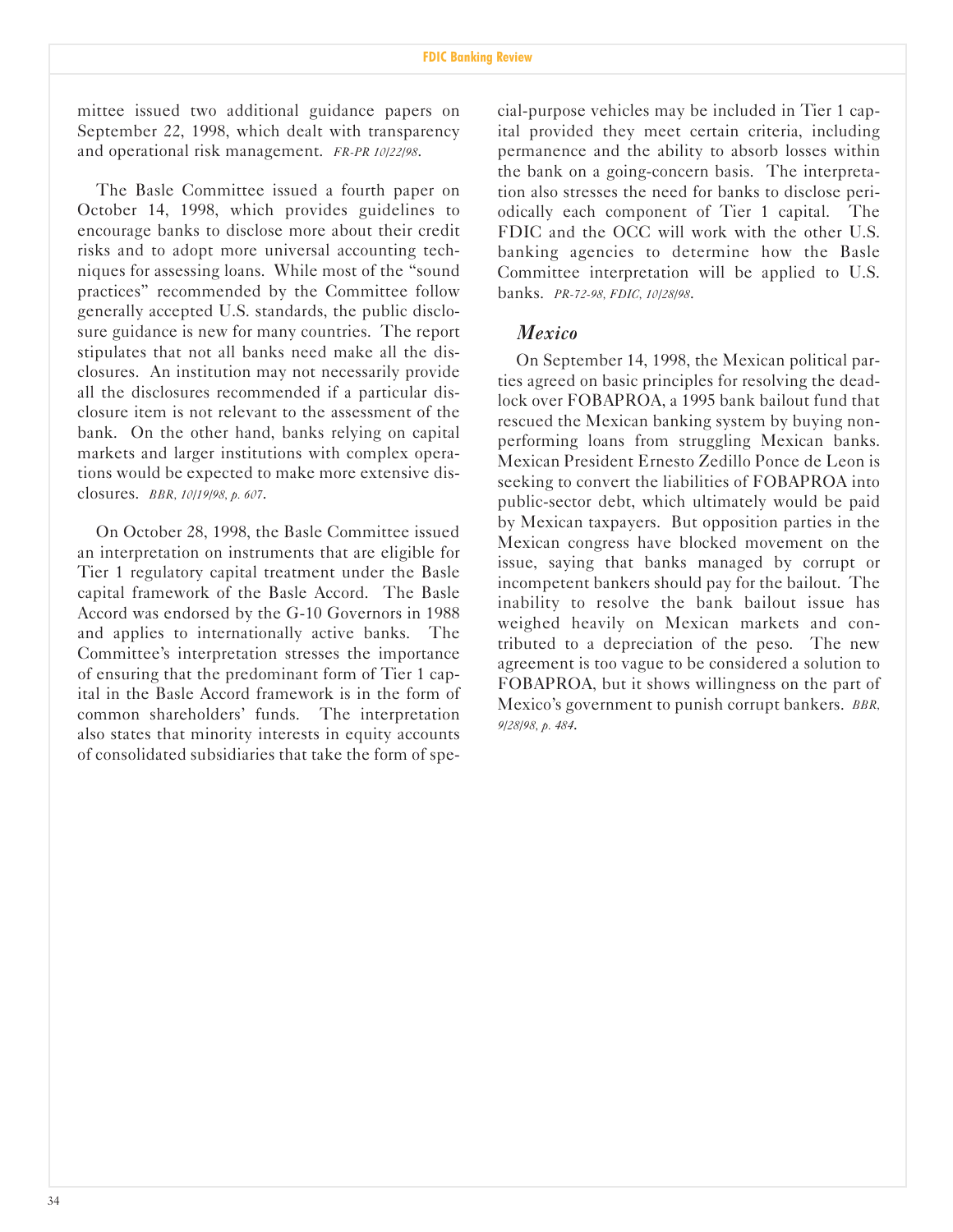mittee issued two additional guidance papers on September 22, 1998, which dealt with transparency and operational risk management. *FR-PR 10/22/98*.

The Basle Committee issued a fourth paper on October 14, 1998, which provides guidelines to encourage banks to disclose more about their credit risks and to adopt more universal accounting techniques for assessing loans. While most of the "sound practices" recommended by the Committee follow generally accepted U.S. standards, the public disclosure guidance is new for many countries. The report stipulates that not all banks need make all the disclosures. An institution may not necessarily provide all the disclosures recommended if a particular disclosure item is not relevant to the assessment of the bank. On the other hand, banks relying on capital markets and larger institutions with complex operations would be expected to make more extensive disclosures. *BBR, 10/19/98, p. 607*.

On October 28, 1998, the Basle Committee issued an interpretation on instruments that are eligible for Tier 1 regulatory capital treatment under the Basle capital framework of the Basle Accord. The Basle Accord was endorsed by the G-10 Governors in 1988 and applies to internationally active banks. The Committee's interpretation stresses the importance of ensuring that the predominant form of Tier 1 capital in the Basle Accord framework is in the form of common shareholders' funds. The interpretation also states that minority interests in equity accounts of consolidated subsidiaries that take the form of special-purpose vehicles may be included in Tier 1 capital provided they meet certain criteria, including permanence and the ability to absorb losses within the bank on a going-concern basis. The interpretation also stresses the need for banks to disclose periodically each component of Tier 1 capital. The FDIC and the OCC will work with the other U.S. banking agencies to determine how the Basle Committee interpretation will be applied to U.S. banks. *PR-72-98, FDIC, 10/28/98*.

### *Mexico*

On September 14, 1998, the Mexican political parties agreed on basic principles for resolving the deadlock over FOBAPROA, a 1995 bank bailout fund that rescued the Mexican banking system by buying nonperforming loans from struggling Mexican banks. Mexican President Ernesto Zedillo Ponce de Leon is seeking to convert the liabilities of FOBAPROA into public-sector debt, which ultimately would be paid by Mexican taxpayers. But opposition parties in the Mexican congress have blocked movement on the issue, saying that banks managed by corrupt or incompetent bankers should pay for the bailout. The inability to resolve the bank bailout issue has weighed heavily on Mexican markets and contributed to a depreciation of the peso. The new agreement is too vague to be considered a solution to FOBAPROA, but it shows willingness on the part of Mexico's government to punish corrupt bankers. *BBR, 9/28/98, p. 484*.